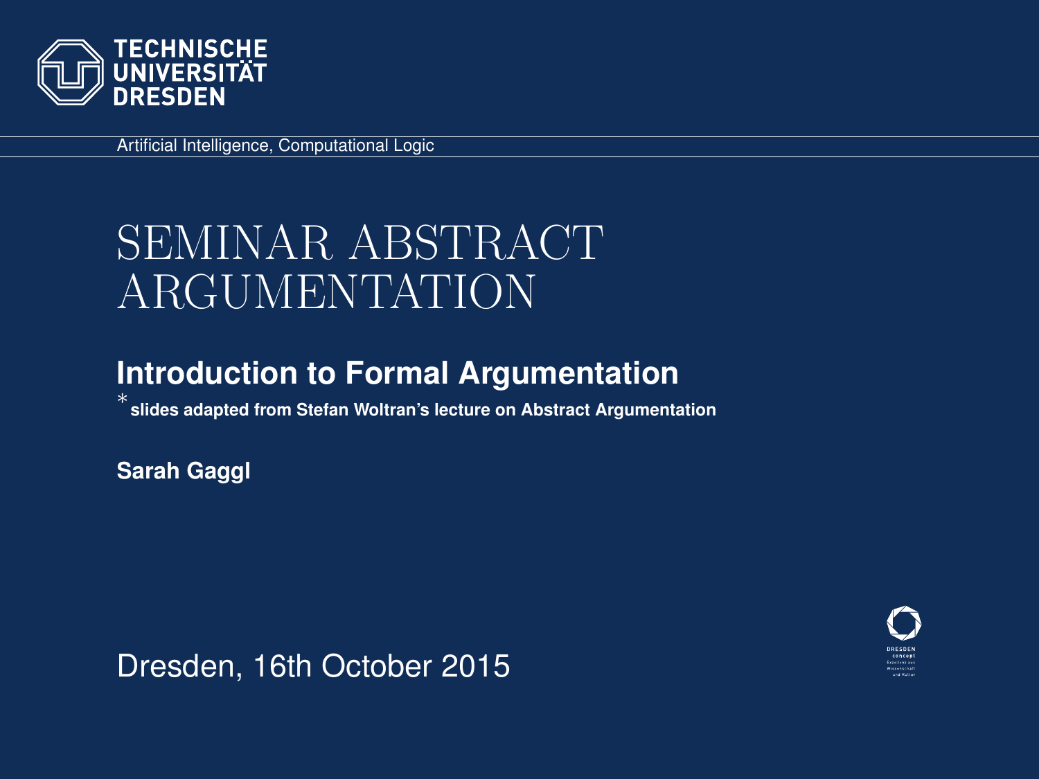TECHNISCHE UNIVERSITÄT DRESDEN

Artificial Intelligence, Computational Logic

# SEMINAR ABSTRACT ARGUMENTATION

## Introduction to Formal Argumentation

*slides adapted from Stefan Woltran's lecture on Abstract Argumentation

**Sarah Gaggl**

Dresden, 16th October 2015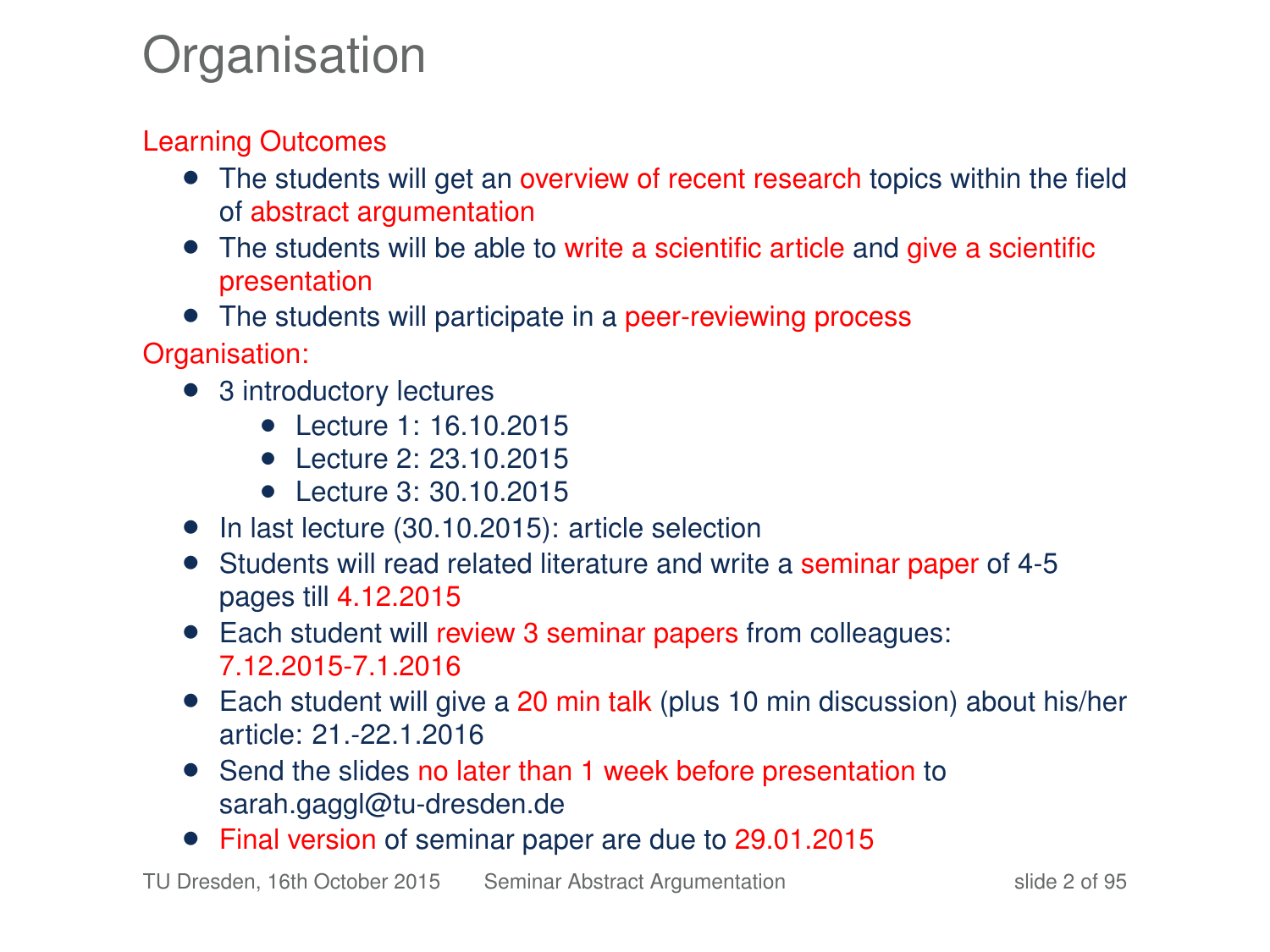# Organisation

Learning Outcomes

- The students will get an overview of recent research topics within the field of abstract argumentation
- The students will be able to write a scientific article and give a scientific presentation
- The students will participate in a peer-reviewing process

Organisation:

- 3 introductory lectures
  - Lecture 1: 16.10.2015
  - Lecture 2: 23.10.2015
  - Lecture 3: 30.10.2015
- In last lecture (30.10.2015): article selection
- Students will read related literature and write a seminar paper of 4-5 pages till 4.12.2015
- Each student will review 3 seminar papers from colleagues: 7.12.2015-7.1.2016
- Each student will give a 20 min talk (plus 10 min discussion) about his/her article: 21.-22.1.2016
- Send the slides no later than 1 week before presentation to sarah.gaggl@tu-dresden.de
- Final version of seminar paper are due to 29.01.2015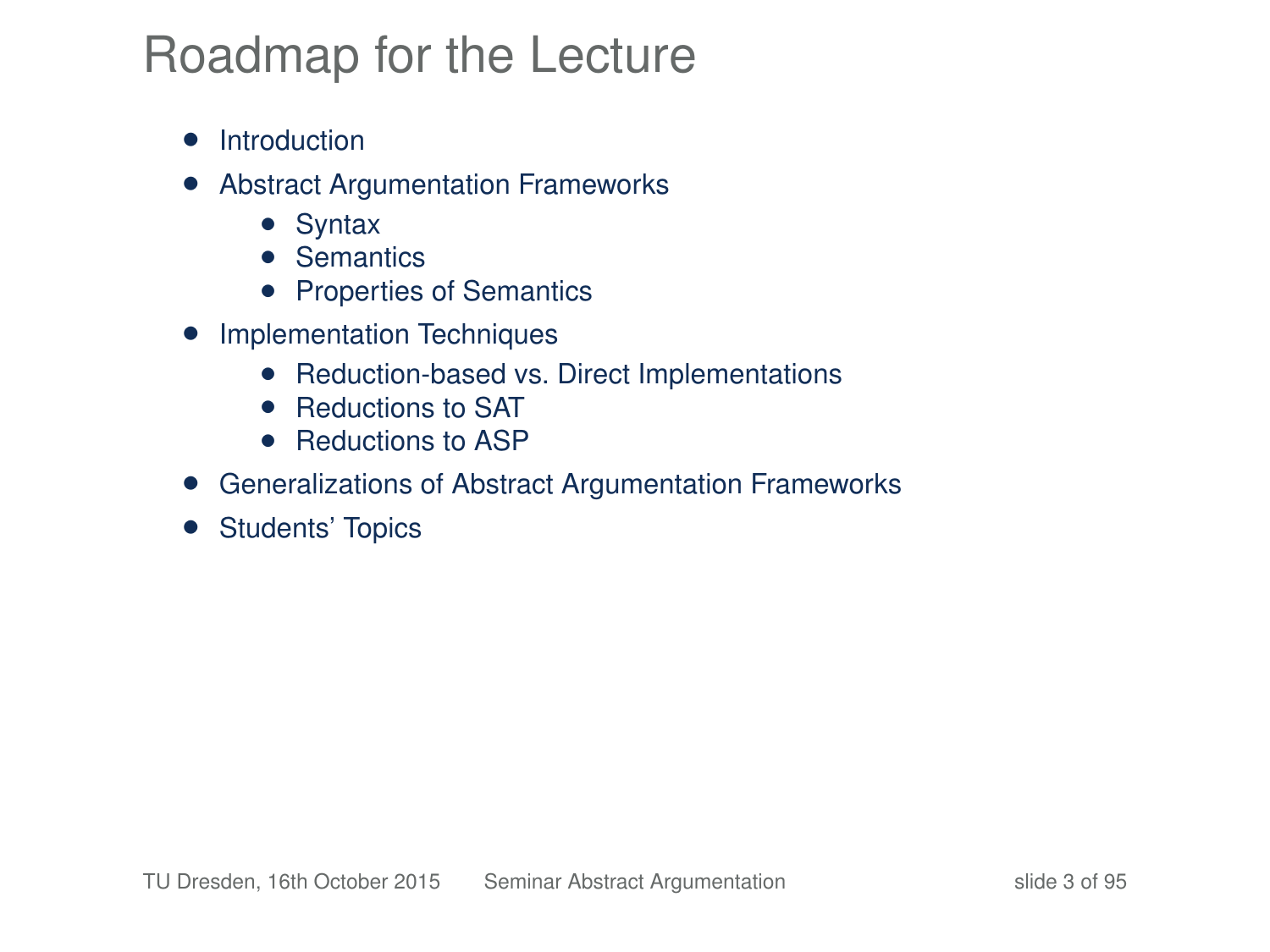# Roadmap for the Lecture

- Introduction
- Abstract Argumentation Frameworks
  - Syntax
  - Semantics
  - Properties of Semantics
- Implementation Techniques
  - Reduction-based vs. Direct Implementations
  - Reductions to SAT
  - Reductions to ASP
- Generalizations of Abstract Argumentation Frameworks
- Students' Topics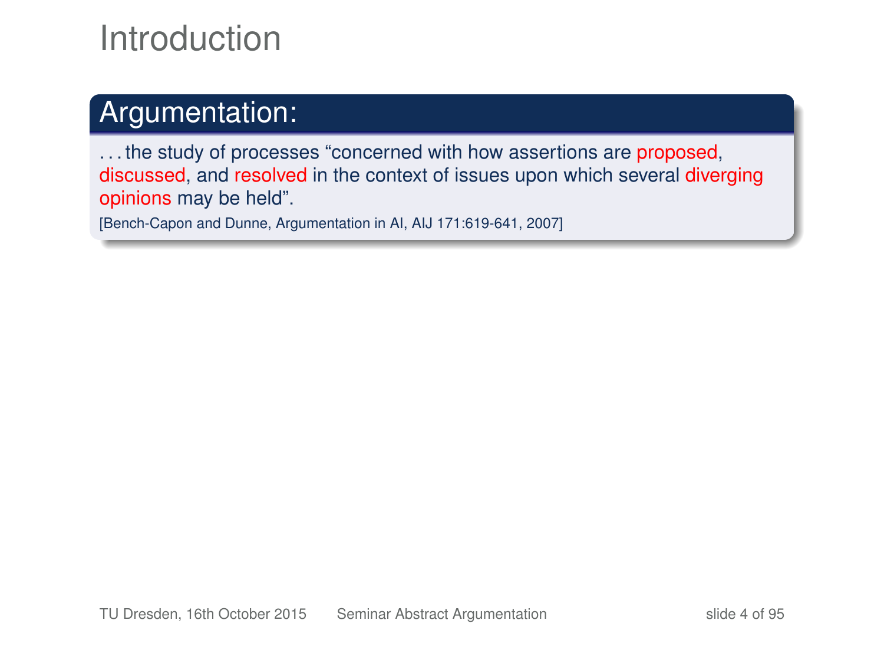# Introduction

## Argumentation:

. . . the study of processes "concerned with how assertions are proposed, discussed, and resolved in the context of issues upon which several diverging opinions may be held".

[Bench-Capon and Dunne, Argumentation in AI, AIJ 171:619-641, 2007]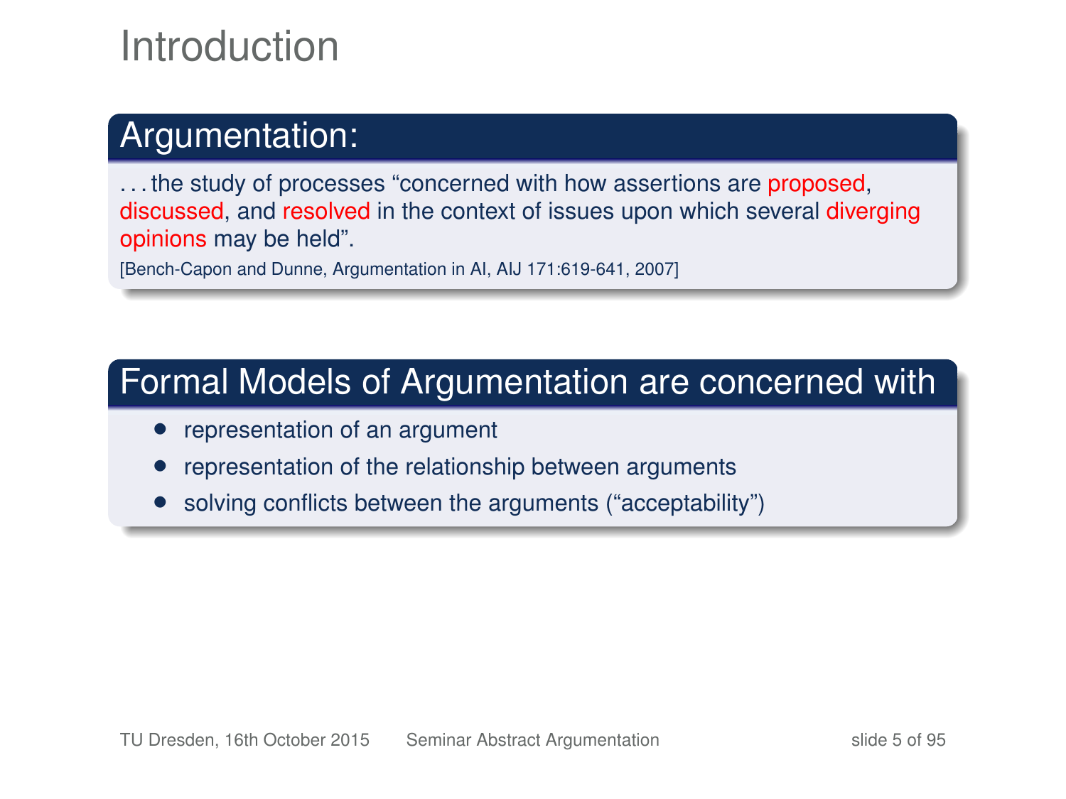# Introduction

## Argumentation:

. . . the study of processes "concerned with how assertions are proposed, discussed, and resolved in the context of issues upon which several diverging opinions may be held".

[Bench-Capon and Dunne, Argumentation in AI, AIJ 171:619-641, 2007]

## Formal Models of Argumentation are concerned with

- representation of an argument
- representation of the relationship between arguments
- solving conflicts between the arguments ("acceptability")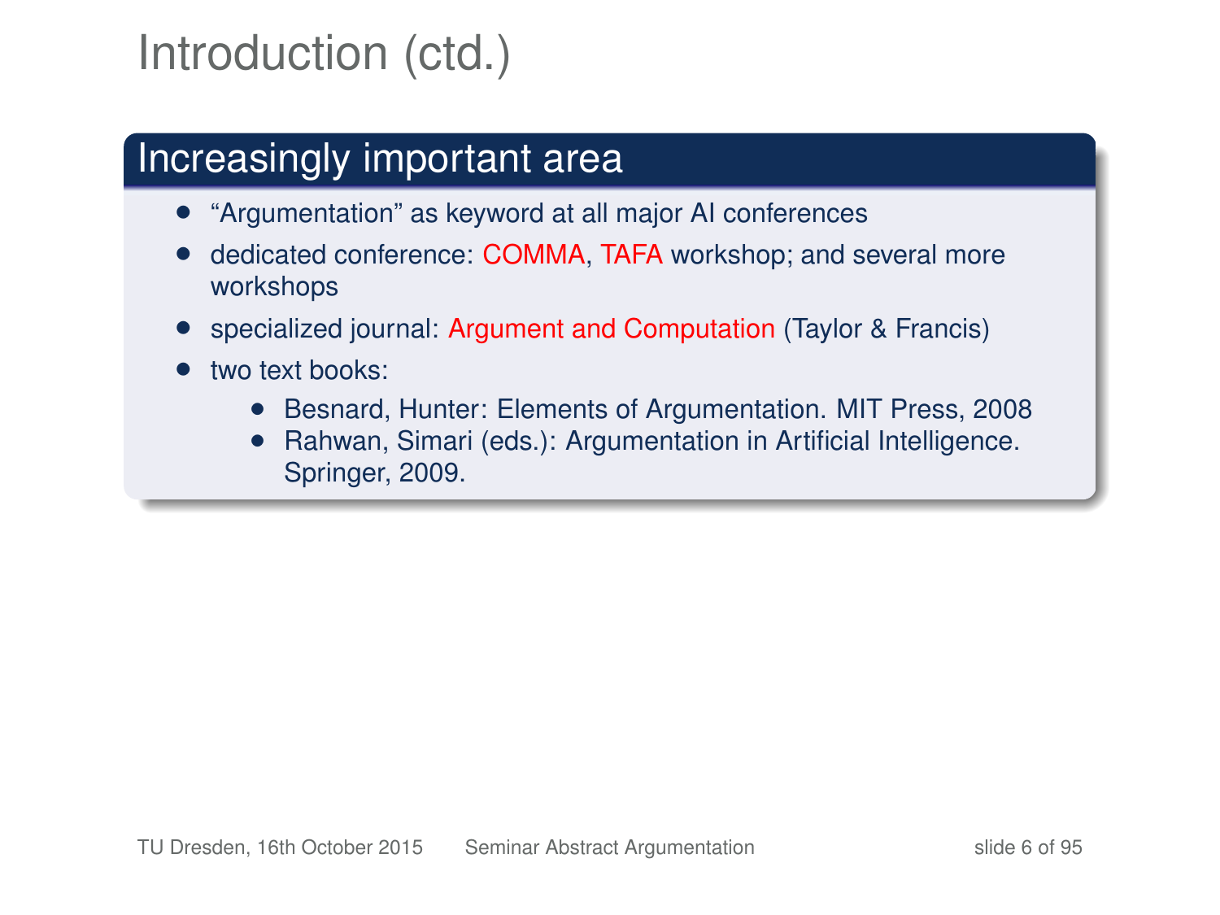# Introduction (ctd.)

## Increasingly important area

- "Argumentation" as keyword at all major AI conferences
- dedicated conference: COMMA, TAFA workshop; and several more workshops
- specialized journal: Argument and Computation (Taylor & Francis)
- two text books:
  - Besnard, Hunter: Elements of Argumentation. MIT Press, 2008
  - Rahwan, Simari (eds.): Argumentation in Artificial Intelligence. Springer, 2009.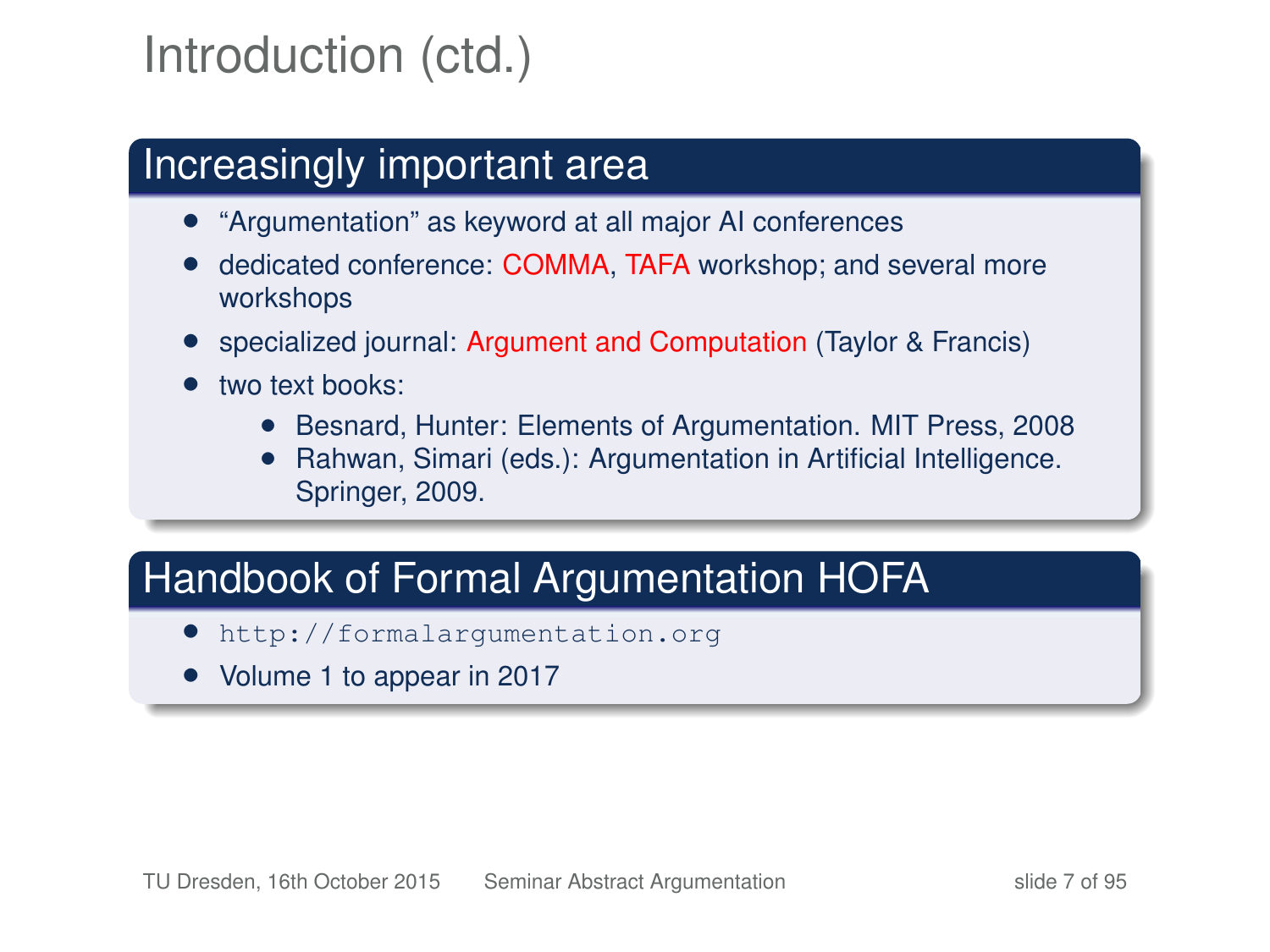# Introduction (ctd.)

## Increasingly important area

- "Argumentation" as keyword at all major AI conferences
- dedicated conference: COMMA, TAFA workshop; and several more workshops
- specialized journal: Argument and Computation (Taylor & Francis)
- two text books:
  - Besnard, Hunter: Elements of Argumentation. MIT Press, 2008
  - Rahwan, Simari (eds.): Argumentation in Artificial Intelligence. Springer, 2009.

## Handbook of Formal Argumentation HOFA

- `http://formalargumentation.org`
- Volume 1 to appear in 2017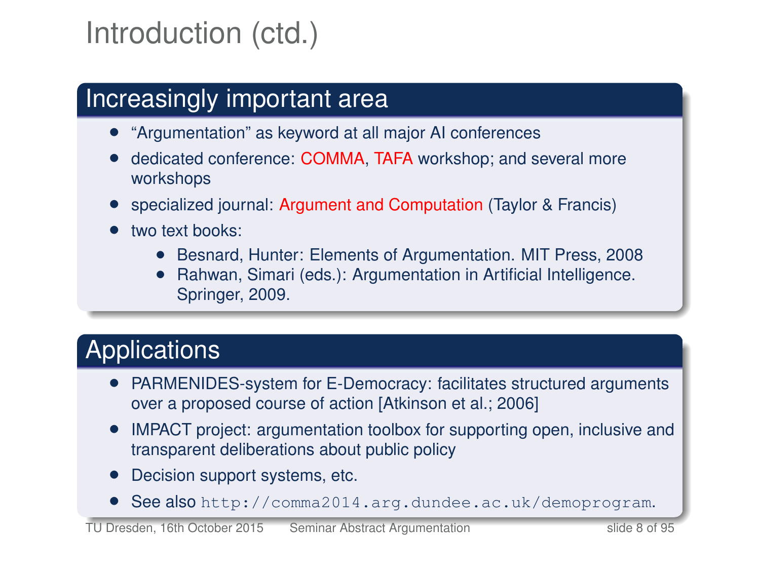# Introduction (ctd.)

## Increasingly important area

- "Argumentation" as keyword at all major AI conferences
- dedicated conference: COMMA, TAFA workshop; and several more workshops
- specialized journal: Argument and Computation (Taylor & Francis)
- two text books:
  - Besnard, Hunter: Elements of Argumentation. MIT Press, 2008
  - Rahwan, Simari (eds.): Argumentation in Artificial Intelligence. Springer, 2009.

## Applications

- PARMENIDES-system for E-Democracy: facilitates structured arguments over a proposed course of action [Atkinson et al.; 2006]
- IMPACT project: argumentation toolbox for supporting open, inclusive and transparent deliberations about public policy
- Decision support systems, etc.
- See also `http://comma2014.arg.dundee.ac.uk/demoprogram`.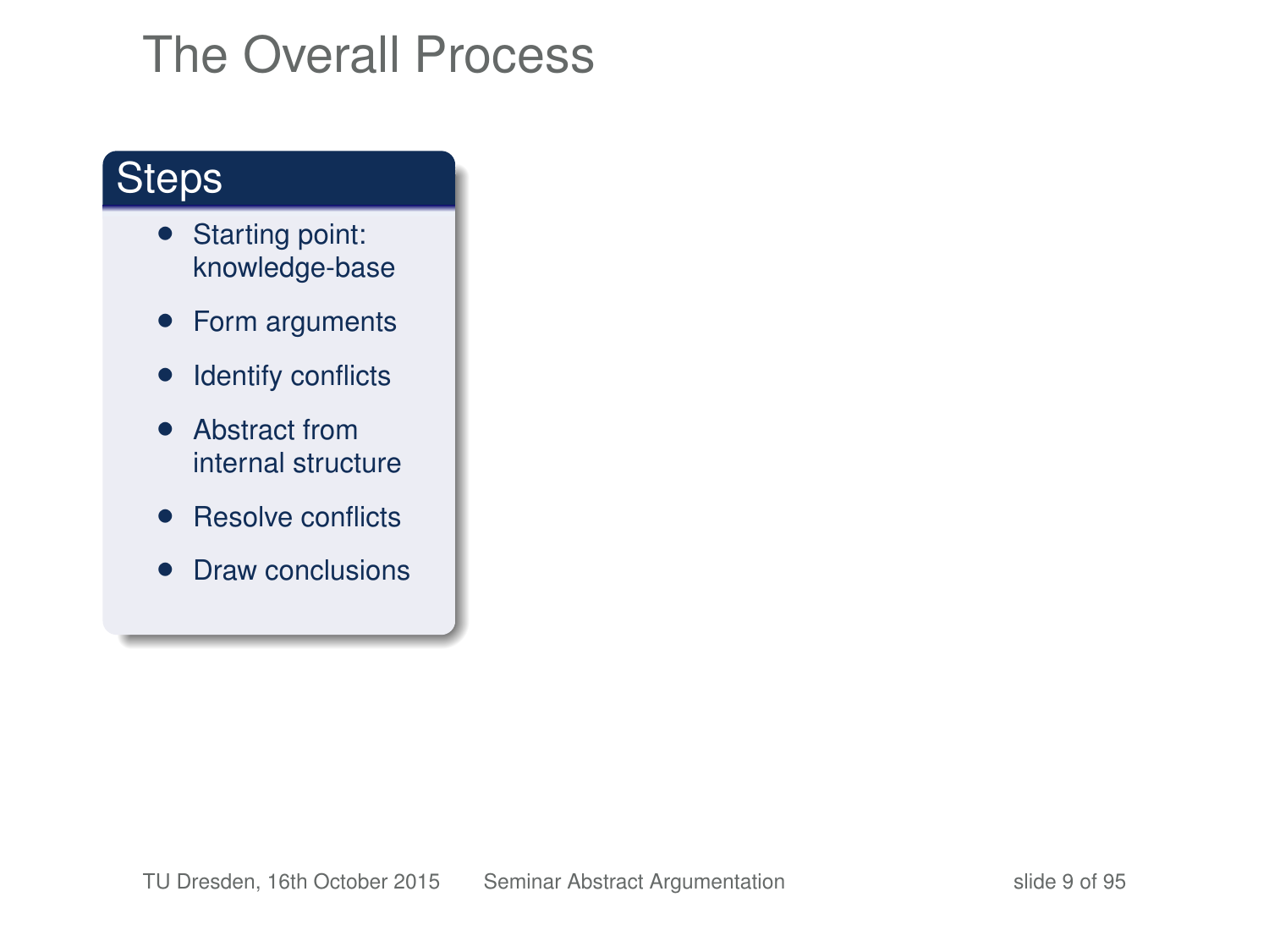# The Overall Process

## Steps

- Starting point: knowledge-base
- Form arguments
- Identify conflicts
- Abstract from internal structure
- Resolve conflicts
- Draw conclusions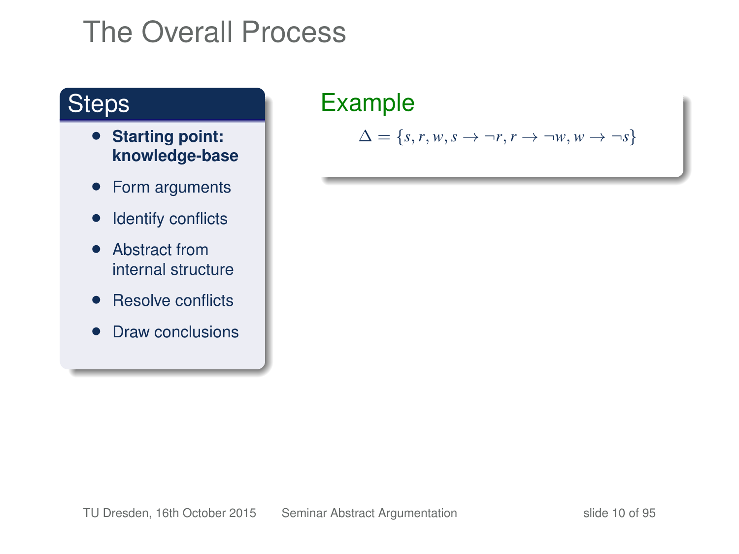# The Overall Process

## Steps

- **Starting point: knowledge-base**
- Form arguments
- Identify conflicts
- Abstract from internal structure
- Resolve conflicts
- Draw conclusions

## Example

$$\Delta = \{s, r, w, s \rightarrow \neg r, r \rightarrow \neg w, w \rightarrow \neg s\}$$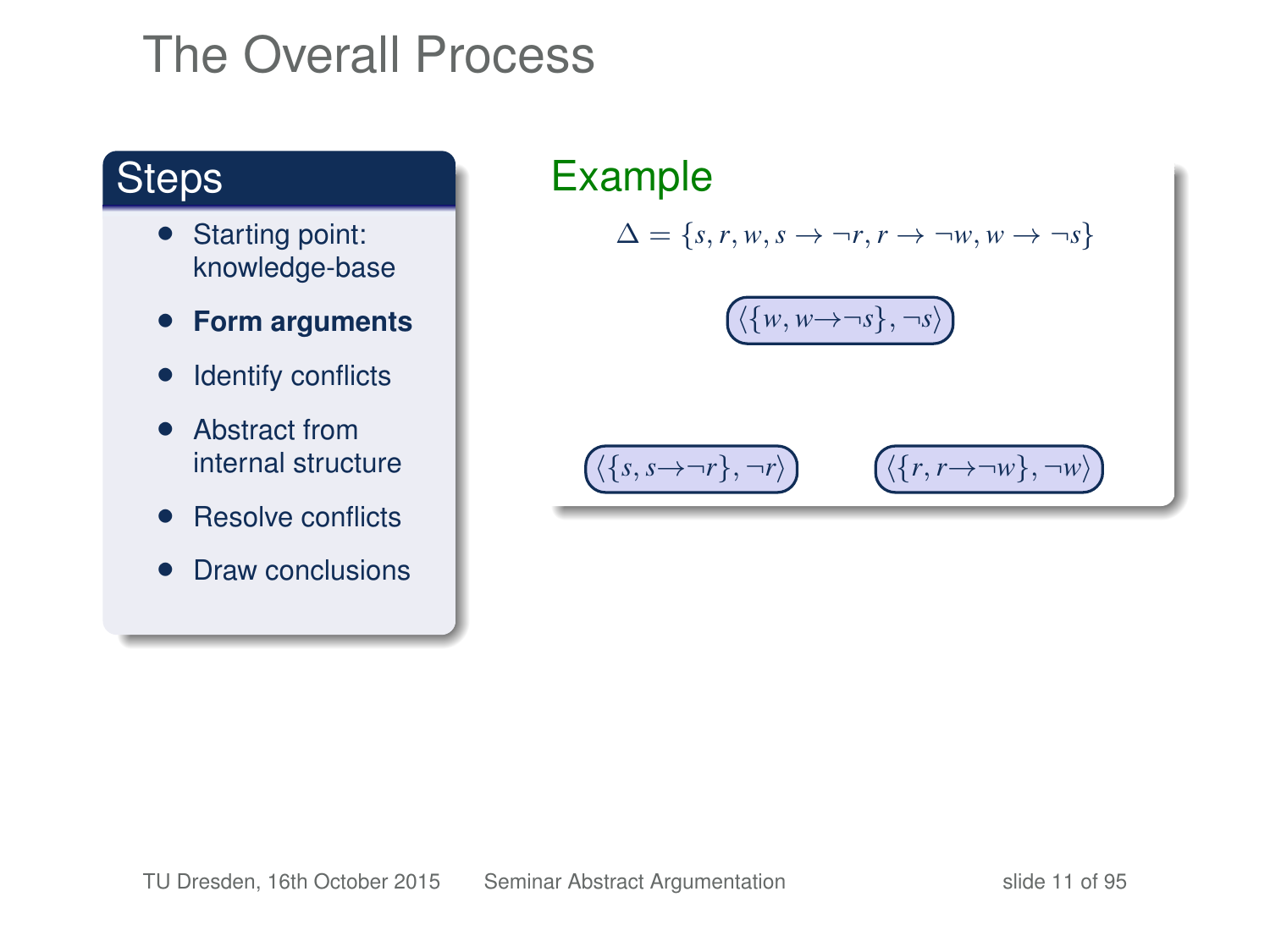# The Overall Process

## Steps

- Starting point: knowledge-base
- **Form arguments**
- Identify conflicts
- Abstract from internal structure
- Resolve conflicts
- Draw conclusions

## Example

$$\Delta = \{s, r, w, s \rightarrow \neg r, r \rightarrow \neg w, w \rightarrow \neg s\}$$

$\langle\{w, w \rightarrow \neg s\}, \neg s\rangle$

$\langle\{s, s \rightarrow \neg r\}, \neg r\rangle$

$\langle\{r, r \rightarrow \neg w\}, \neg w\rangle$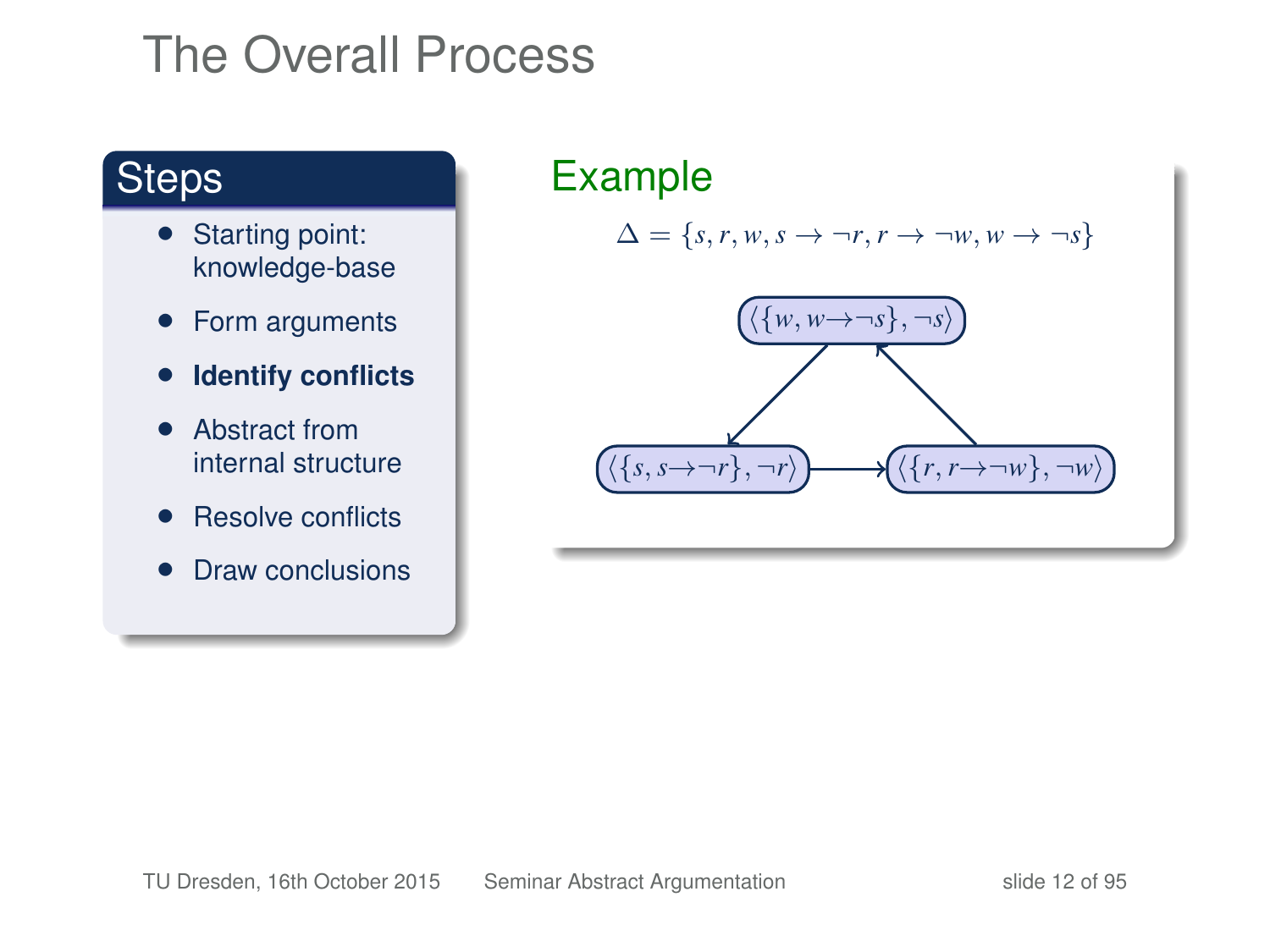# The Overall Process

## Steps

- Starting point: knowledge-base
- Form arguments
- **Identify conflicts**
- Abstract from internal structure
- Resolve conflicts
- Draw conclusions

## Example

$$\Delta = \{s, r, w, s \rightarrow \neg r, r \rightarrow \neg w, w \rightarrow \neg s\}$$

$\langle\{w, w\rightarrow\neg s\}, \neg s\rangle$

$\langle\{s, s\rightarrow\neg r\}, \neg r\rangle$ → $\langle\{r, r\rightarrow\neg w\}, \neg w\rangle$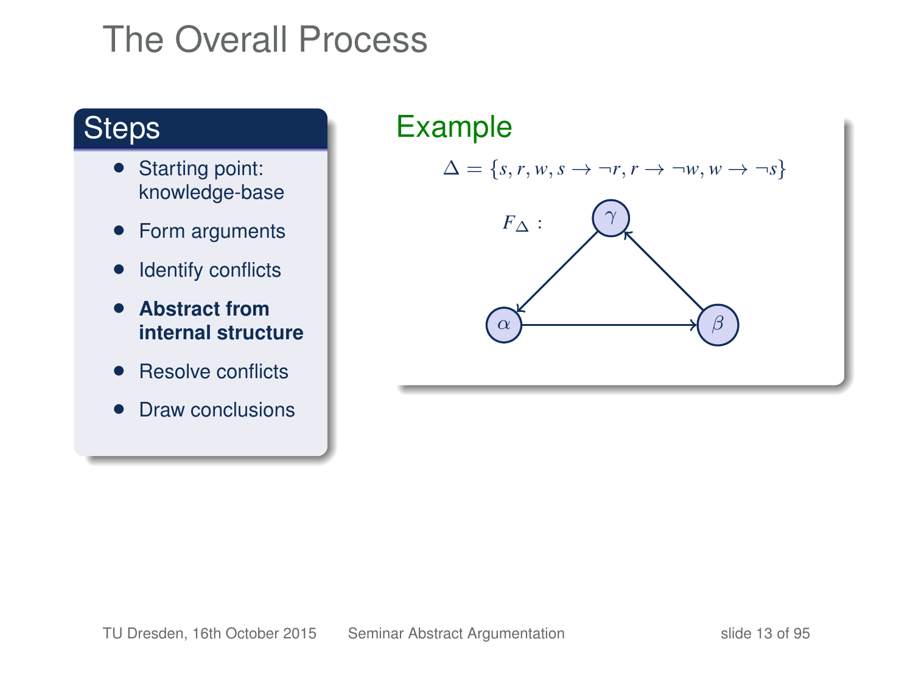# The Overall Process

## Steps

- Starting point: knowledge-base
- Form arguments
- Identify conflicts
- **Abstract from internal structure**
- Resolve conflicts
- Draw conclusions

## Example

$$\Delta = \{s, r, w, s \to \neg r, r \to \neg w, w \to \neg s\}$$

$F_\Delta$ :

$\gamma$

$\alpha$ $\beta$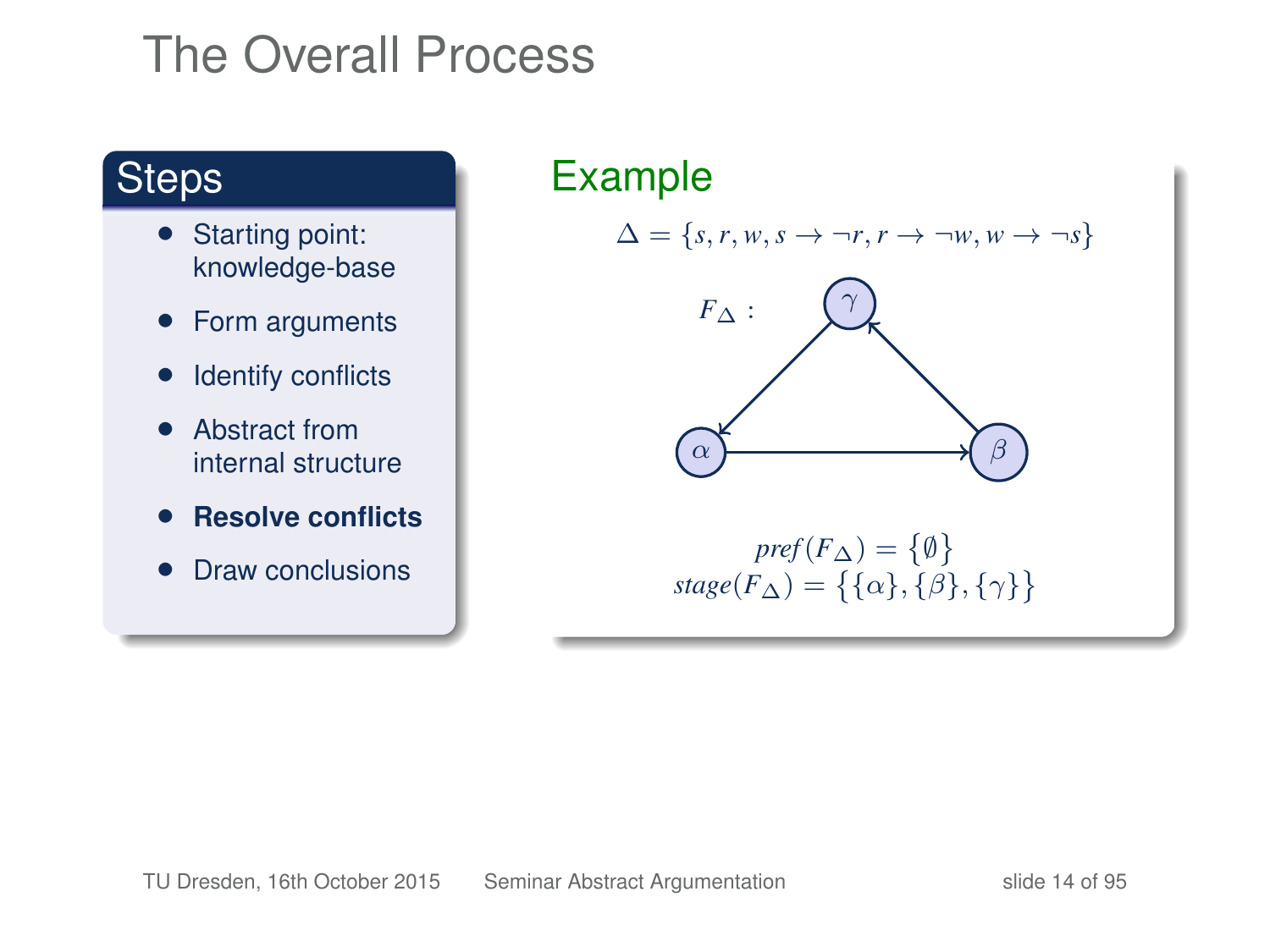# The Overall Process

## Steps

- Starting point: knowledge-base
- Form arguments
- Identify conflicts
- Abstract from internal structure
- **Resolve conflicts**
- Draw conclusions

## Example

$$\Delta = \{s, r, w, s \to \neg r, r \to \neg w, w \to \neg s\}$$

$F_\triangle$ :

$$pref(F_\triangle) = \{\emptyset\}$$
$$stage(F_\triangle) = \{\{\alpha\}, \{\beta\}, \{\gamma\}\}$$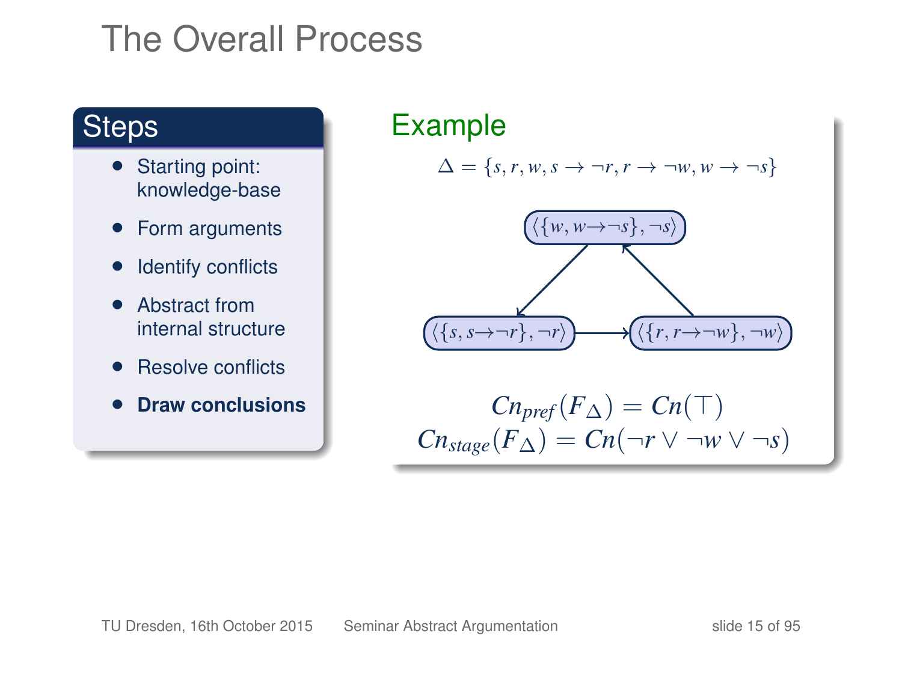# The Overall Process

## Steps

- Starting point: knowledge-base
- Form arguments
- Identify conflicts
- Abstract from internal structure
- Resolve conflicts
- **Draw conclusions**

## Example

$$\Delta = \{s, r, w, s \rightarrow \neg r, r \rightarrow \neg w, w \rightarrow \neg s\}$$

$\langle \{w, w \rightarrow \neg s\}, \neg s \rangle$

$\langle \{s, s \rightarrow \neg r\}, \neg r \rangle$ → $\langle \{r, r \rightarrow \neg w\}, \neg w \rangle$

$\langle \{w, w \rightarrow \neg s\}, \neg s \rangle$ → $\langle \{s, s \rightarrow \neg r\}, \neg r \rangle$

$\langle \{r, r \rightarrow \neg w\}, \neg w \rangle$ → $\langle \{w, w \rightarrow \neg s\}, \neg s \rangle$

$$Cn_{pref}(F_\Delta) = Cn(\top)$$
$$Cn_{stage}(F_\Delta) = Cn(\neg r \vee \neg w \vee \neg s)$$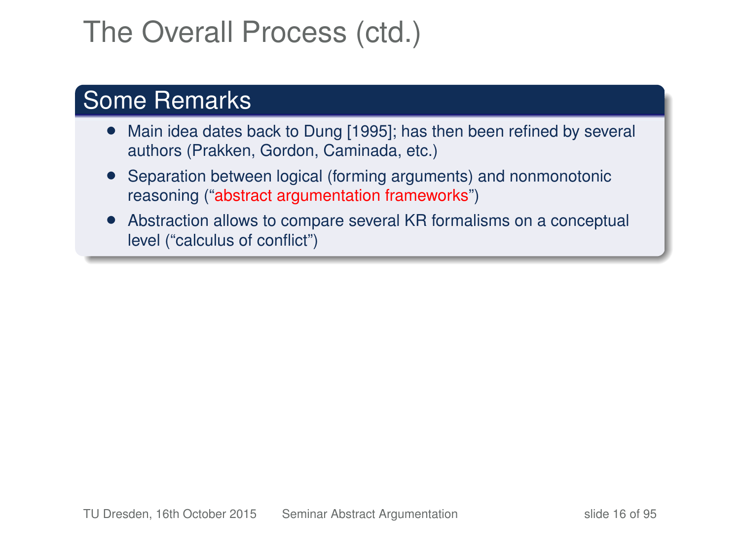# The Overall Process (ctd.)

## Some Remarks

- Main idea dates back to Dung [1995]; has then been refined by several authors (Prakken, Gordon, Caminada, etc.)
- Separation between logical (forming arguments) and nonmonotonic reasoning ("abstract argumentation frameworks")
- Abstraction allows to compare several KR formalisms on a conceptual level ("calculus of conflict")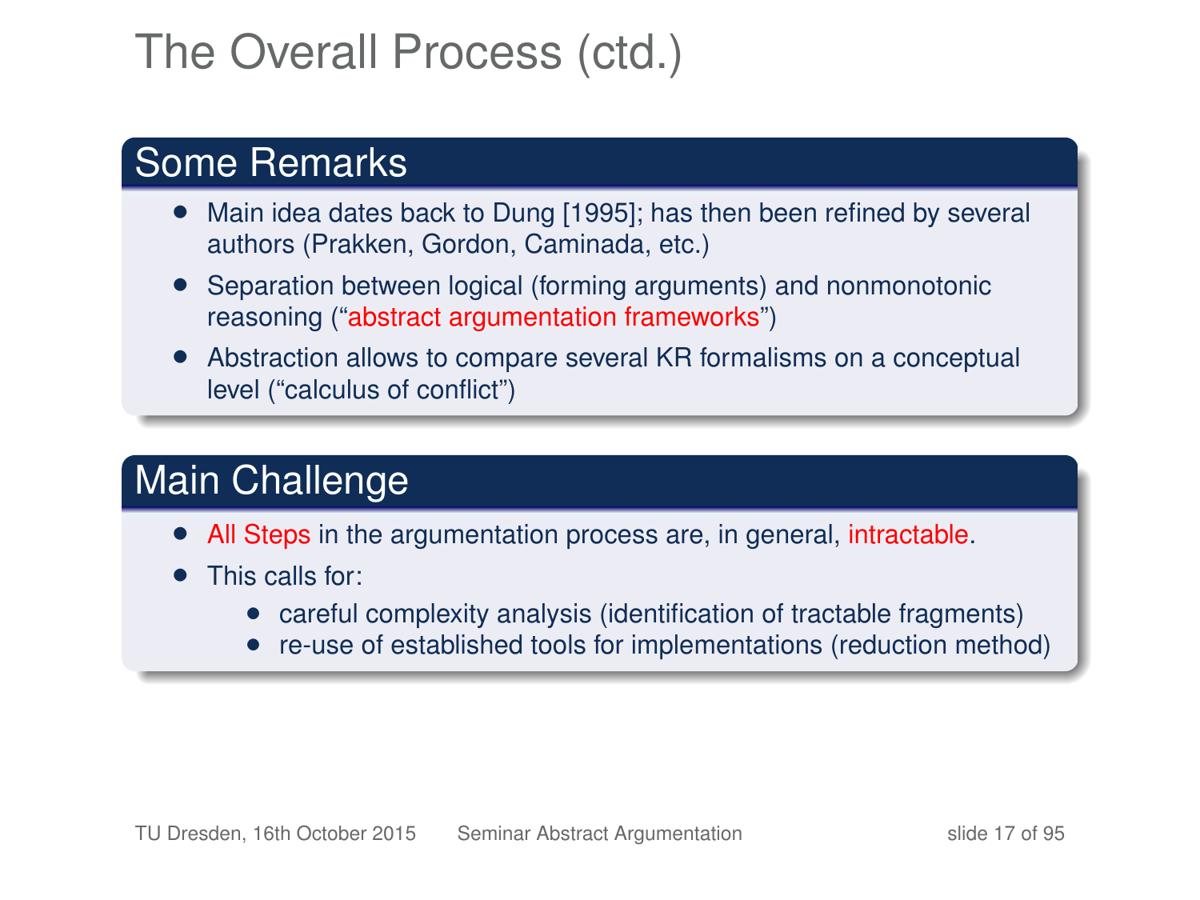# The Overall Process (ctd.)

## Some Remarks

- Main idea dates back to Dung [1995]; has then been refined by several authors (Prakken, Gordon, Caminada, etc.)
- Separation between logical (forming arguments) and nonmonotonic reasoning ("abstract argumentation frameworks")
- Abstraction allows to compare several KR formalisms on a conceptual level ("calculus of conflict")

## Main Challenge

- All Steps in the argumentation process are, in general, intractable.
- This calls for:
  - careful complexity analysis (identification of tractable fragments)
  - re-use of established tools for implementations (reduction method)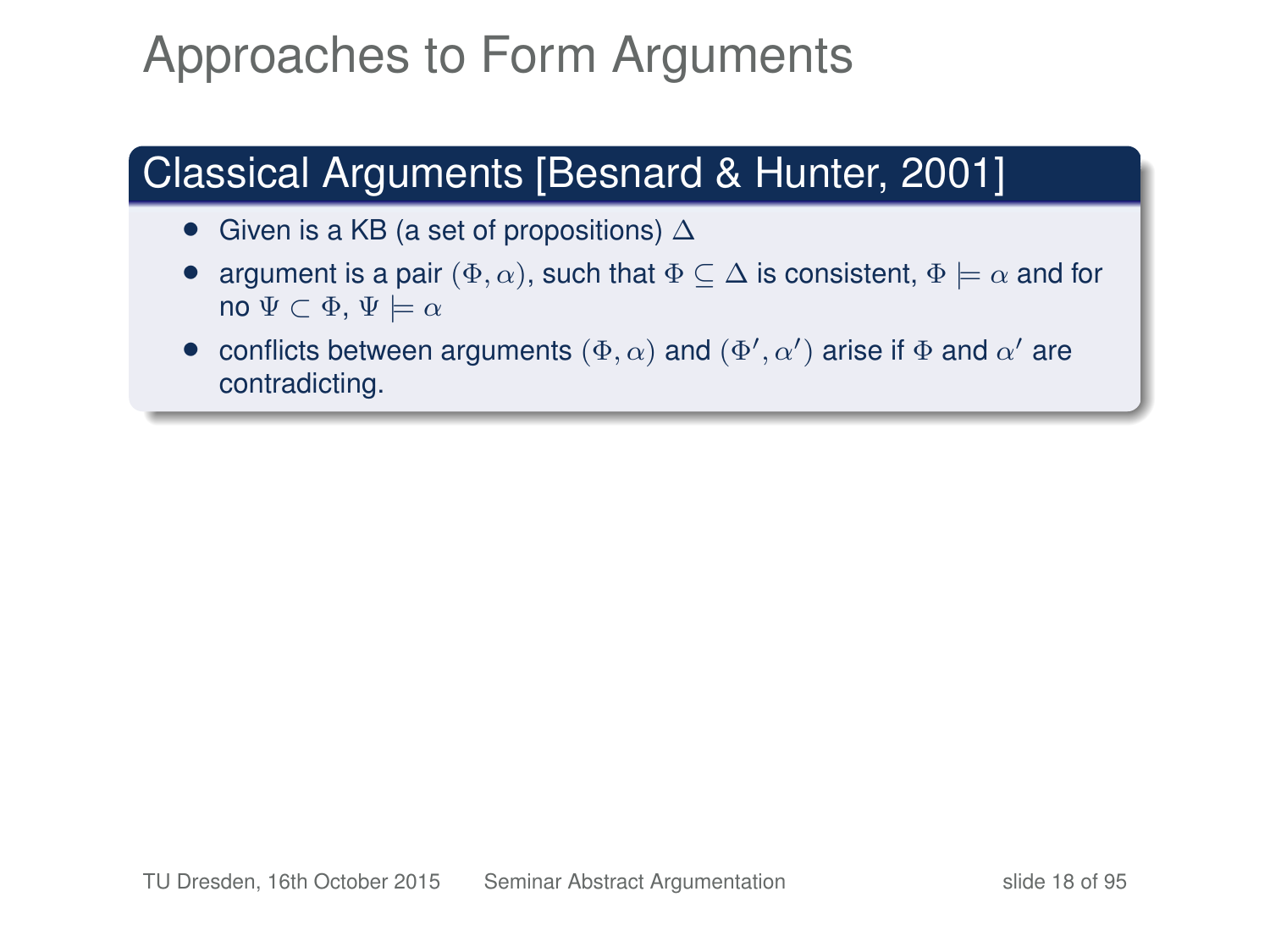# Approaches to Form Arguments

## Classical Arguments [Besnard & Hunter, 2001]

- Given is a KB (a set of propositions) $\Delta$
- argument is a pair $(\Phi, \alpha)$, such that $\Phi \subseteq \Delta$ is consistent, $\Phi \models \alpha$ and for no $\Psi \subset \Phi$, $\Psi \models \alpha$
- conflicts between arguments $(\Phi, \alpha)$ and $(\Phi', \alpha')$ arise if $\Phi$ and $\alpha'$ are contradicting.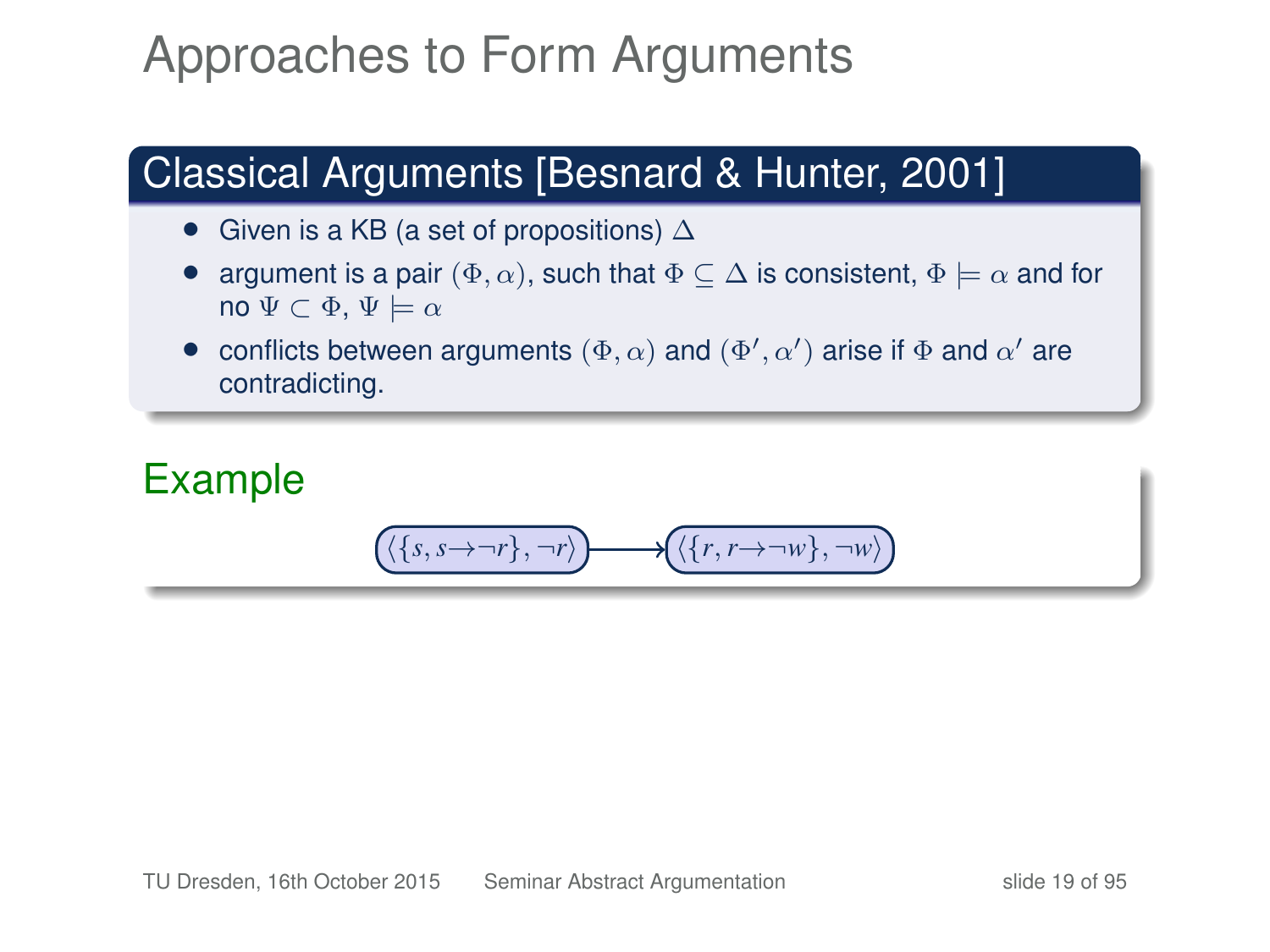# Approaches to Form Arguments

## Classical Arguments [Besnard & Hunter, 2001]

- Given is a KB (a set of propositions) $\Delta$
- argument is a pair $(\Phi, \alpha)$, such that $\Phi \subseteq \Delta$ is consistent, $\Phi \models \alpha$ and for no $\Psi \subset \Phi$, $\Psi \models \alpha$
- conflicts between arguments $(\Phi, \alpha)$ and $(\Phi', \alpha')$ arise if $\Phi$ and $\alpha'$ are contradicting.

## Example

$$\langle\{s, s \to \neg r\}, \neg r\rangle \longrightarrow \langle\{r, r \to \neg w\}, \neg w\rangle$$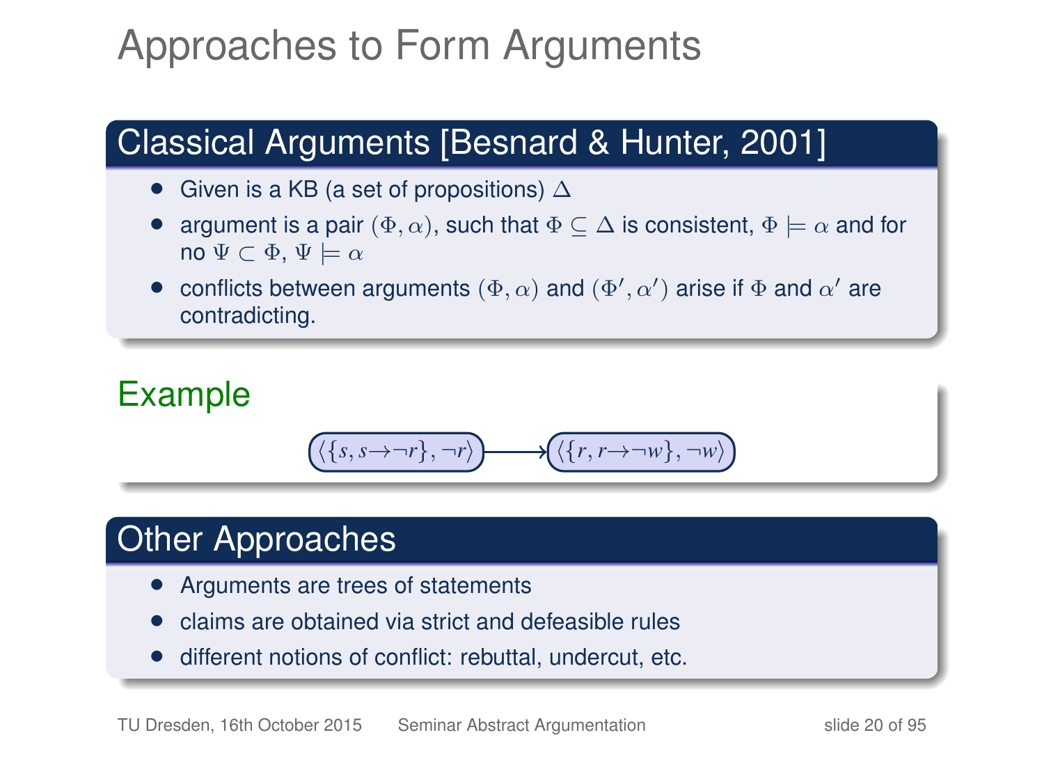# Approaches to Form Arguments

## Classical Arguments [Besnard & Hunter, 2001]

- Given is a KB (a set of propositions) $\Delta$
- argument is a pair $(\Phi, \alpha)$, such that $\Phi \subseteq \Delta$ is consistent, $\Phi \models \alpha$ and for no $\Psi \subset \Phi$, $\Psi \models \alpha$
- conflicts between arguments $(\Phi, \alpha)$ and $(\Phi', \alpha')$ arise if $\Phi$ and $\alpha'$ are contradicting.

## Example

$$\langle\{s, s \to \neg r\}, \neg r\rangle \longrightarrow \langle\{r, r \to \neg w\}, \neg w\rangle$$

## Other Approaches

- Arguments are trees of statements
- claims are obtained via strict and defeasible rules
- different notions of conflict: rebuttal, undercut, etc.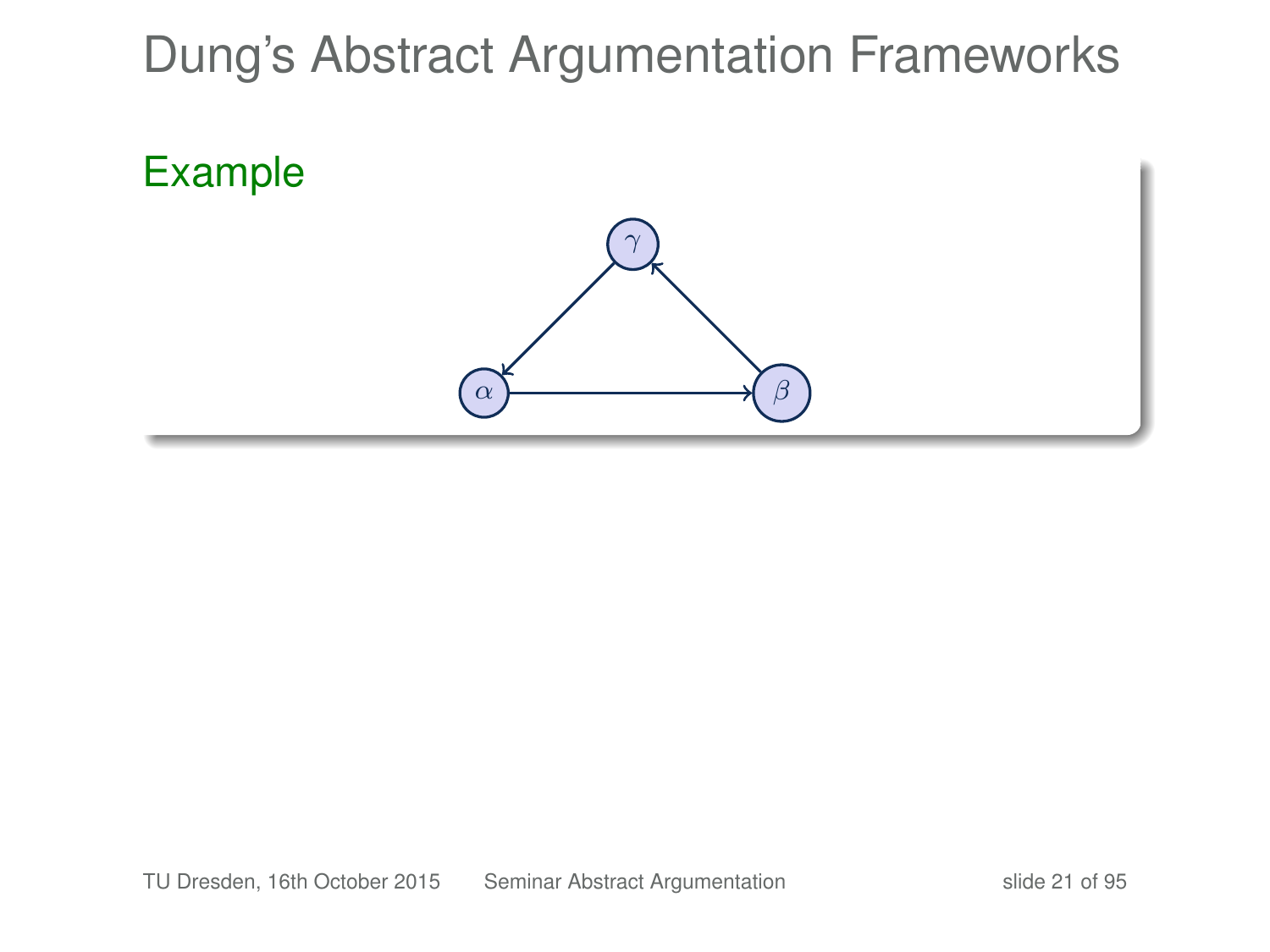# Dung's Abstract Argumentation Frameworks

## Example

$\gamma$

$\alpha$ $\beta$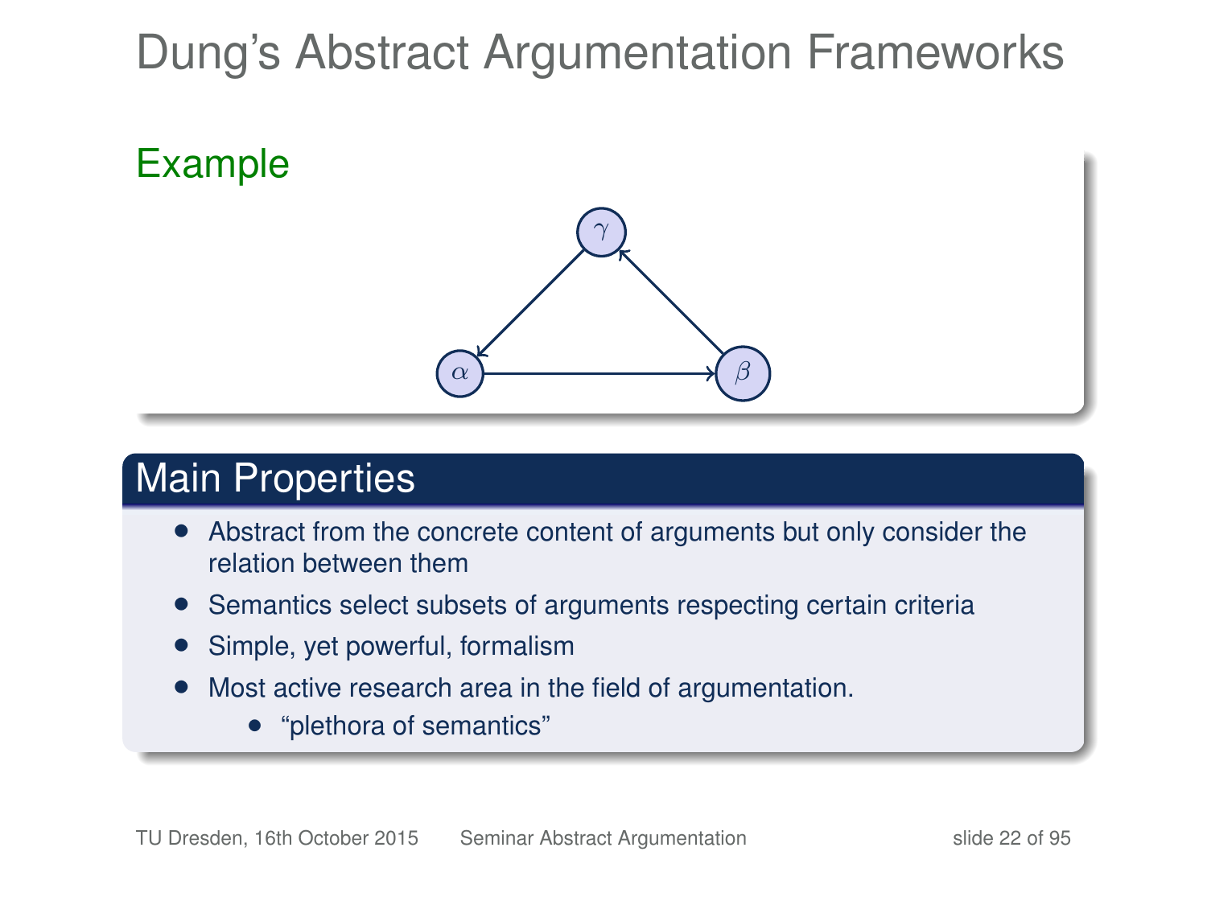# Dung's Abstract Argumentation Frameworks

## Example

$\gamma$

$\alpha$ $\beta$

## Main Properties

- Abstract from the concrete content of arguments but only consider the relation between them
- Semantics select subsets of arguments respecting certain criteria
- Simple, yet powerful, formalism
- Most active research area in the field of argumentation.
  - "plethora of semantics"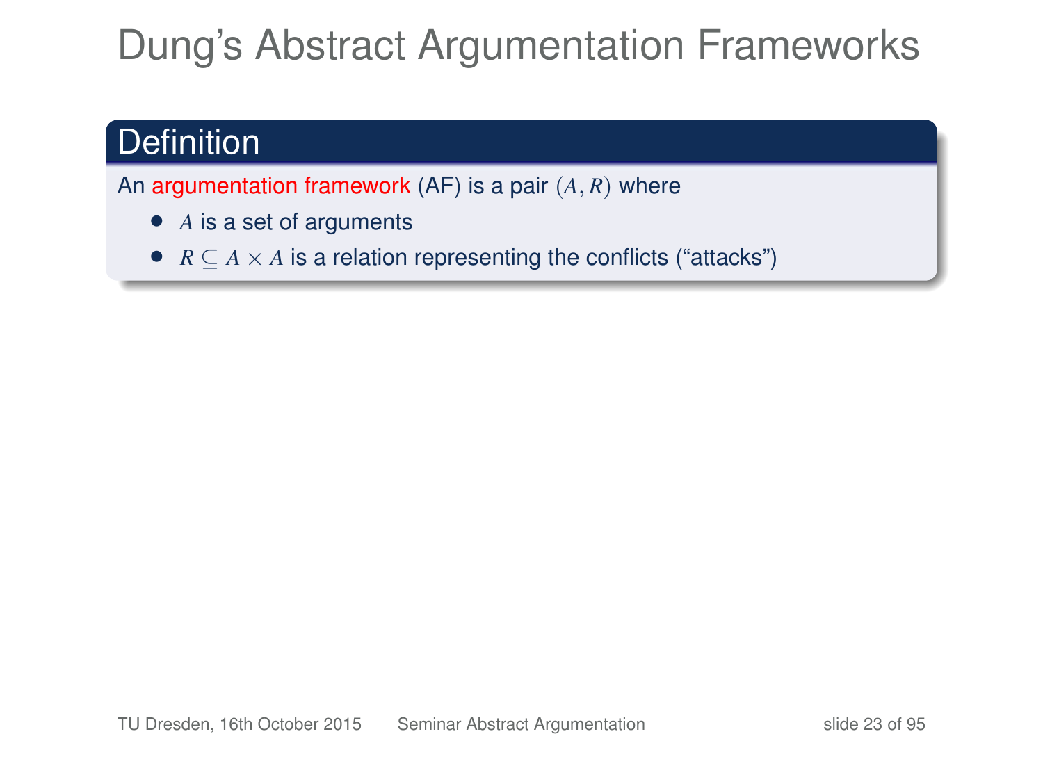# Dung's Abstract Argumentation Frameworks

## Definition

An argumentation framework (AF) is a pair $(A, R)$ where

- $A$ is a set of arguments
- $R \subseteq A \times A$ is a relation representing the conflicts ("attacks")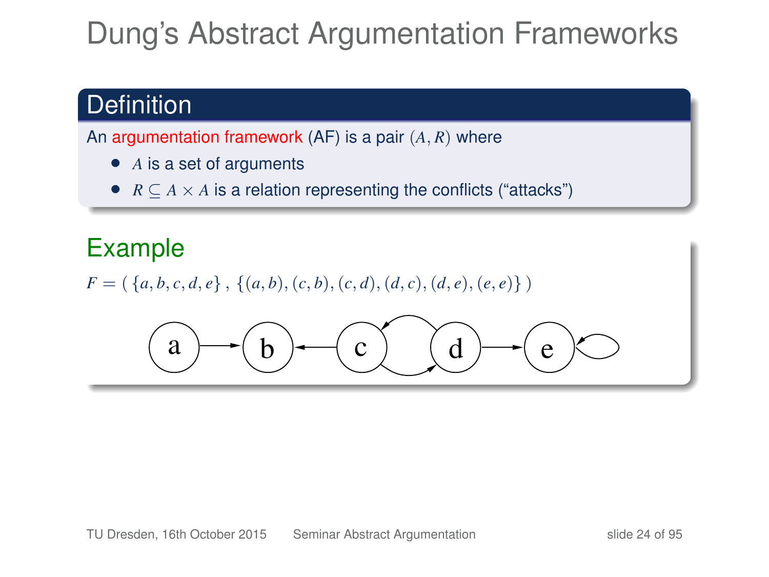# Dung's Abstract Argumentation Frameworks

## Definition

An argumentation framework (AF) is a pair $(A, R)$ where

- $A$ is a set of arguments
- $R \subseteq A \times A$ is a relation representing the conflicts ("attacks")

## Example

$F = (\ \{a, b, c, d, e\}\ ,\ \{(a, b), (c, b), (c, d), (d, c), (d, e), (e, e)\}\ )$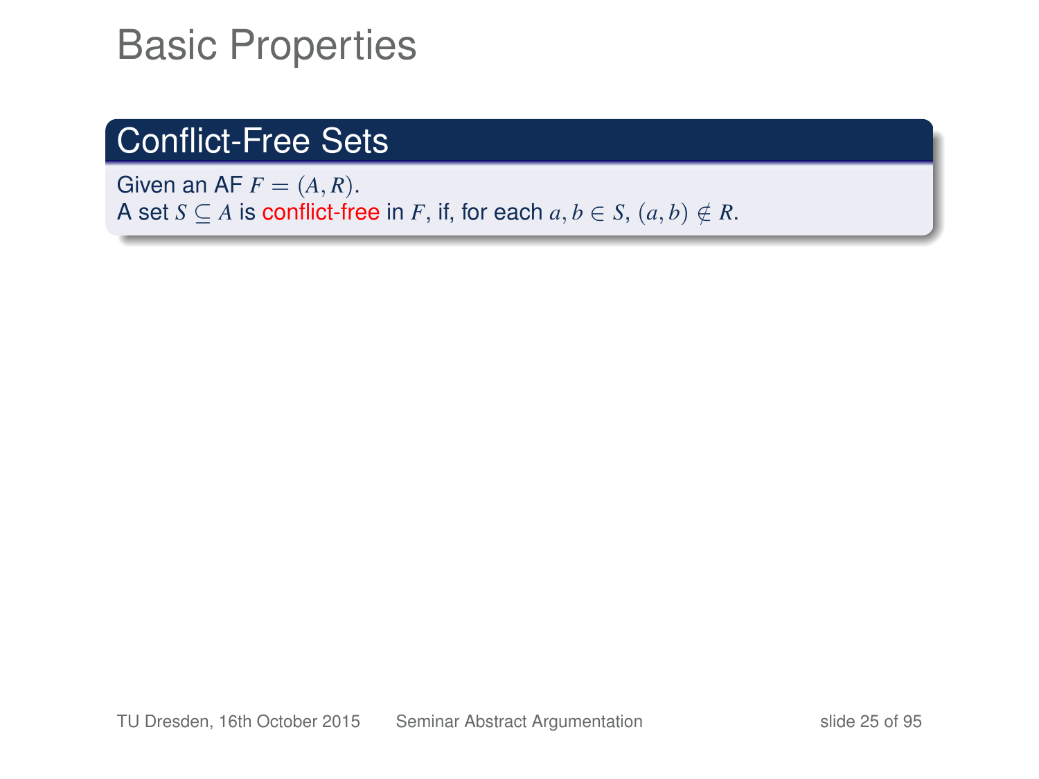# Basic Properties

## Conflict-Free Sets

Given an AF $F = (A, R)$.
A set $S \subseteq A$ is conflict-free in $F$, if, for each $a, b \in S$, $(a, b) \notin R$.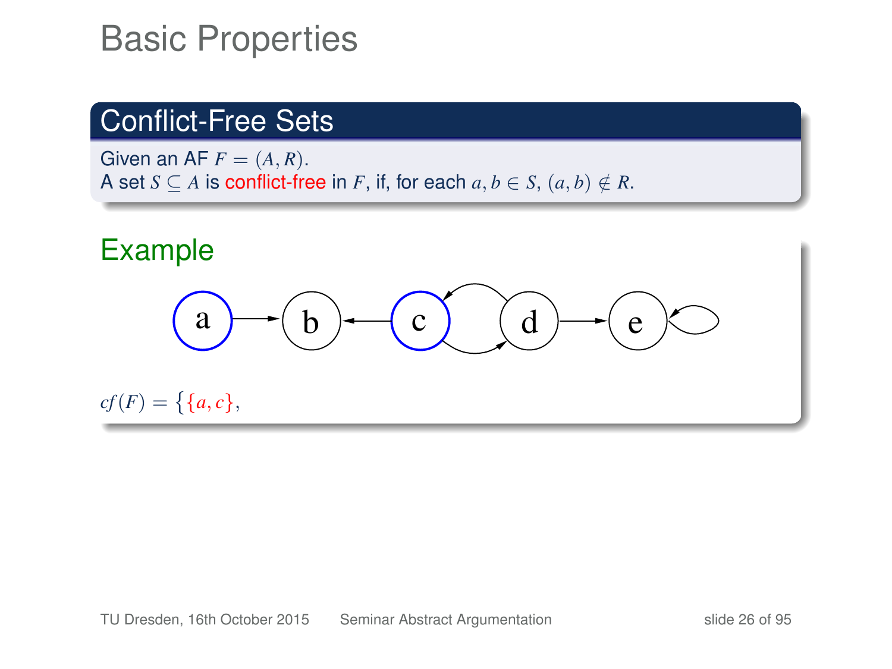# Basic Properties

## Conflict-Free Sets

Given an AF $F = (A, R)$.
A set $S \subseteq A$ is conflict-free in $F$, if, for each $a, b \in S$, $(a, b) \notin R$.

## Example

$cf(F) = \{\{a, c\},$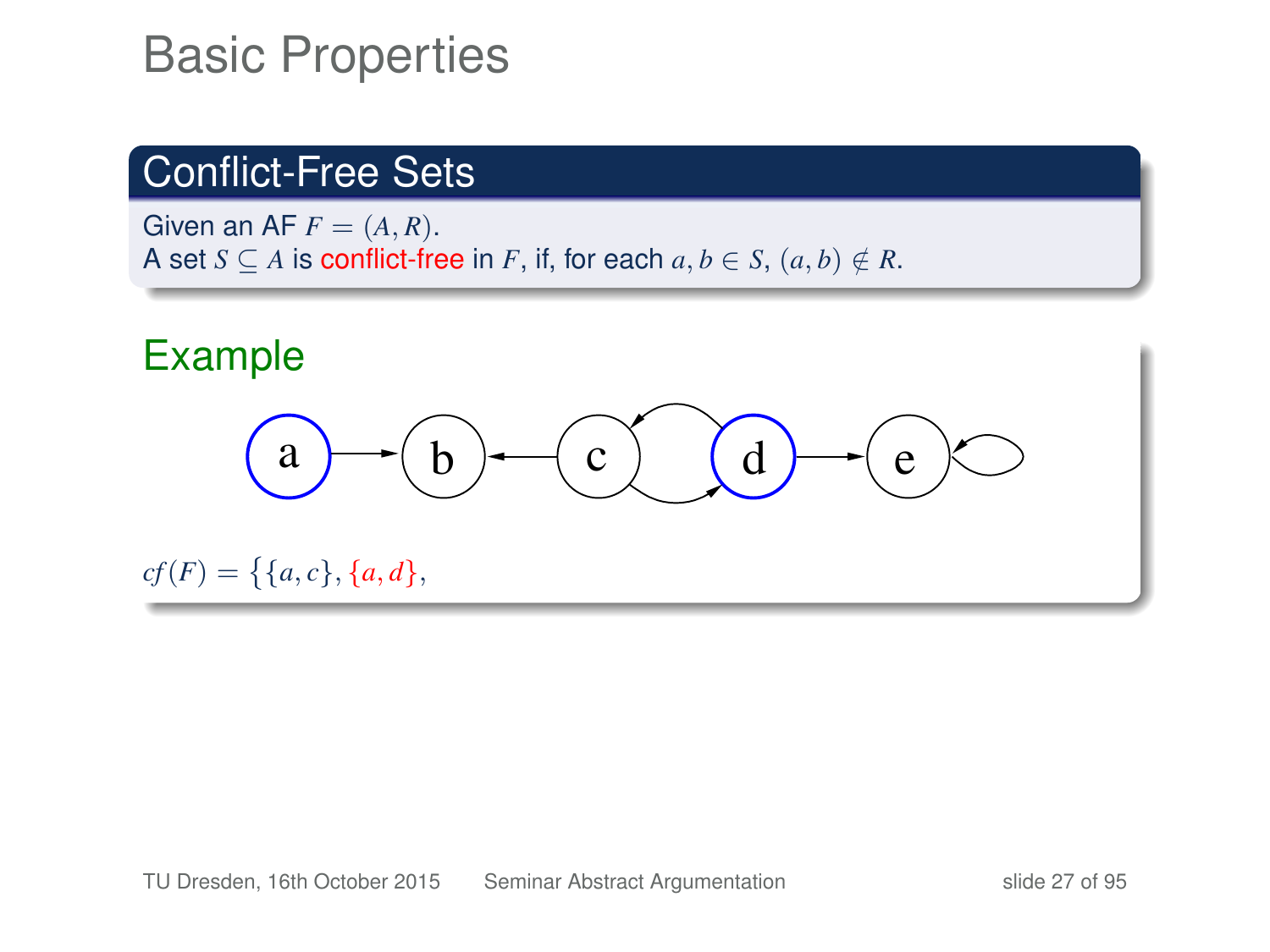# Basic Properties

## Conflict-Free Sets

Given an AF $F = (A, R)$.
A set $S \subseteq A$ is conflict-free in $F$, if, for each $a, b \in S$, $(a, b) \notin R$.

## Example

$cf(F) = \{\{a, c\}, \{a, d\},$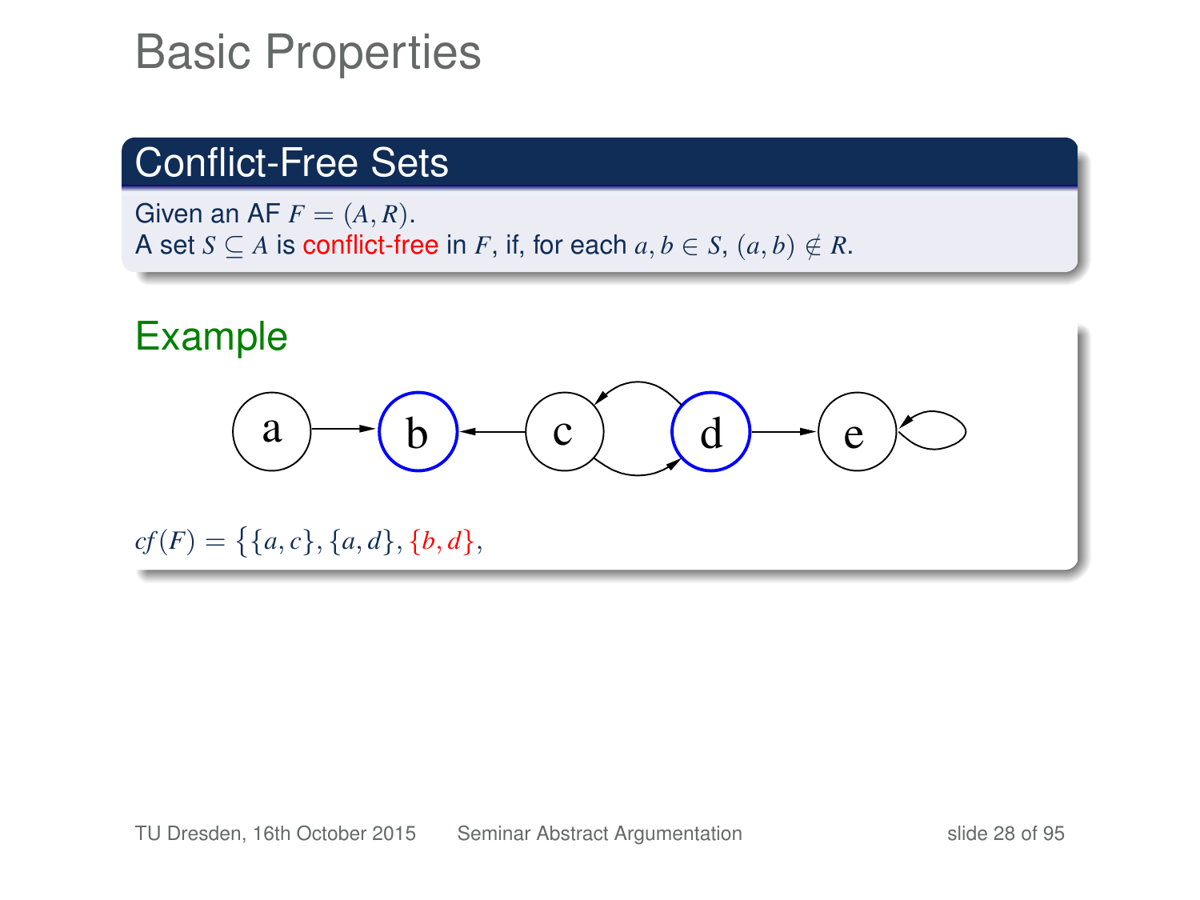# Basic Properties

## Conflict-Free Sets

Given an AF $F = (A, R)$.
A set $S \subseteq A$ is conflict-free in $F$, if, for each $a, b \in S$, $(a, b) \notin R$.

## Example

$cf(F) = \{\{a, c\}, \{a, d\}, \{b, d\},$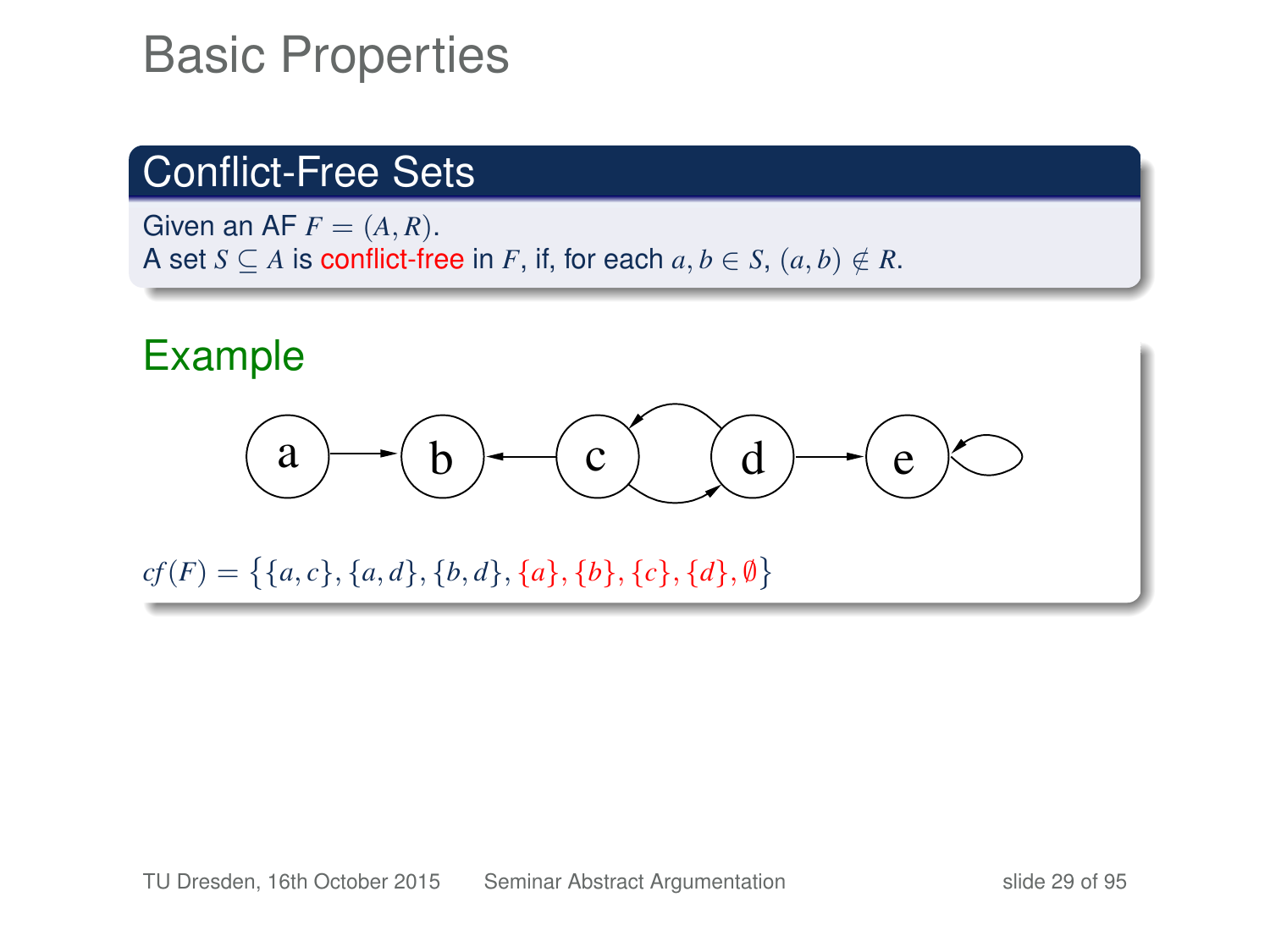# Basic Properties

## Conflict-Free Sets

Given an AF $F = (A, R)$.
A set $S \subseteq A$ is conflict-free in $F$, if, for each $a, b \in S$, $(a, b) \notin R$.

## Example

$cf(F) = \{\{a, c\}, \{a, d\}, \{b, d\}, \{a\}, \{b\}, \{c\}, \{d\}, \emptyset\}$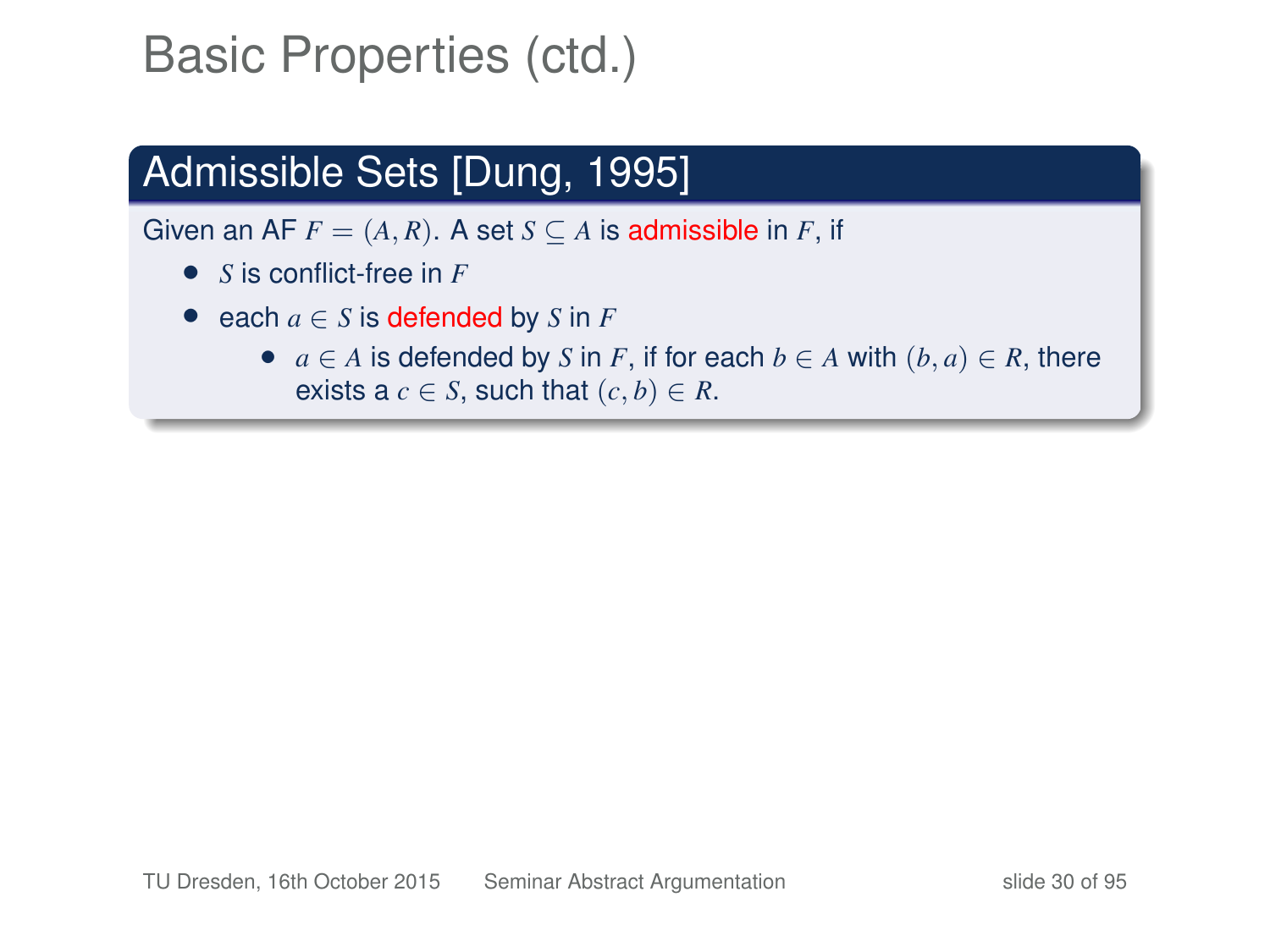# Basic Properties (ctd.)

## Admissible Sets [Dung, 1995]

Given an AF $F = (A, R)$. A set $S \subseteq A$ is admissible in $F$, if

- $S$ is conflict-free in $F$
- each $a \in S$ is defended by $S$ in $F$
  - $a \in A$ is defended by $S$ in $F$, if for each $b \in A$ with $(b, a) \in R$, there exists a $c \in S$, such that $(c, b) \in R$.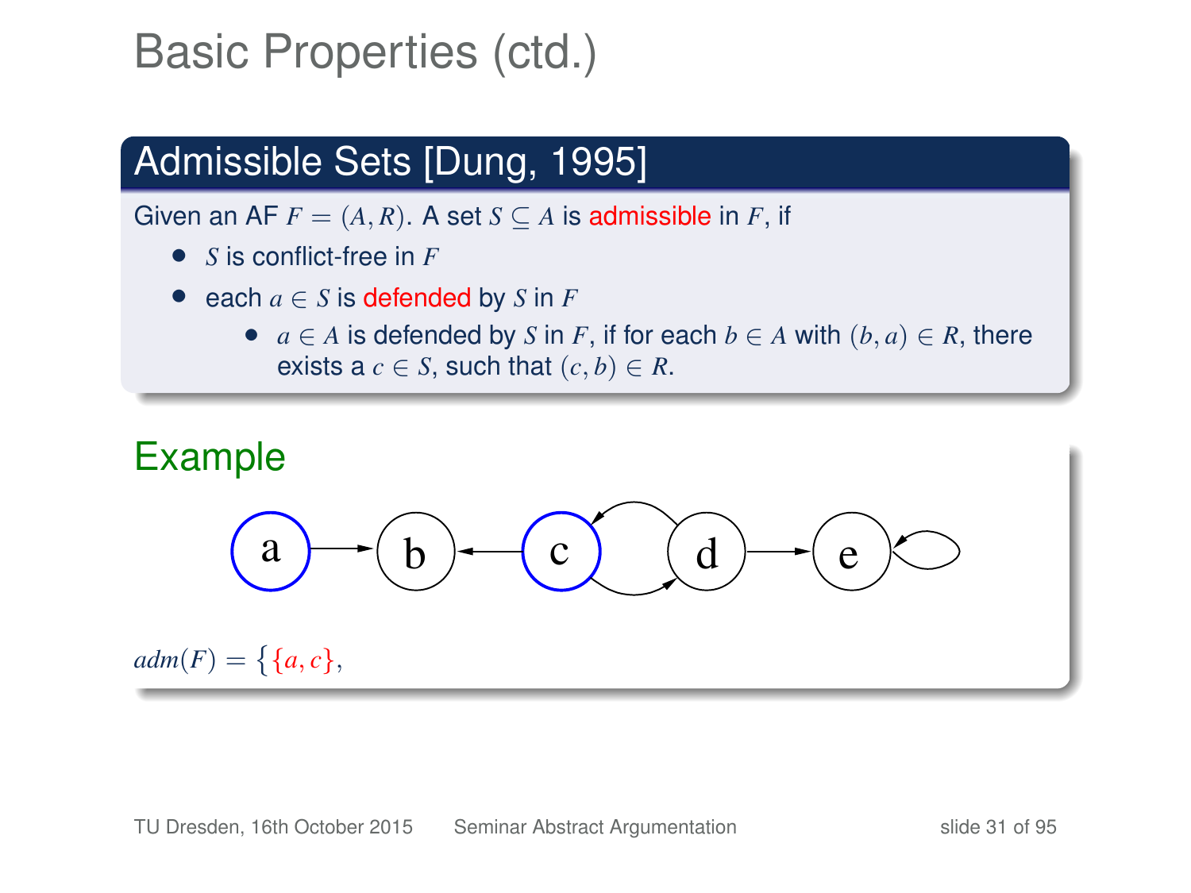# Basic Properties (ctd.)

## Admissible Sets [Dung, 1995]

Given an AF $F = (A, R)$. A set $S \subseteq A$ is admissible in $F$, if

- $S$ is conflict-free in $F$
- each $a \in S$ is defended by $S$ in $F$
  - $a \in A$ is defended by $S$ in $F$, if for each $b \in A$ with $(b, a) \in R$, there exists a $c \in S$, such that $(c, b) \in R$.

## Example

$adm(F) = \{\{a, c\},$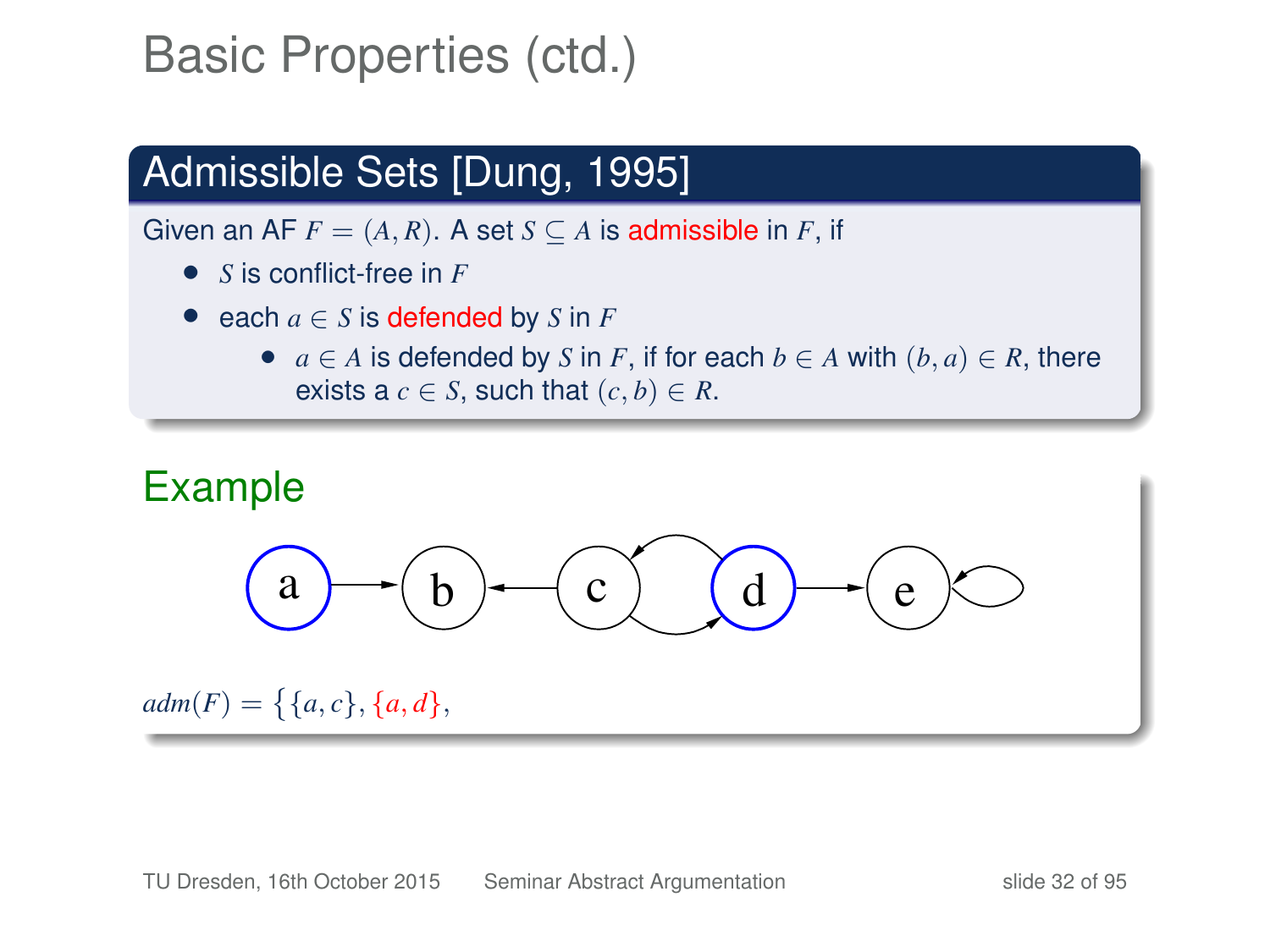# Basic Properties (ctd.)

## Admissible Sets [Dung, 1995]

Given an AF $F = (A, R)$. A set $S \subseteq A$ is admissible in $F$, if

- $S$ is conflict-free in $F$
- each $a \in S$ is defended by $S$ in $F$
  - $a \in A$ is defended by $S$ in $F$, if for each $b \in A$ with $(b, a) \in R$, there exists a $c \in S$, such that $(c, b) \in R$.

## Example

$adm(F) = \{\{a, c\}, \{a, d\},$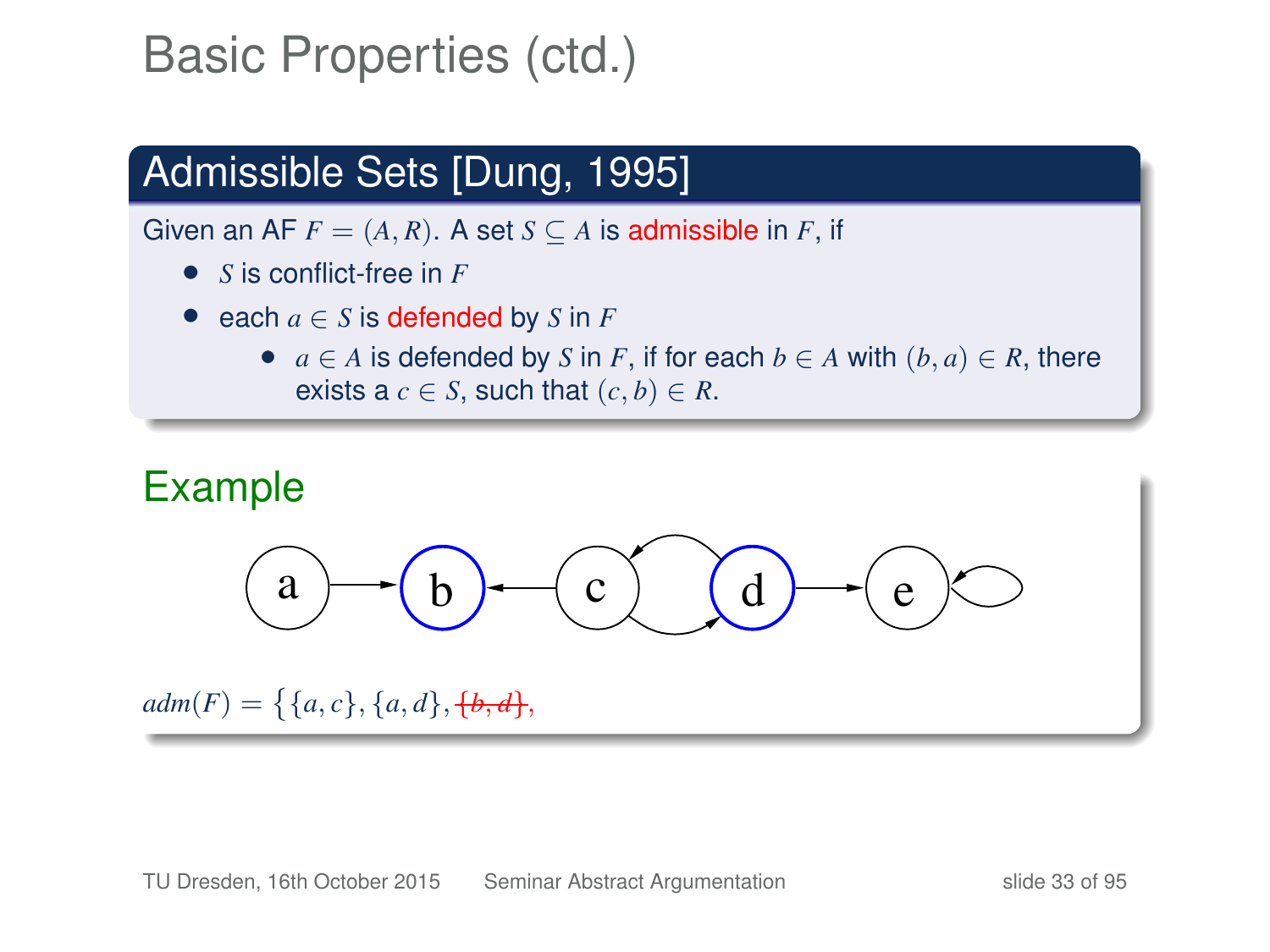# Basic Properties (ctd.)

## Admissible Sets [Dung, 1995]

Given an AF $F = (A, R)$. A set $S \subseteq A$ is admissible in $F$, if

- $S$ is conflict-free in $F$
- each $a \in S$ is defended by $S$ in $F$
  - $a \in A$ is defended by $S$ in $F$, if for each $b \in A$ with $(b, a) \in R$, there exists a $c \in S$, such that $(c, b) \in R$.

## Example

$adm(F) = \{\{a, c\}, \{a, d\}, \sout{\{b, d\}},$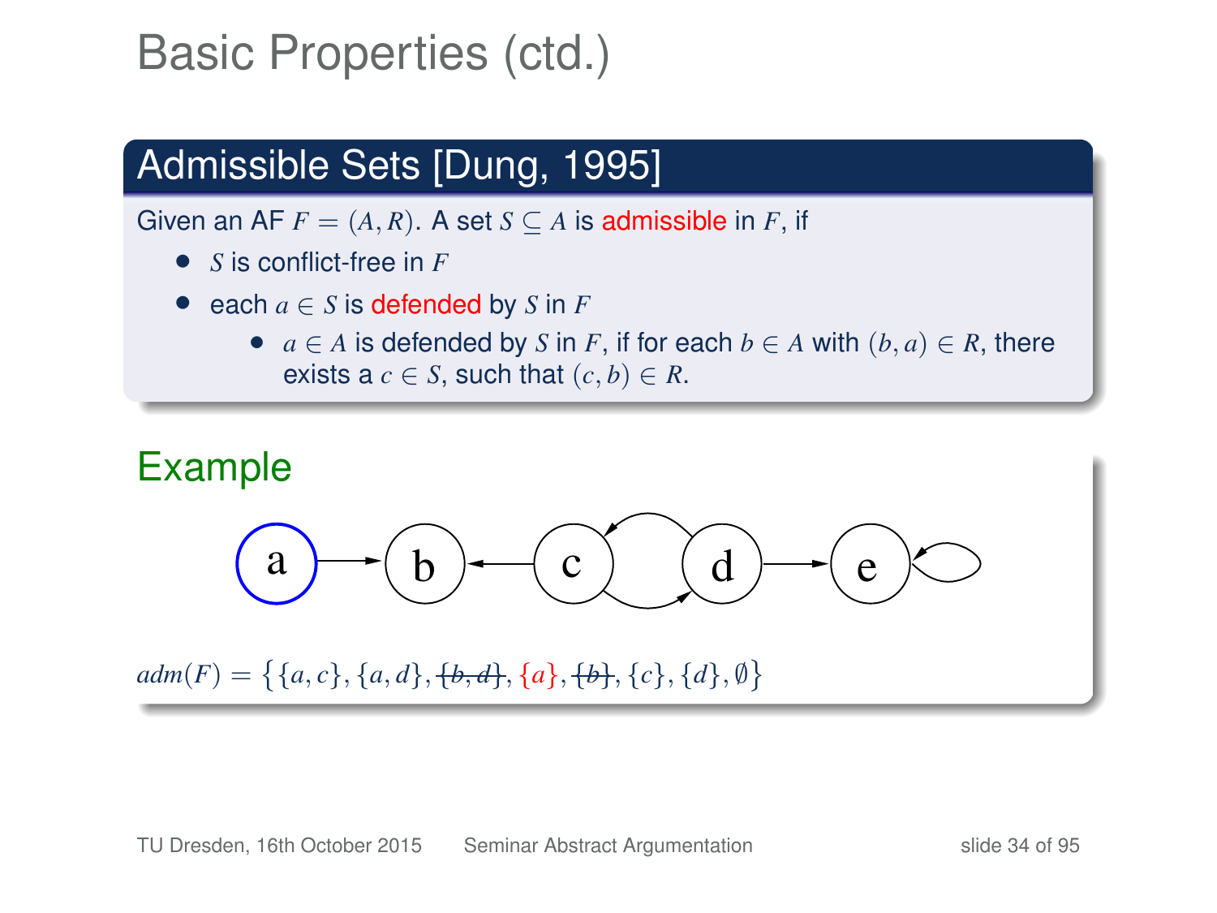# Basic Properties (ctd.)

## Admissible Sets [Dung, 1995]

Given an AF $F = (A, R)$. A set $S \subseteq A$ is admissible in $F$, if

- $S$ is conflict-free in $F$
- each $a \in S$ is defended by $S$ in $F$
  - $a \in A$ is defended by $S$ in $F$, if for each $b \in A$ with $(b, a) \in R$, there exists a $c \in S$, such that $(c, b) \in R$.

## Example

$adm(F) = \{\{a,c\}, \{a,d\}, \sout{\{b,d\}}, \{a\}, \sout{\{b\}}, \{c\}, \{d\}, \emptyset\}$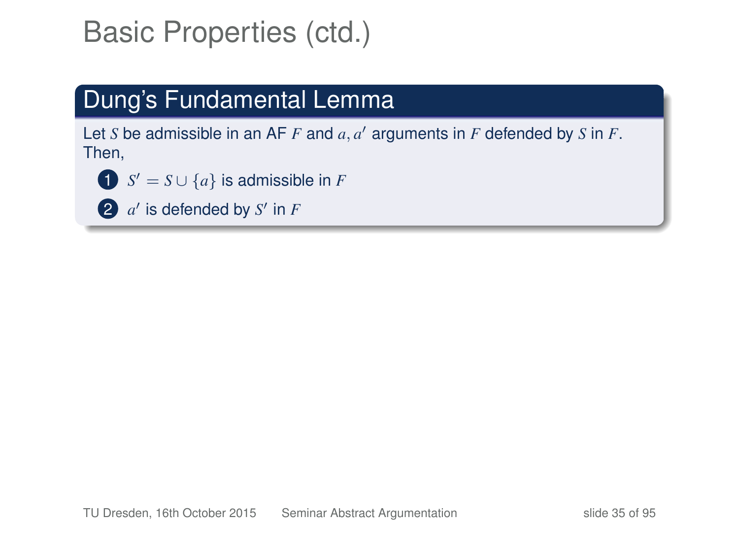# Basic Properties (ctd.)

## Dung's Fundamental Lemma

Let $S$ be admissible in an AF $F$ and $a, a'$ arguments in $F$ defended by $S$ in $F$. Then,

1. $S' = S \cup \{a\}$ is admissible in $F$
2. $a'$ is defended by $S'$ in $F$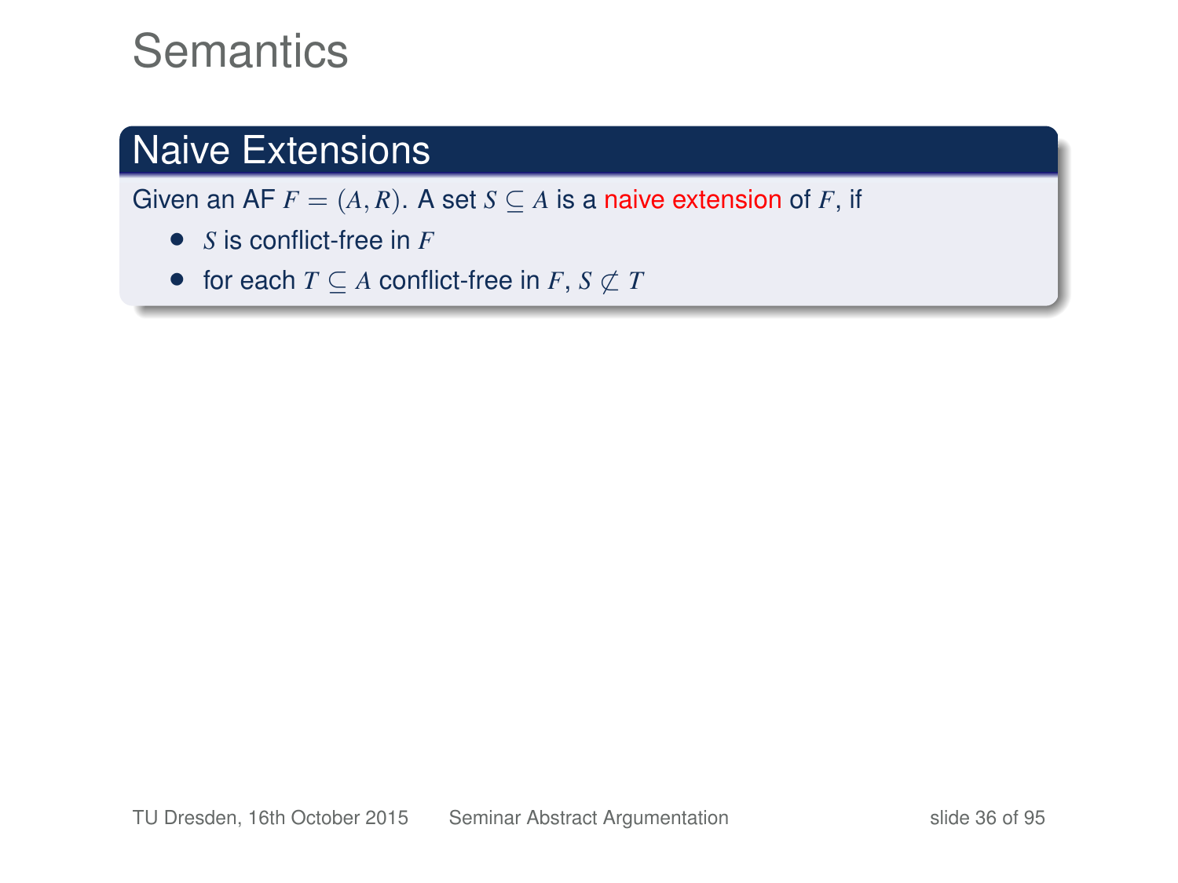# Semantics

## Naive Extensions

Given an AF $F = (A, R)$. A set $S \subseteq A$ is a naive extension of $F$, if

- $S$ is conflict-free in $F$
- for each $T \subseteq A$ conflict-free in $F$, $S \not\subset T$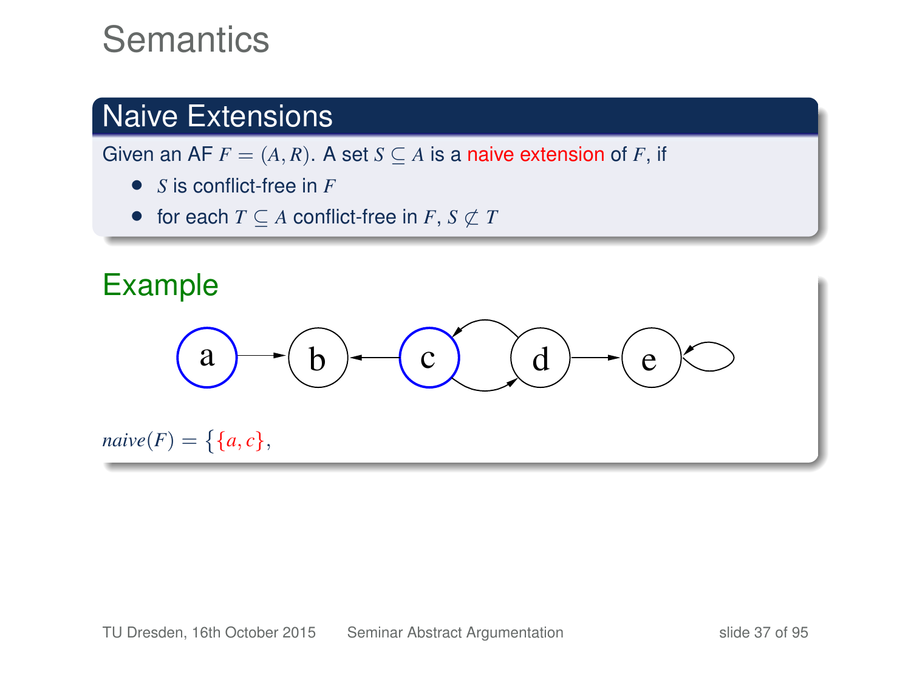# Semantics

## Naive Extensions

Given an AF $F = (A, R)$. A set $S \subseteq A$ is a naive extension of $F$, if

- $S$ is conflict-free in $F$
- for each $T \subseteq A$ conflict-free in $F$, $S \not\subset T$

### Example

$naive(F) = \{\{a, c\},$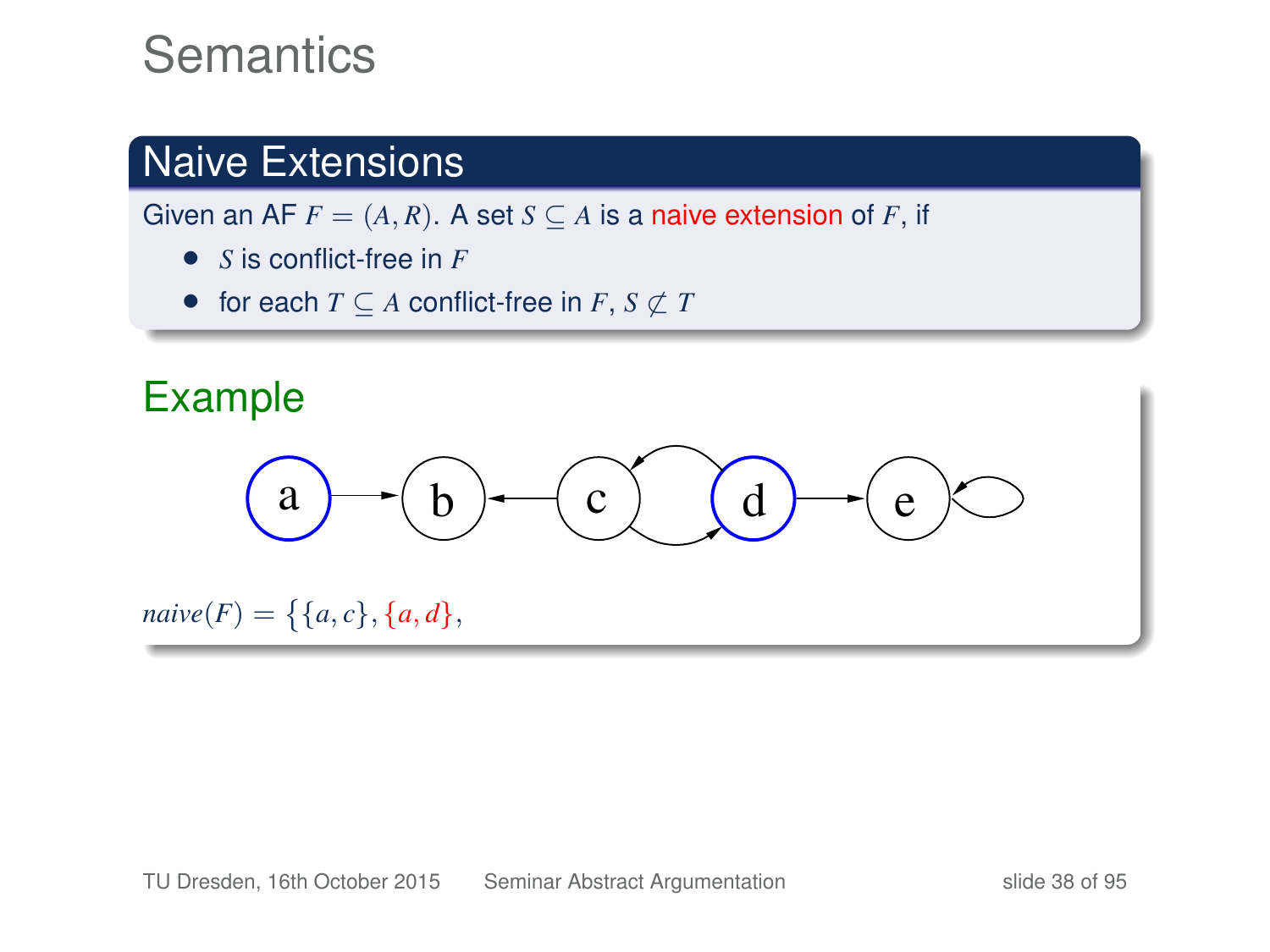# Semantics

## Naive Extensions

Given an AF $F = (A, R)$. A set $S \subseteq A$ is a naive extension of $F$, if

- $S$ is conflict-free in $F$
- for each $T \subseteq A$ conflict-free in $F$, $S \not\subset T$

## Example

$naive(F) = \{\{a, c\}, \{a, d\},$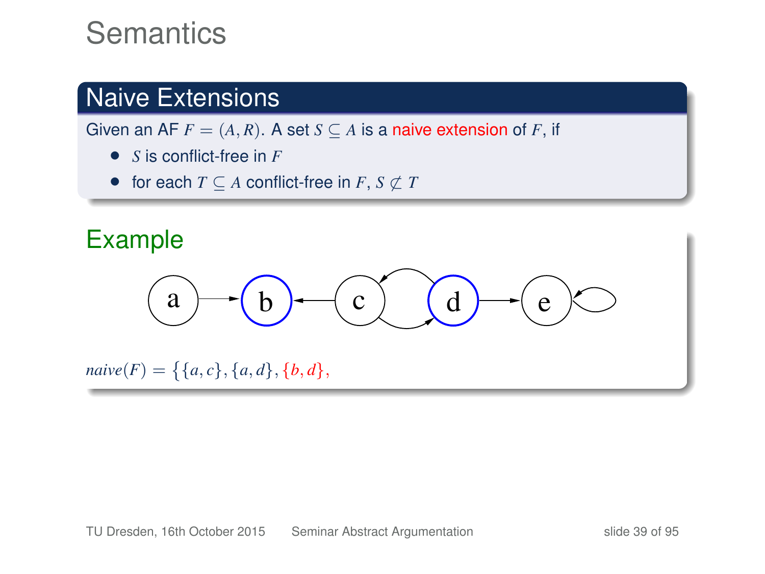# Semantics

## Naive Extensions

Given an AF $F = (A, R)$. A set $S \subseteq A$ is a naive extension of $F$, if

- $S$ is conflict-free in $F$
- for each $T \subseteq A$ conflict-free in $F$, $S \not\subset T$

## Example

$naive(F) = \{\{a, c\}, \{a, d\}, \{b, d\},$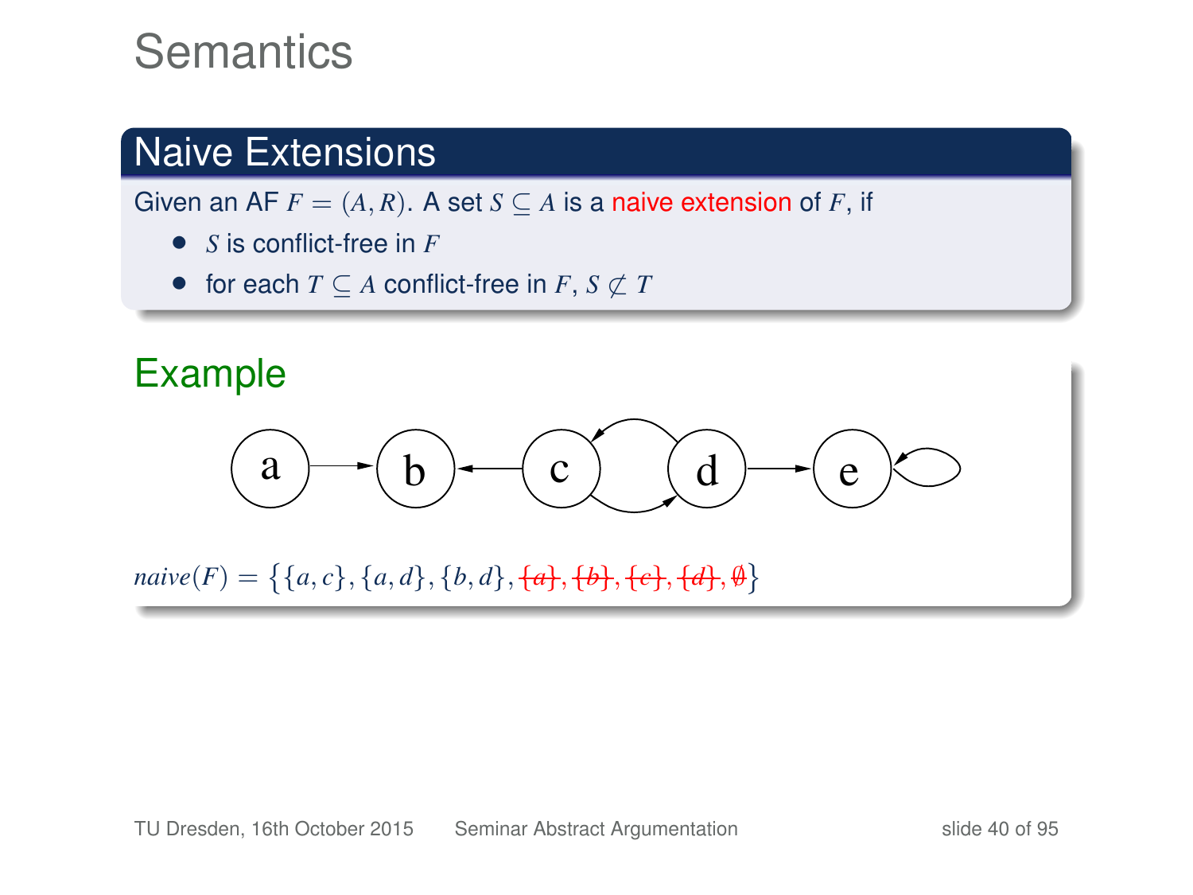# Semantics

## Naive Extensions

Given an AF $F = (A, R)$. A set $S \subseteq A$ is a naive extension of $F$, if

- $S$ is conflict-free in $F$
- for each $T \subseteq A$ conflict-free in $F$, $S \not\subset T$

## Example

$naive(F) = \{\{a,c\},\{a,d\},\{b,d\},\cancel{\{a\}},\cancel{\{b\}},\cancel{\{c\}},\cancel{\{d\}},\cancel{\emptyset}\}$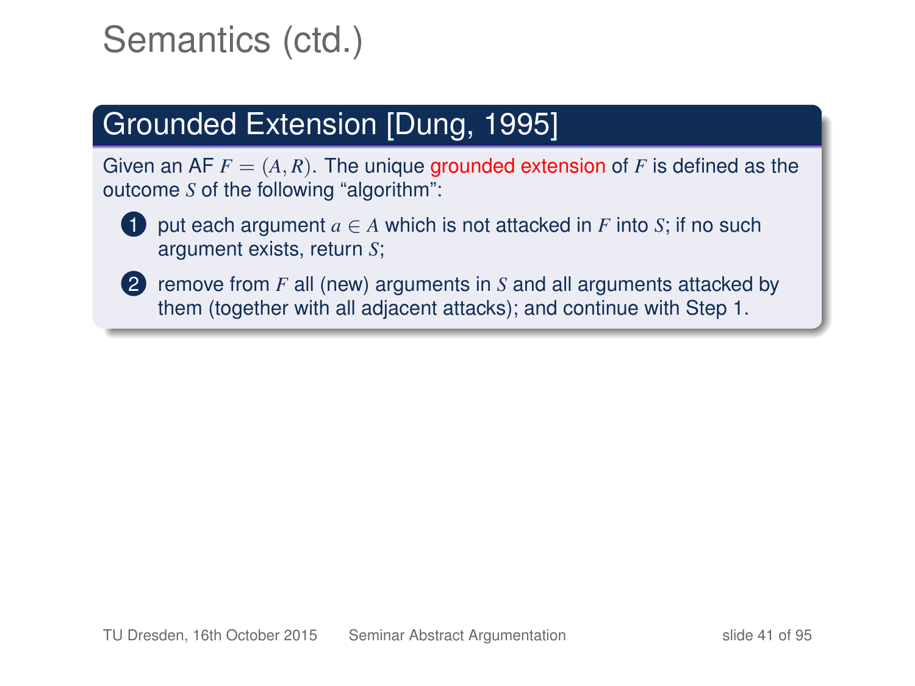# Semantics (ctd.)

## Grounded Extension [Dung, 1995]

Given an AF $F = (A, R)$. The unique grounded extension of $F$ is defined as the outcome $S$ of the following "algorithm":

1. put each argument $a \in A$ which is not attacked in $F$ into $S$; if no such argument exists, return $S$;
2. remove from $F$ all (new) arguments in $S$ and all arguments attacked by them (together with all adjacent attacks); and continue with Step 1.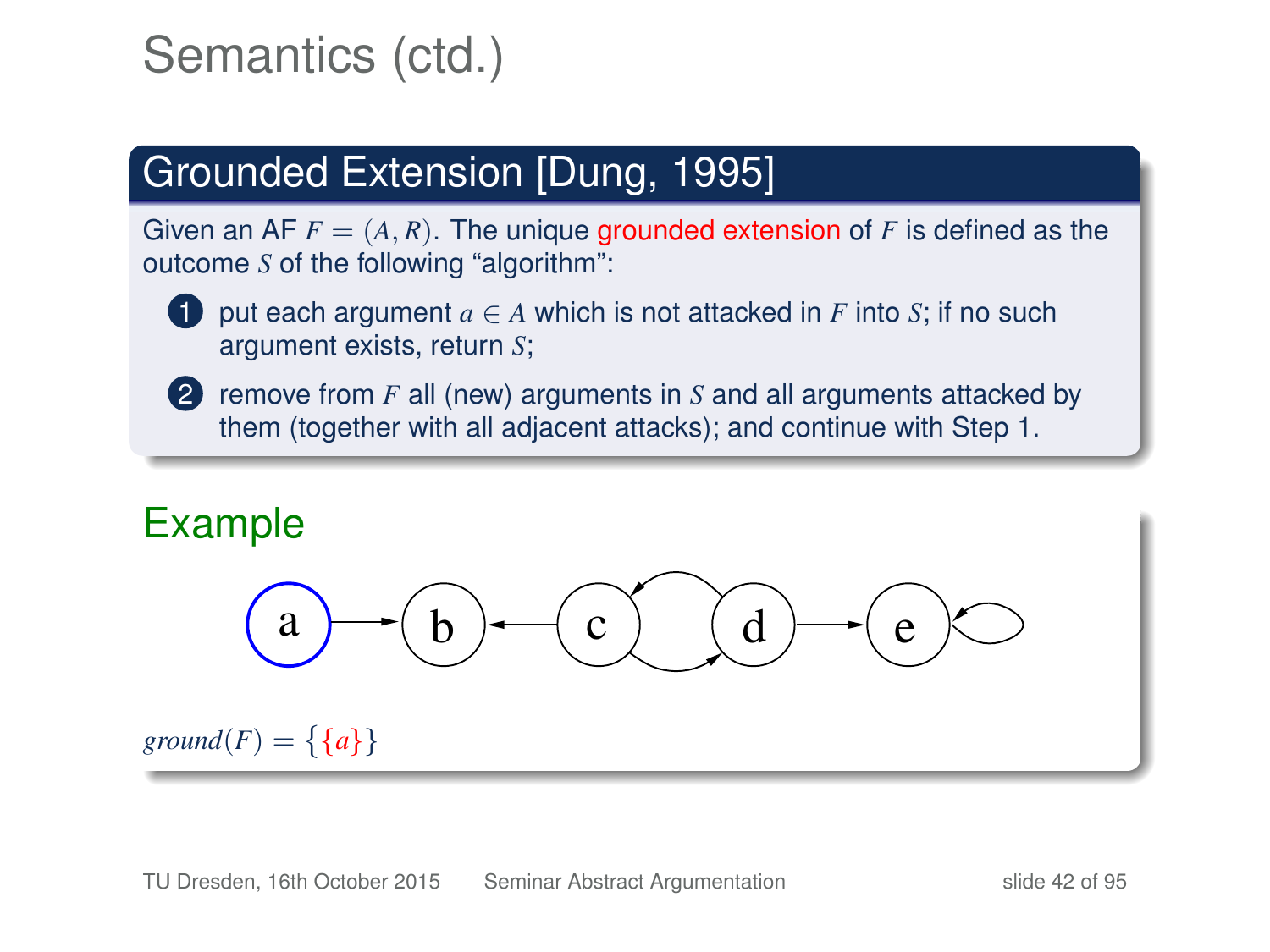# Semantics (ctd.)

## Grounded Extension [Dung, 1995]

Given an AF $F = (A, R)$. The unique grounded extension of $F$ is defined as the outcome $S$ of the following "algorithm":

1. put each argument $a \in A$ which is not attacked in $F$ into $S$; if no such argument exists, return $S$;
2. remove from $F$ all (new) arguments in $S$ and all arguments attacked by them (together with all adjacent attacks); and continue with Step 1.

## Example

$ground(F) = \{\{a\}\}$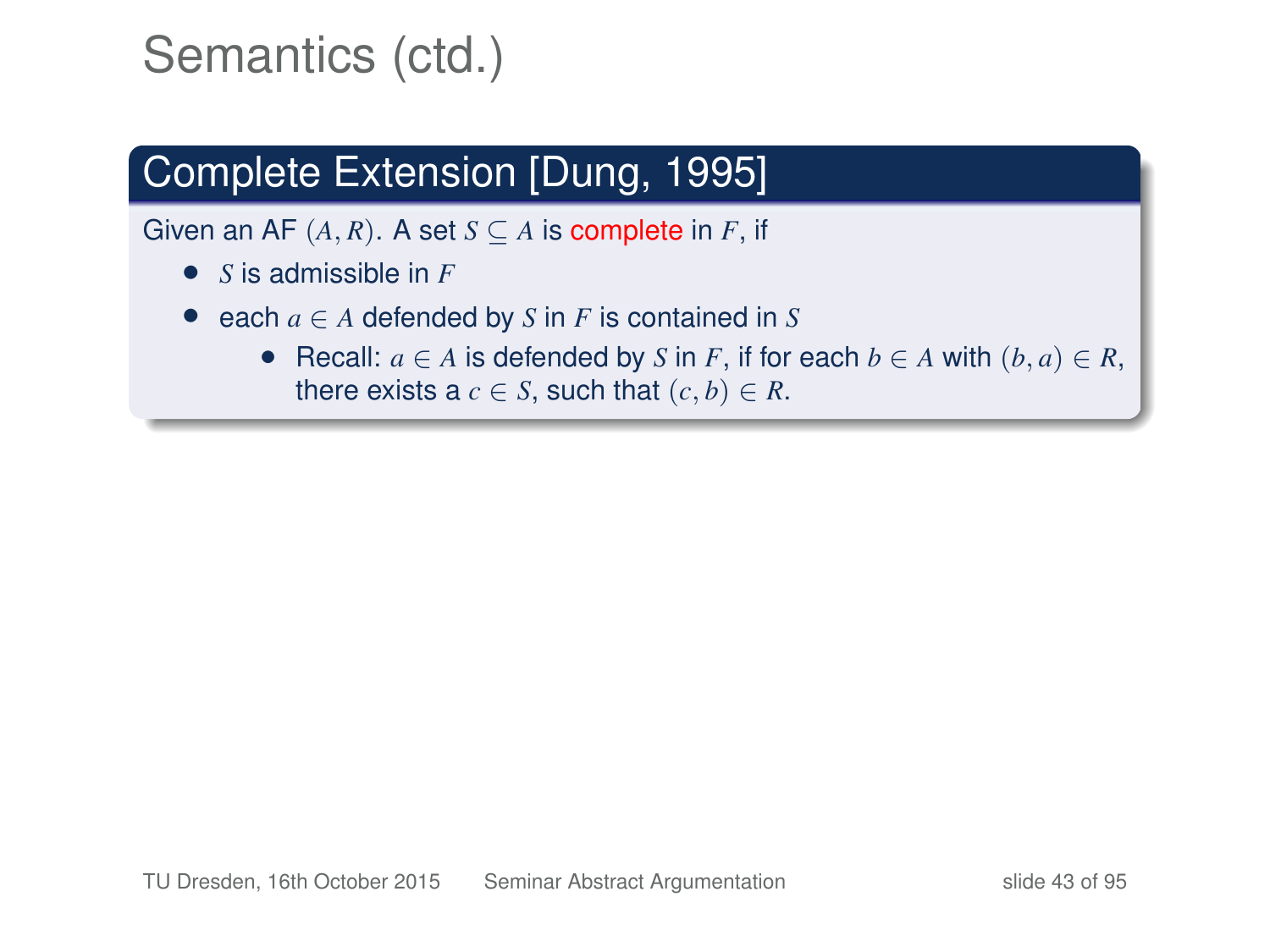# Semantics (ctd.)

## Complete Extension [Dung, 1995]

Given an AF $(A, R)$. A set $S \subseteq A$ is complete in $F$, if

- $S$ is admissible in $F$
- each $a \in A$ defended by $S$ in $F$ is contained in $S$
  - Recall: $a \in A$ is defended by $S$ in $F$, if for each $b \in A$ with $(b, a) \in R$, there exists a $c \in S$, such that $(c, b) \in R$.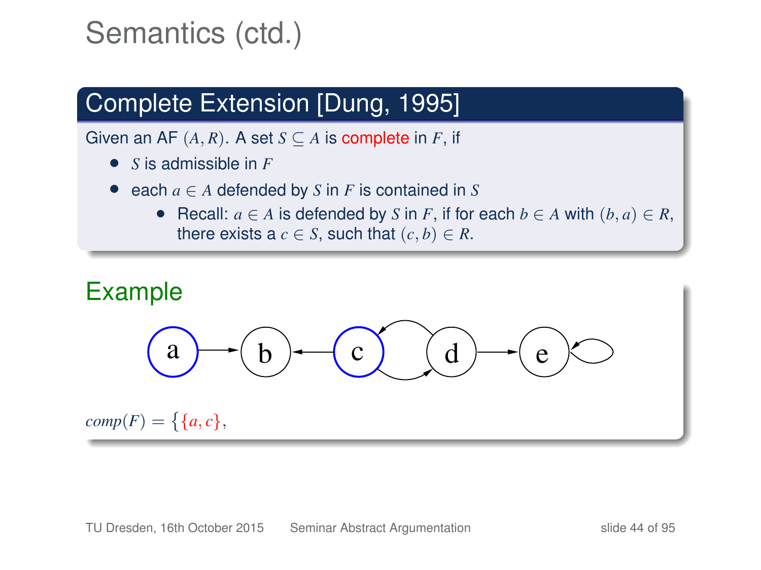# Semantics (ctd.)

## Complete Extension [Dung, 1995]

Given an AF $(A, R)$. A set $S \subseteq A$ is complete in $F$, if

- $S$ is admissible in $F$
- each $a \in A$ defended by $S$ in $F$ is contained in $S$
  - Recall: $a \in A$ is defended by $S$ in $F$, if for each $b \in A$ with $(b, a) \in R$, there exists a $c \in S$, such that $(c, b) \in R$.

## Example

$comp(F) = \{\{a, c\},$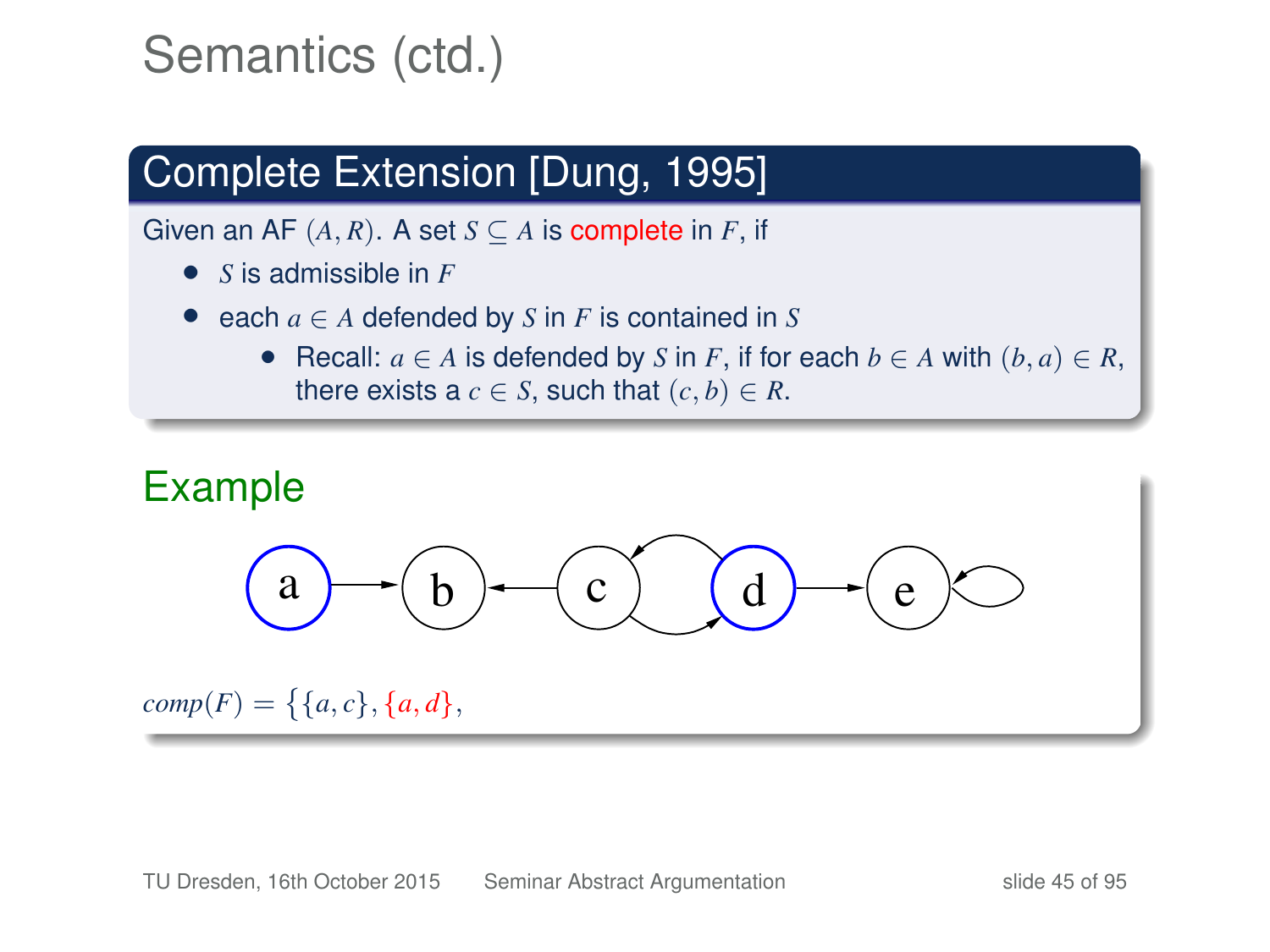# Semantics (ctd.)

## Complete Extension [Dung, 1995]

Given an AF $(A, R)$. A set $S \subseteq A$ is complete in $F$, if

- $S$ is admissible in $F$
- each $a \in A$ defended by $S$ in $F$ is contained in $S$
  - Recall: $a \in A$ is defended by $S$ in $F$, if for each $b \in A$ with $(b, a) \in R$, there exists a $c \in S$, such that $(c, b) \in R$.

## Example

$comp(F) = \{\{a, c\}, \{a, d\},$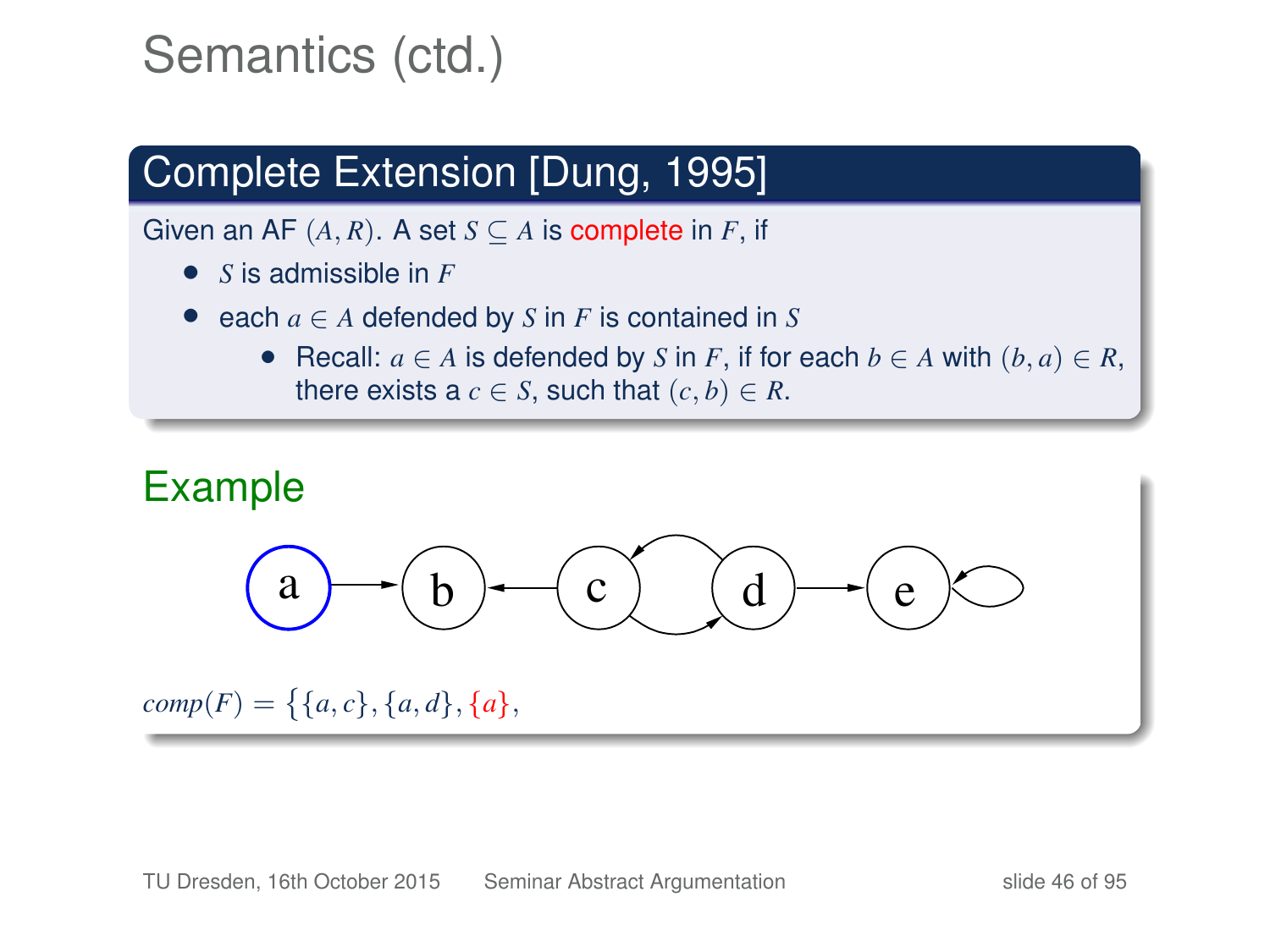# Semantics (ctd.)

## Complete Extension [Dung, 1995]

Given an AF $(A,R)$. A set $S \subseteq A$ is complete in $F$, if

- $S$ is admissible in $F$
- each $a \in A$ defended by $S$ in $F$ is contained in $S$
  - Recall: $a \in A$ is defended by $S$ in $F$, if for each $b \in A$ with $(b,a) \in R$, there exists a $c \in S$, such that $(c,b) \in R$.

## Example

$comp(F) = \{\{a,c\},\{a,d\},\{a\},$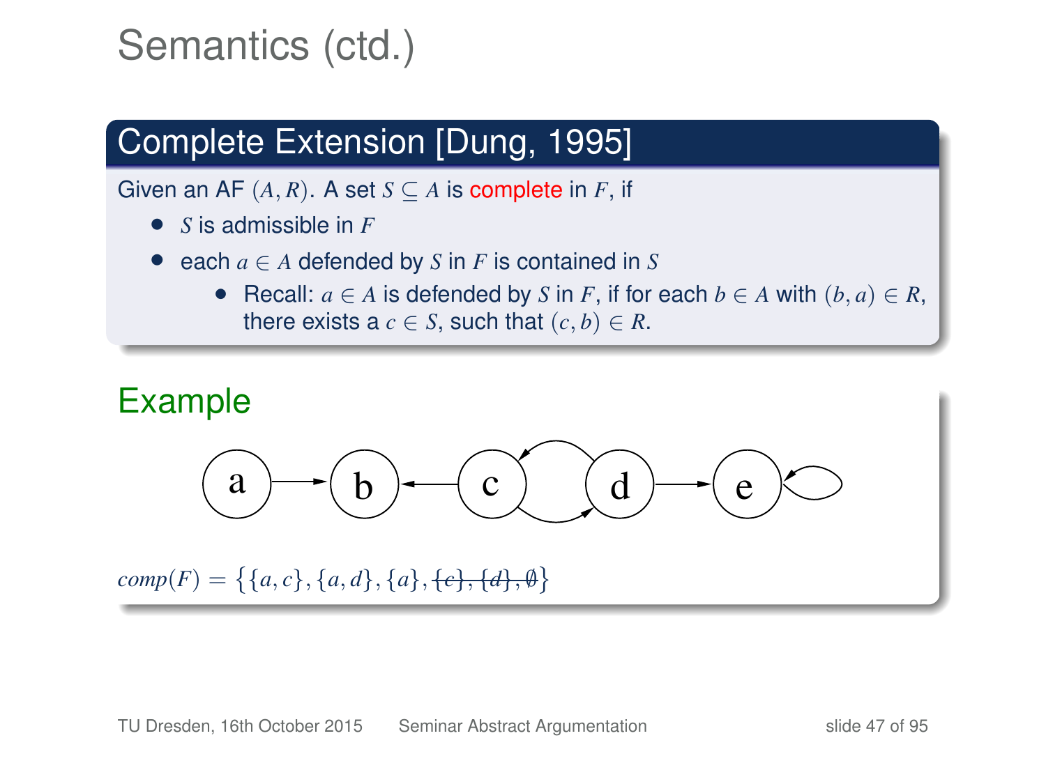# Semantics (ctd.)

## Complete Extension [Dung, 1995]

Given an AF $(A, R)$. A set $S \subseteq A$ is complete in $F$, if

- $S$ is admissible in $F$
- each $a \in A$ defended by $S$ in $F$ is contained in $S$
  - Recall: $a \in A$ is defended by $S$ in $F$, if for each $b \in A$ with $(b, a) \in R$, there exists a $c \in S$, such that $(c, b) \in R$.

## Example

$comp(F) = \{\{a, c\}, \{a, d\}, \{a\}, \sout{\{c\}, \{d\}, \emptyset}\}$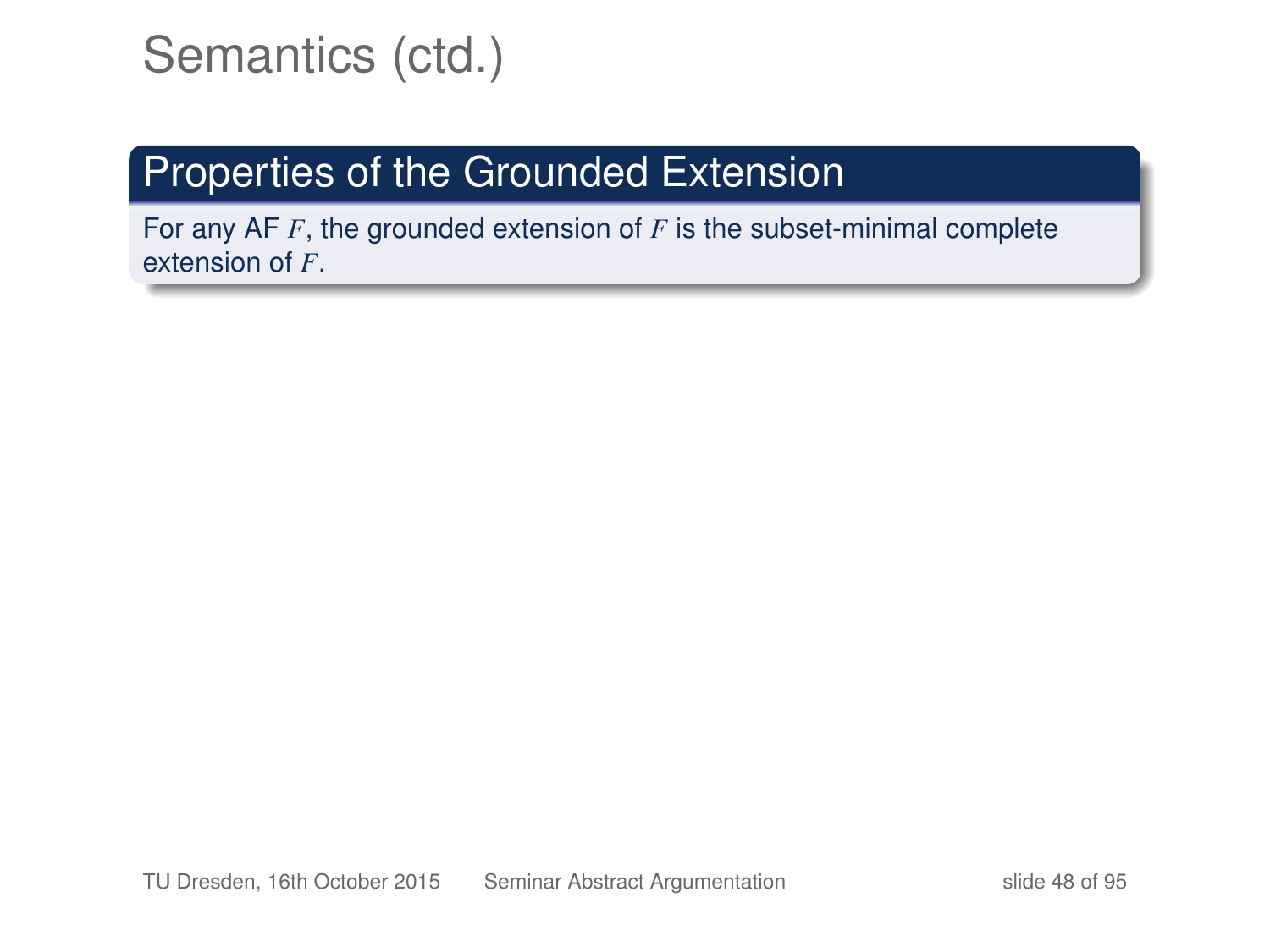# Semantics (ctd.)

## Properties of the Grounded Extension

For any AF $F$, the grounded extension of $F$ is the subset-minimal complete extension of $F$.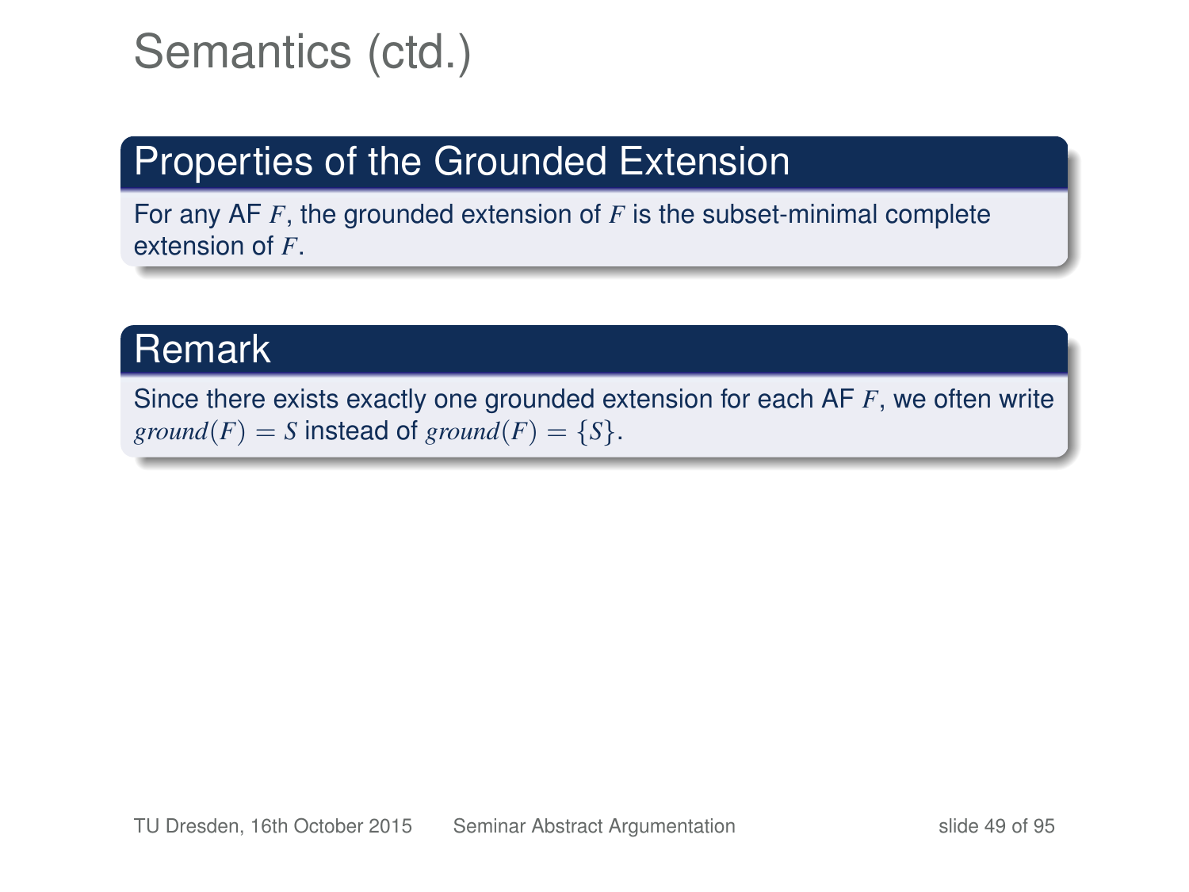# Semantics (ctd.)

## Properties of the Grounded Extension

For any AF $F$, the grounded extension of $F$ is the subset-minimal complete extension of $F$.

## Remark

Since there exists exactly one grounded extension for each AF $F$, we often write $\mathit{ground}(F) = S$ instead of $\mathit{ground}(F) = \{S\}$.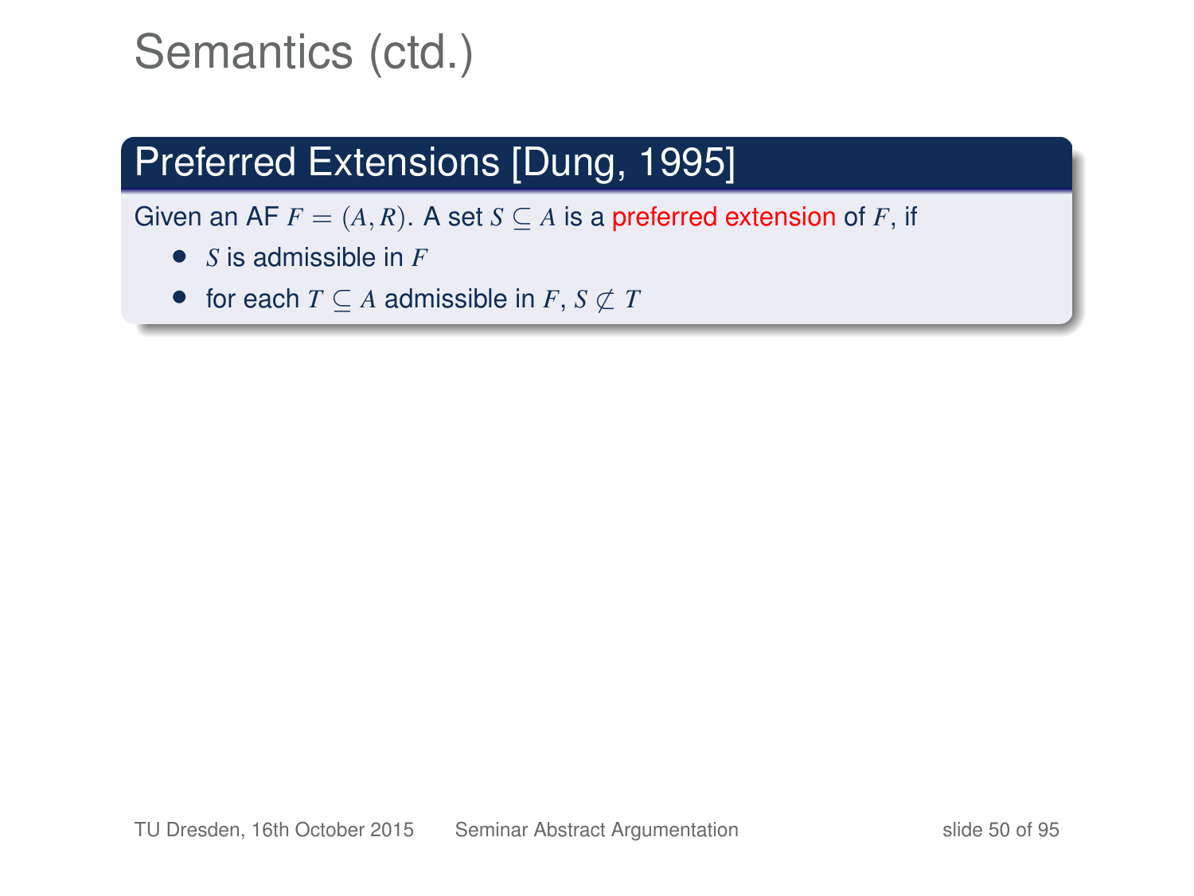# Semantics (ctd.)

## Preferred Extensions [Dung, 1995]

Given an AF $F = (A, R)$. A set $S \subseteq A$ is a preferred extension of $F$, if

- $S$ is admissible in $F$
- for each $T \subseteq A$ admissible in $F$, $S \not\subset T$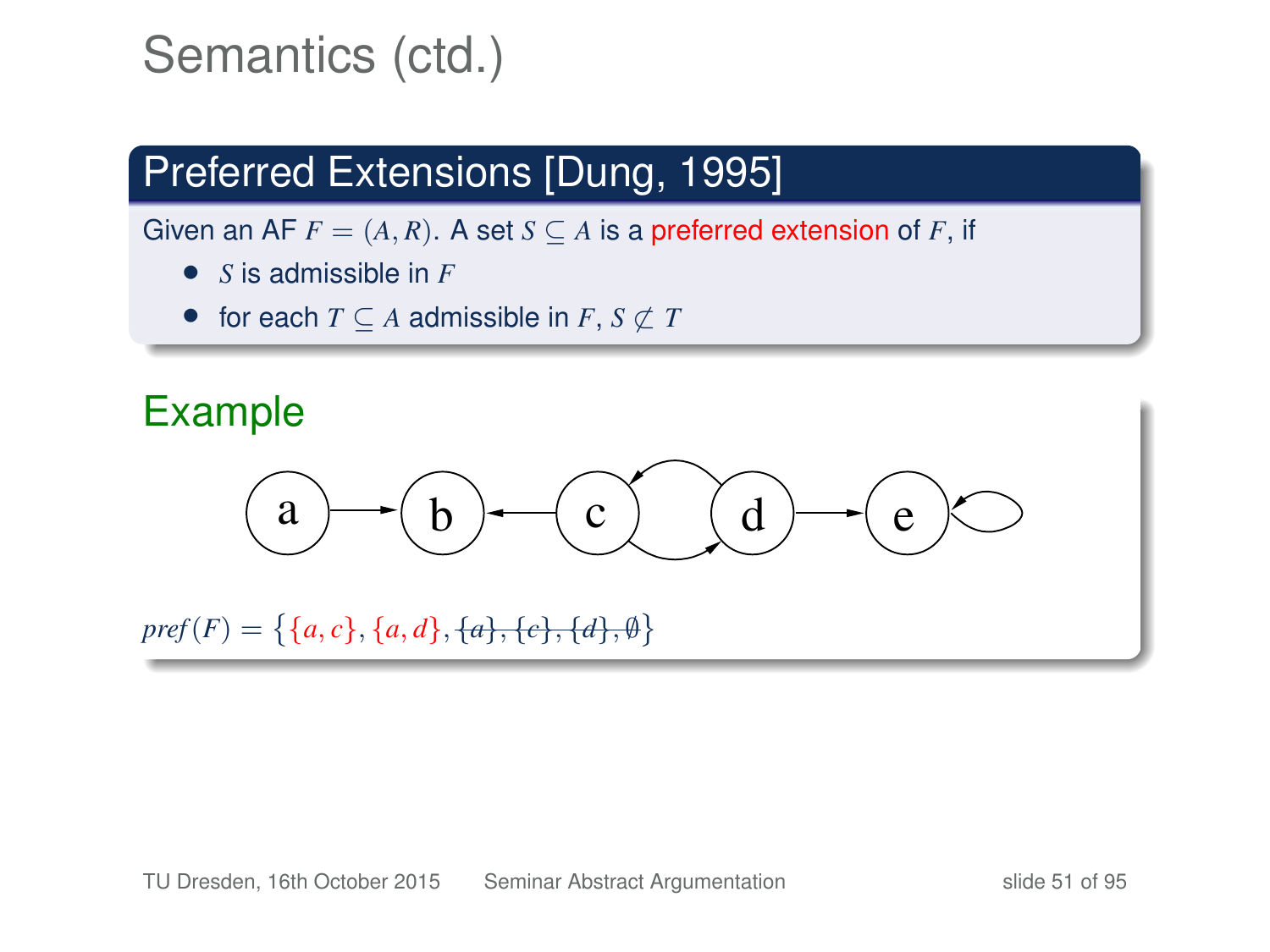# Semantics (ctd.)

## Preferred Extensions [Dung, 1995]

Given an AF $F = (A, R)$. A set $S \subseteq A$ is a preferred extension of $F$, if

- $S$ is admissible in $F$
- for each $T \subseteq A$ admissible in $F$, $S \not\subset T$

## Example

$pref(F) = \{\{a, c\}, \{a, d\}, \sout{\{a\}, \{c\}, \{d\}, \emptyset}\}$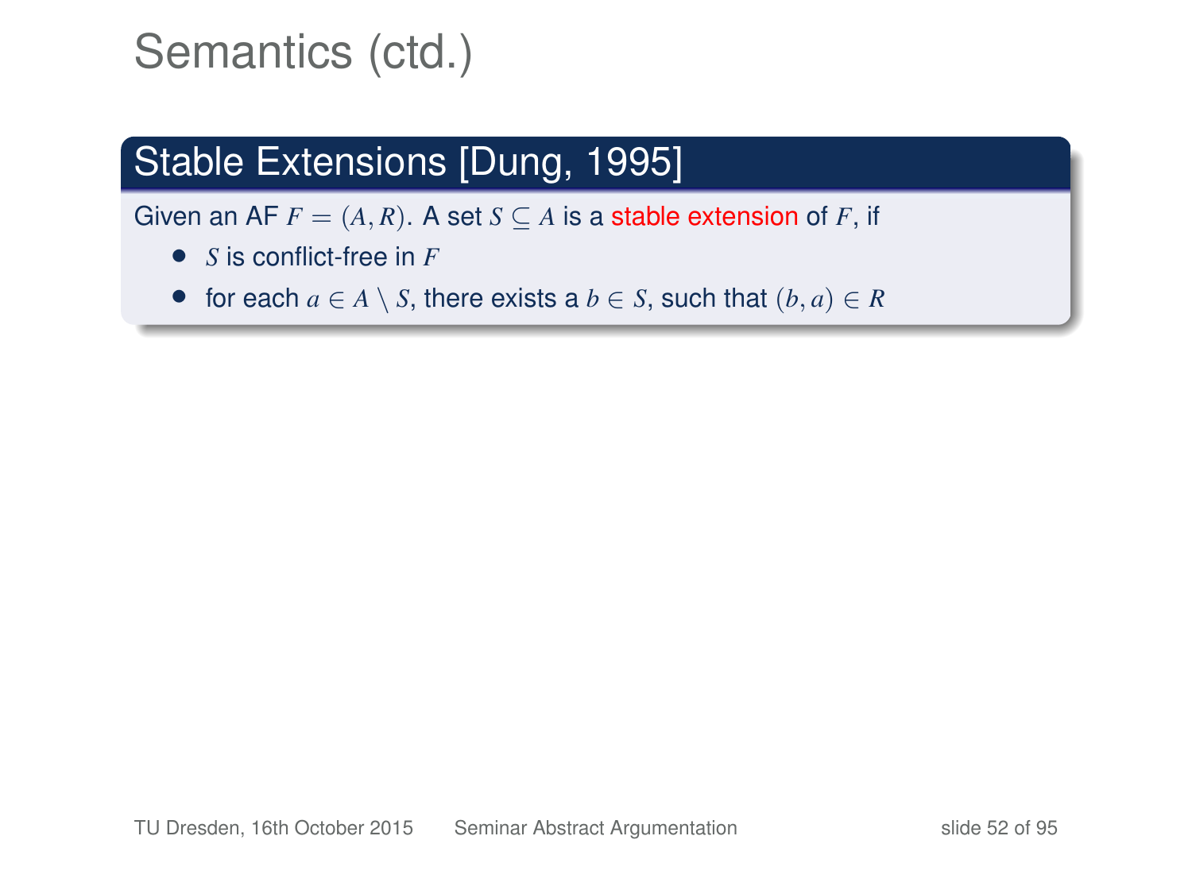# Semantics (ctd.)

## Stable Extensions [Dung, 1995]

Given an AF $F = (A, R)$. A set $S \subseteq A$ is a stable extension of $F$, if

- $S$ is conflict-free in $F$
- for each $a \in A \setminus S$, there exists a $b \in S$, such that $(b, a) \in R$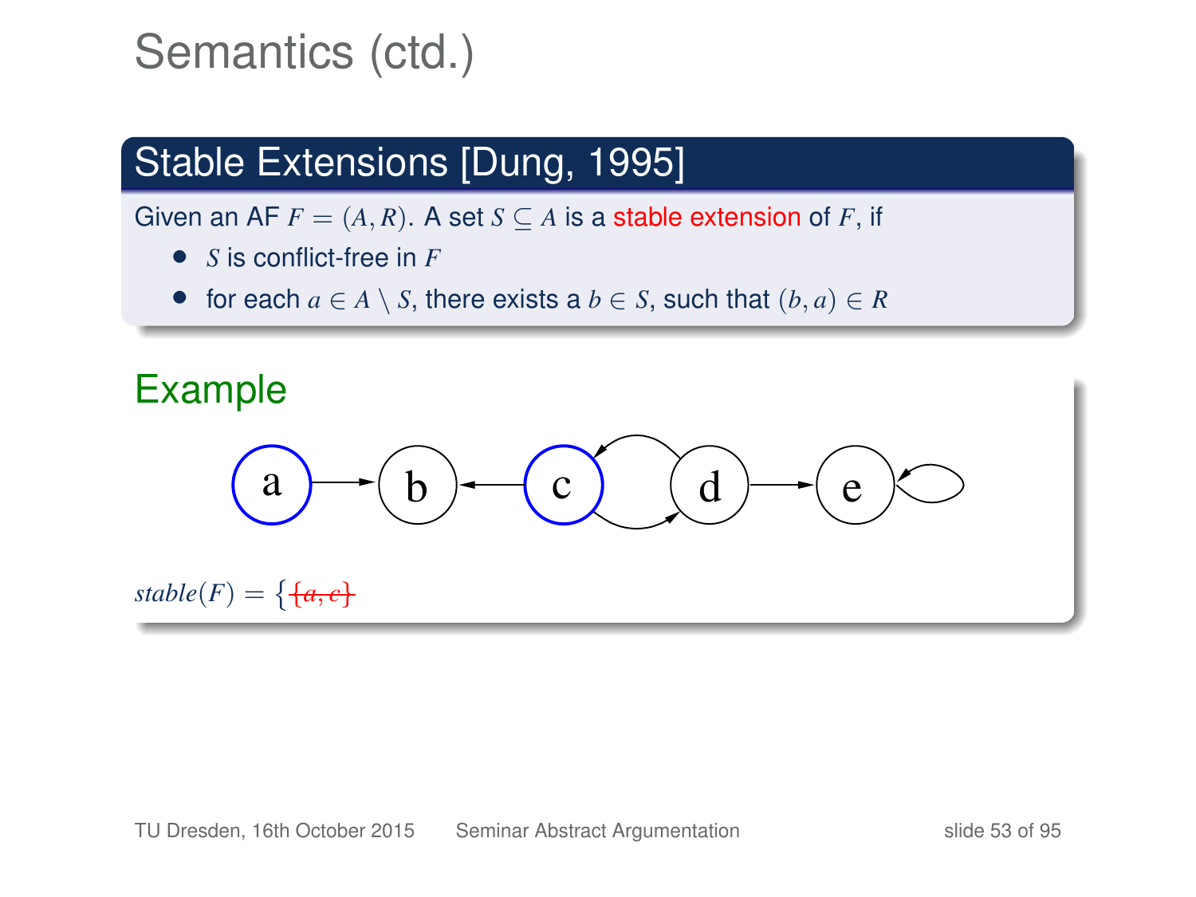# Semantics (ctd.)

## Stable Extensions [Dung, 1995]

Given an AF $F = (A, R)$. A set $S \subseteq A$ is a stable extension of $F$, if

- $S$ is conflict-free in $F$
- for each $a \in A \setminus S$, there exists a $b \in S$, such that $(b, a) \in R$

## Example

$stable(F) = \{ \sout{\{a, c\}}$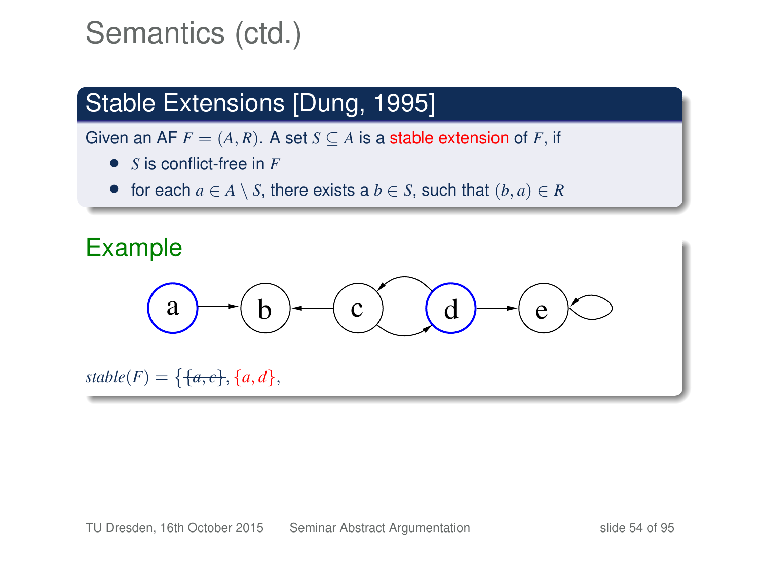# Semantics (ctd.)

## Stable Extensions [Dung, 1995]

Given an AF $F = (A, R)$. A set $S \subseteq A$ is a stable extension of $F$, if

- $S$ is conflict-free in $F$
- for each $a \in A \setminus S$, there exists a $b \in S$, such that $(b, a) \in R$

## Example

$stable(F) = \{ \sout{\{a, c\}}, \{a, d\},$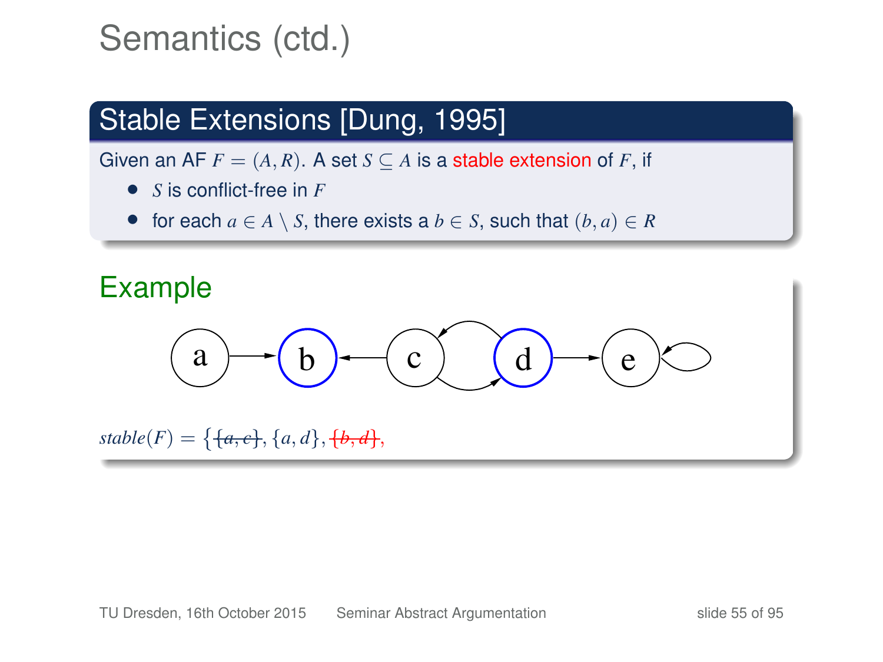# Semantics (ctd.)

## Stable Extensions [Dung, 1995]

Given an AF $F = (A, R)$. A set $S \subseteq A$ is a stable extension of $F$, if

- $S$ is conflict-free in $F$
- for each $a \in A \setminus S$, there exists a $b \in S$, such that $(b, a) \in R$

## Example

$stable(F) = \{ \sout{\{a, c\}}, \{a, d\}, \sout{\{b, d\}},$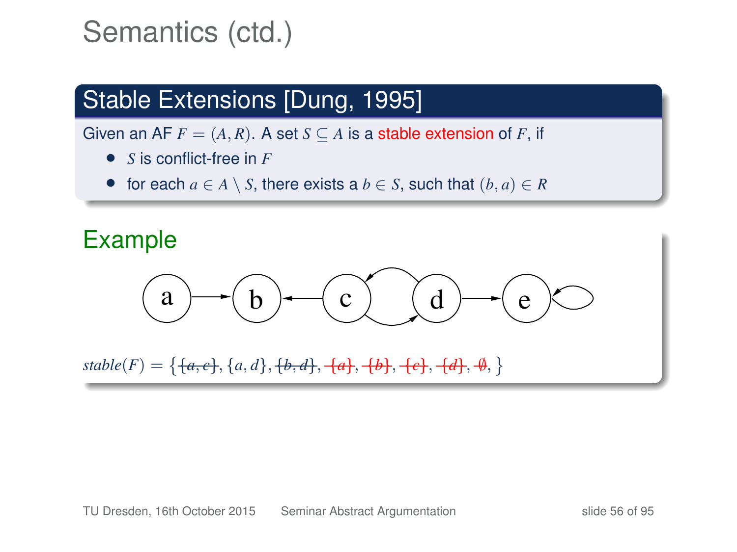# Semantics (ctd.)

## Stable Extensions [Dung, 1995]

Given an AF $F = (A, R)$. A set $S \subseteq A$ is a stable extension of $F$, if

- $S$ is conflict-free in $F$
- for each $a \in A \setminus S$, there exists a $b \in S$, such that $(b, a) \in R$

## Example

$stable(F) = \{ \sout{\{a, c\}}, \{a, d\}, \sout{\{b, d\}}, \sout{\{a\}}, \sout{\{b\}}, \sout{\{c\}}, \sout{\{d\}}, \sout{\emptyset}, \}$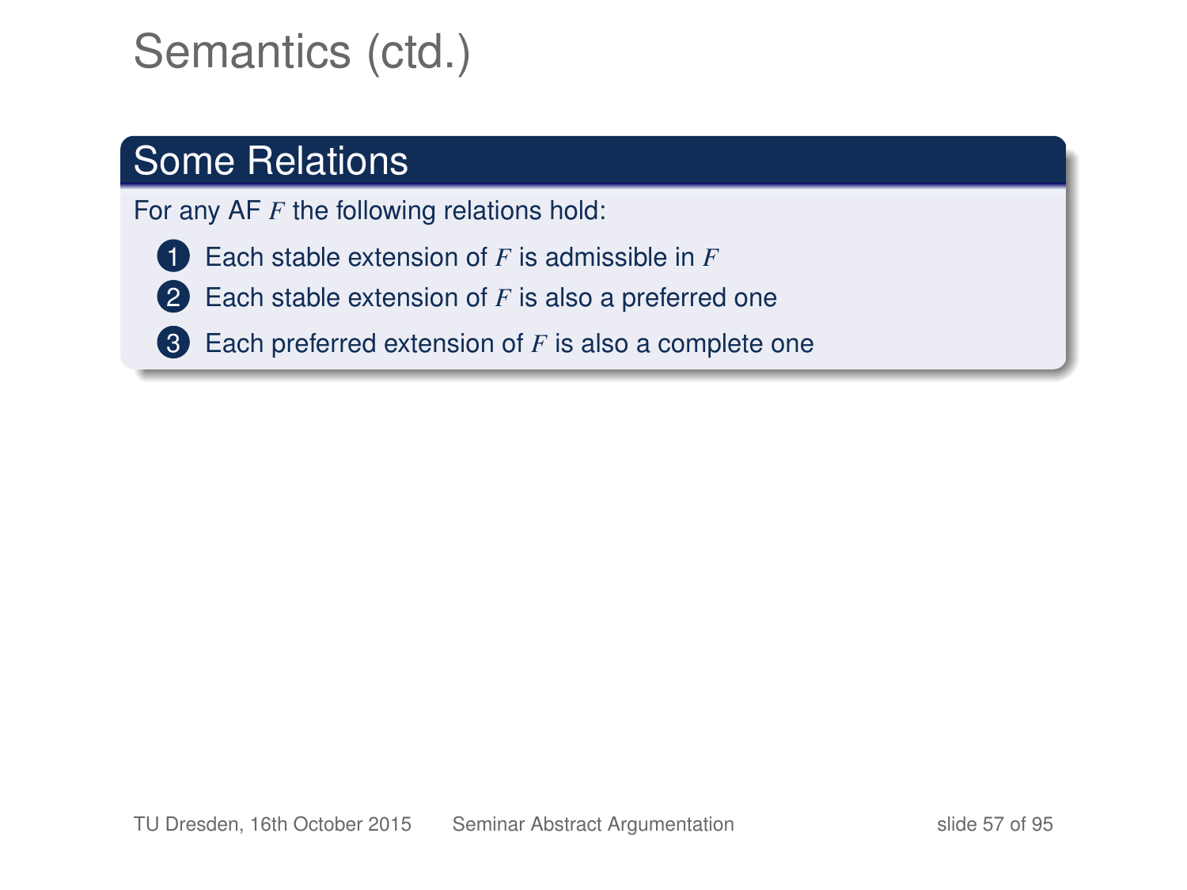# Semantics (ctd.)

## Some Relations

For any AF $F$ the following relations hold:

1. Each stable extension of $F$ is admissible in $F$
2. Each stable extension of $F$ is also a preferred one
3. Each preferred extension of $F$ is also a complete one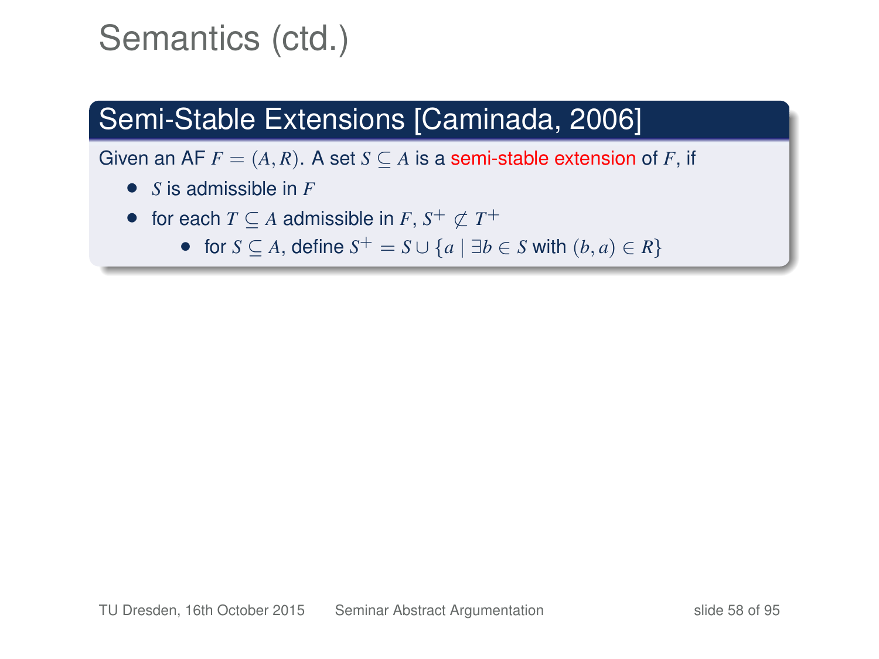# Semantics (ctd.)

## Semi-Stable Extensions [Caminada, 2006]

Given an AF $F = (A, R)$. A set $S \subseteq A$ is a semi-stable extension of $F$, if

- $S$ is admissible in $F$
- for each $T \subseteq A$ admissible in $F$, $S^+ \not\subset T^+$
  - for $S \subseteq A$, define $S^+ = S \cup \{a \mid \exists b \in S \text{ with } (b, a) \in R\}$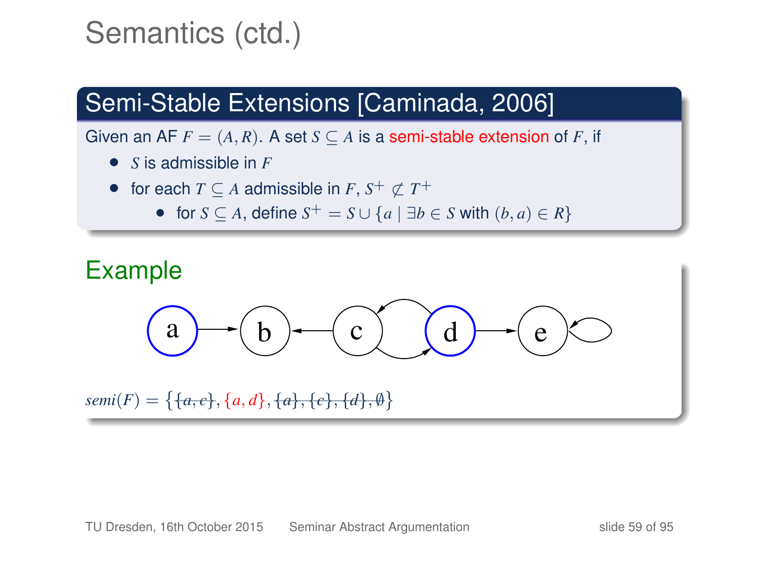# Semantics (ctd.)

## Semi-Stable Extensions [Caminada, 2006]

Given an AF $F = (A, R)$. A set $S \subseteq A$ is a semi-stable extension of $F$, if

- $S$ is admissible in $F$
- for each $T \subseteq A$ admissible in $F$, $S^+ \not\subset T^+$
  - for $S \subseteq A$, define $S^+ = S \cup \{a \mid \exists b \in S \text{ with } (b, a) \in R\}$

## Example

$semi(F) = \{ \sout{\{a, c\}}, \{a, d\}, \sout{\{a\}}, \sout{\{c\}}, \sout{\{d\}}, \sout{\emptyset} \}$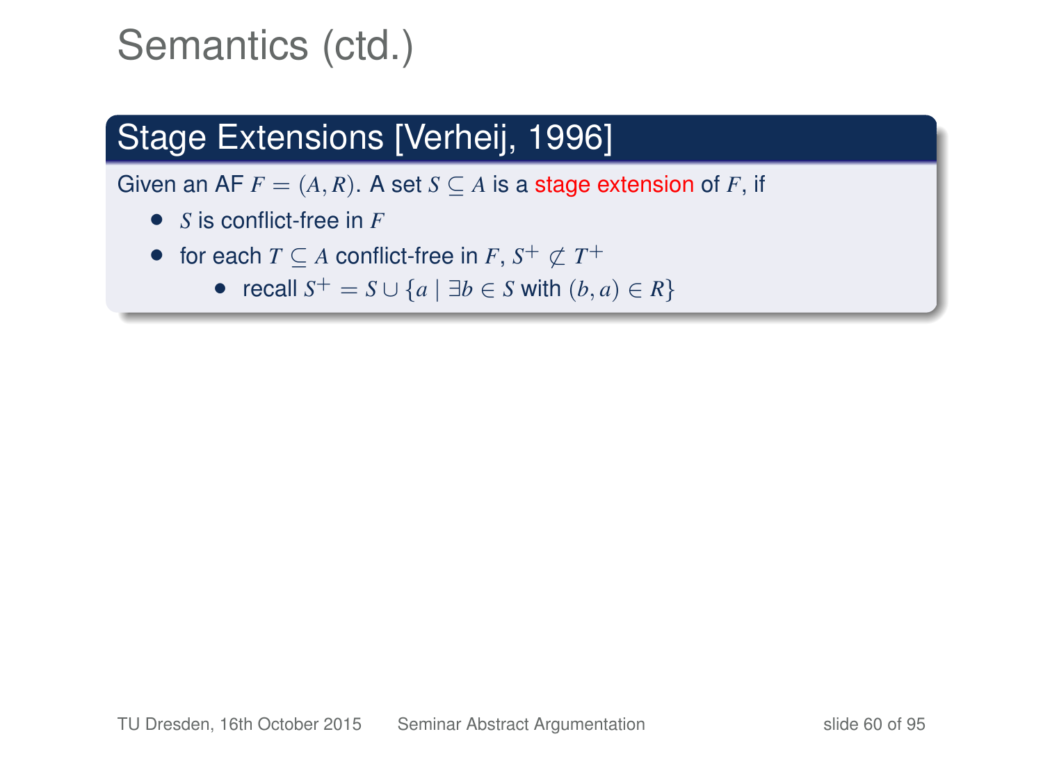# Semantics (ctd.)

## Stage Extensions [Verheij, 1996]

Given an AF $F = (A, R)$. A set $S \subseteq A$ is a stage extension of $F$, if

- $S$ is conflict-free in $F$
- for each $T \subseteq A$ conflict-free in $F$, $S^+ \not\subset T^+$
    - recall $S^+ = S \cup \{a \mid \exists b \in S \text{ with } (b, a) \in R\}$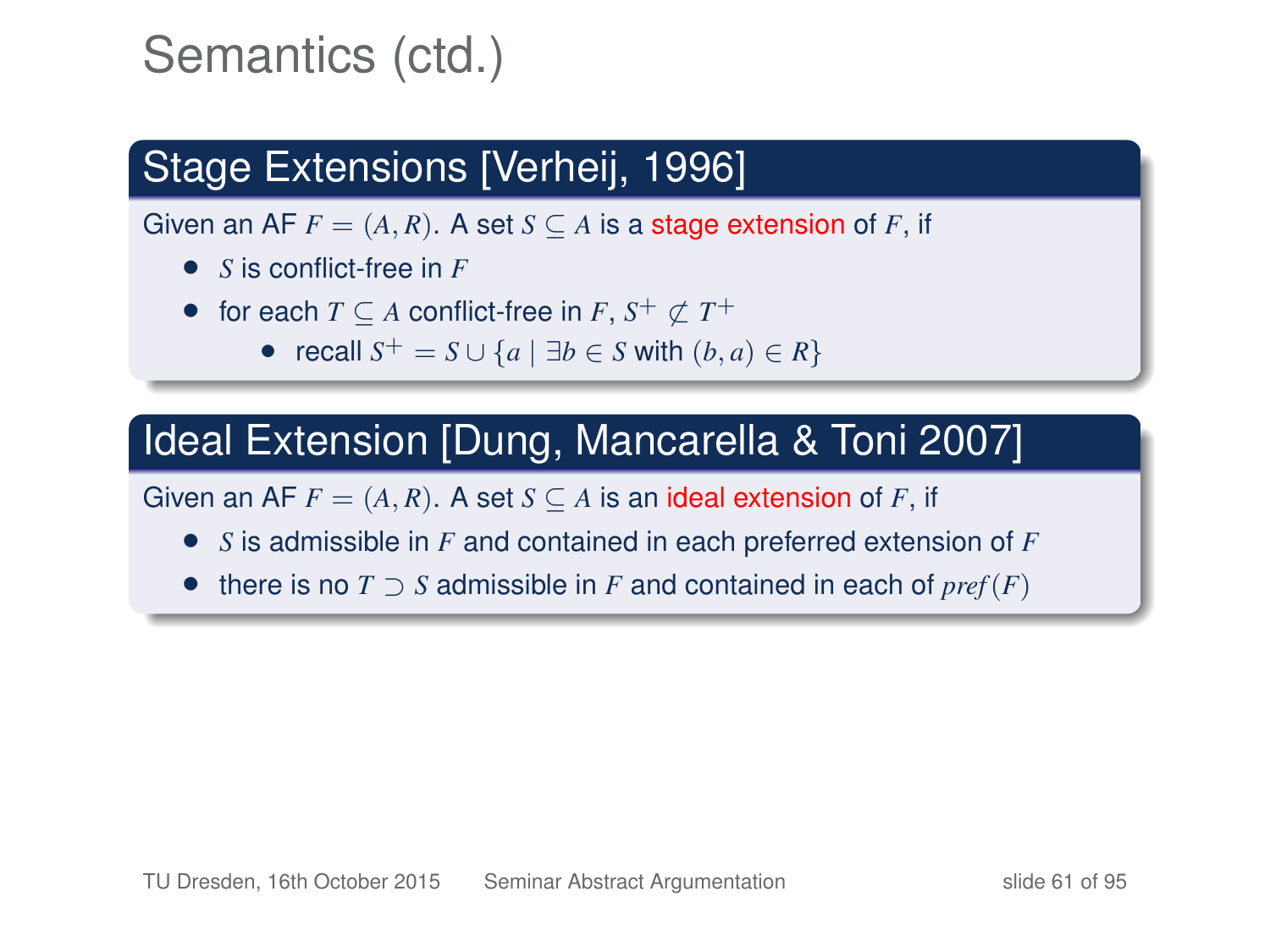# Semantics (ctd.)

## Stage Extensions [Verheij, 1996]

Given an AF $F = (A, R)$. A set $S \subseteq A$ is a stage extension of $F$, if

- $S$ is conflict-free in $F$
- for each $T \subseteq A$ conflict-free in $F$, $S^+ \not\subset T^+$
  - recall $S^+ = S \cup \{a \mid \exists b \in S \text{ with } (b, a) \in R\}$

## Ideal Extension [Dung, Mancarella & Toni 2007]

Given an AF $F = (A, R)$. A set $S \subseteq A$ is an ideal extension of $F$, if

- $S$ is admissible in $F$ and contained in each preferred extension of $F$
- there is no $T \supset S$ admissible in $F$ and contained in each of $pref(F)$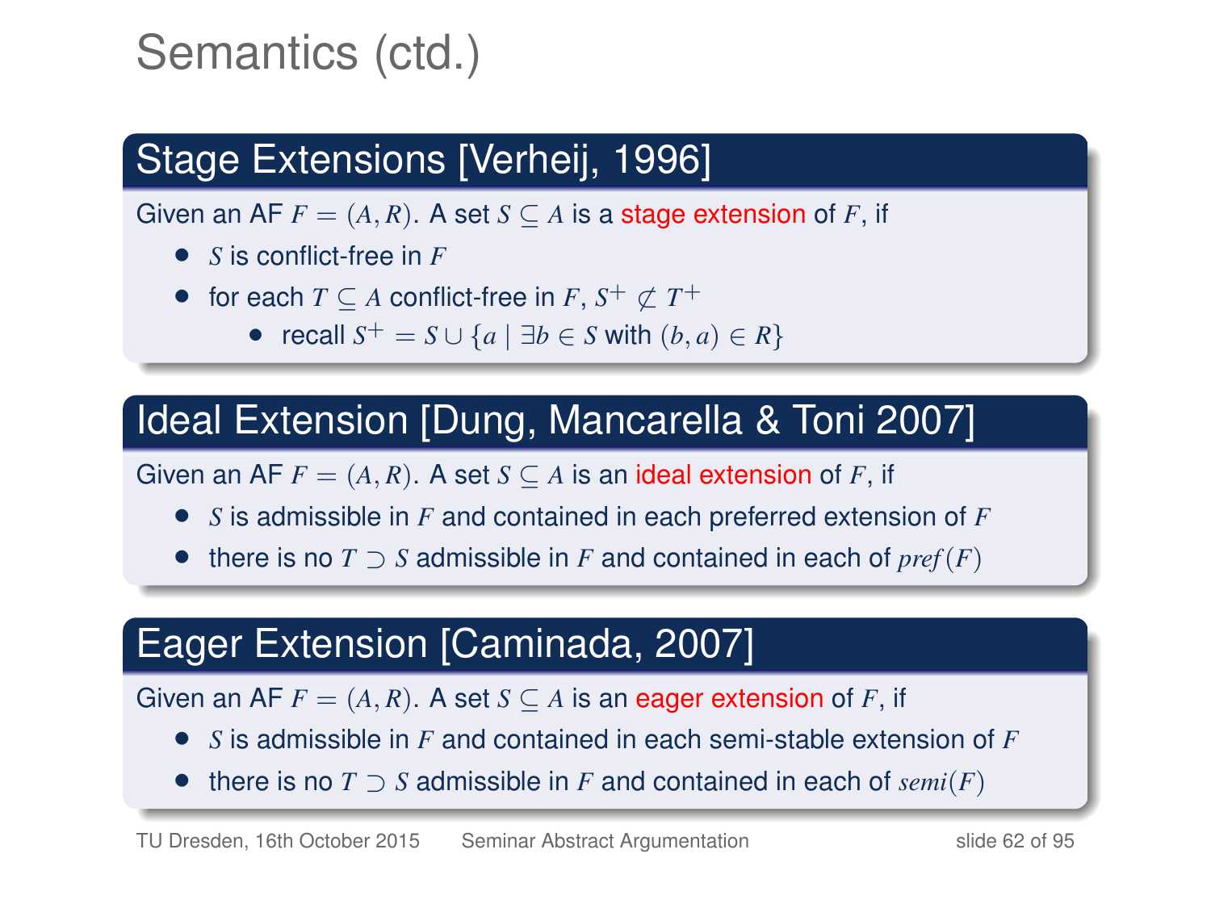# Semantics (ctd.)

## Stage Extensions [Verheij, 1996]

Given an AF $F = (A, R)$. A set $S \subseteq A$ is a stage extension of $F$, if

- $S$ is conflict-free in $F$
- for each $T \subseteq A$ conflict-free in $F$, $S^+ \not\subset T^+$
  - recall $S^+ = S \cup \{a \mid \exists b \in S \text{ with } (b, a) \in R\}$

## Ideal Extension [Dung, Mancarella & Toni 2007]

Given an AF $F = (A, R)$. A set $S \subseteq A$ is an ideal extension of $F$, if

- $S$ is admissible in $F$ and contained in each preferred extension of $F$
- there is no $T \supset S$ admissible in $F$ and contained in each of $pref(F)$

## Eager Extension [Caminada, 2007]

Given an AF $F = (A, R)$. A set $S \subseteq A$ is an eager extension of $F$, if

- $S$ is admissible in $F$ and contained in each semi-stable extension of $F$
- there is no $T \supset S$ admissible in $F$ and contained in each of $semi(F)$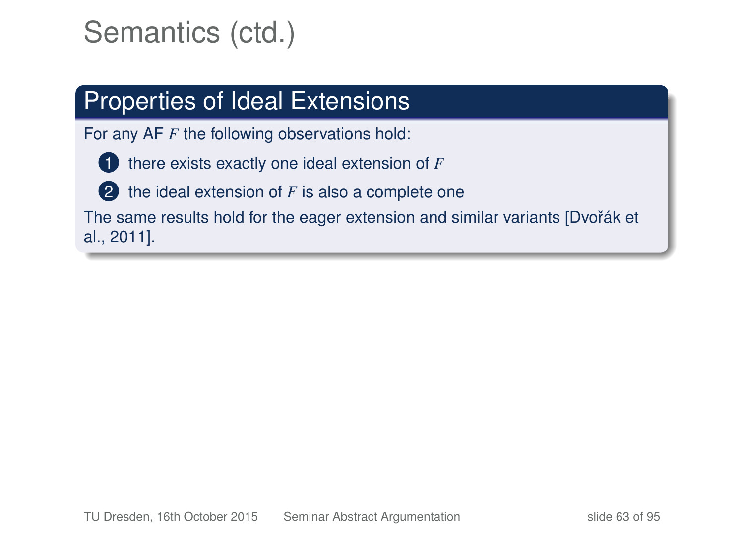# Semantics (ctd.)

## Properties of Ideal Extensions

For any AF $F$ the following observations hold:

1. there exists exactly one ideal extension of $F$
2. the ideal extension of $F$ is also a complete one

The same results hold for the eager extension and similar variants [Dvořák et al., 2011].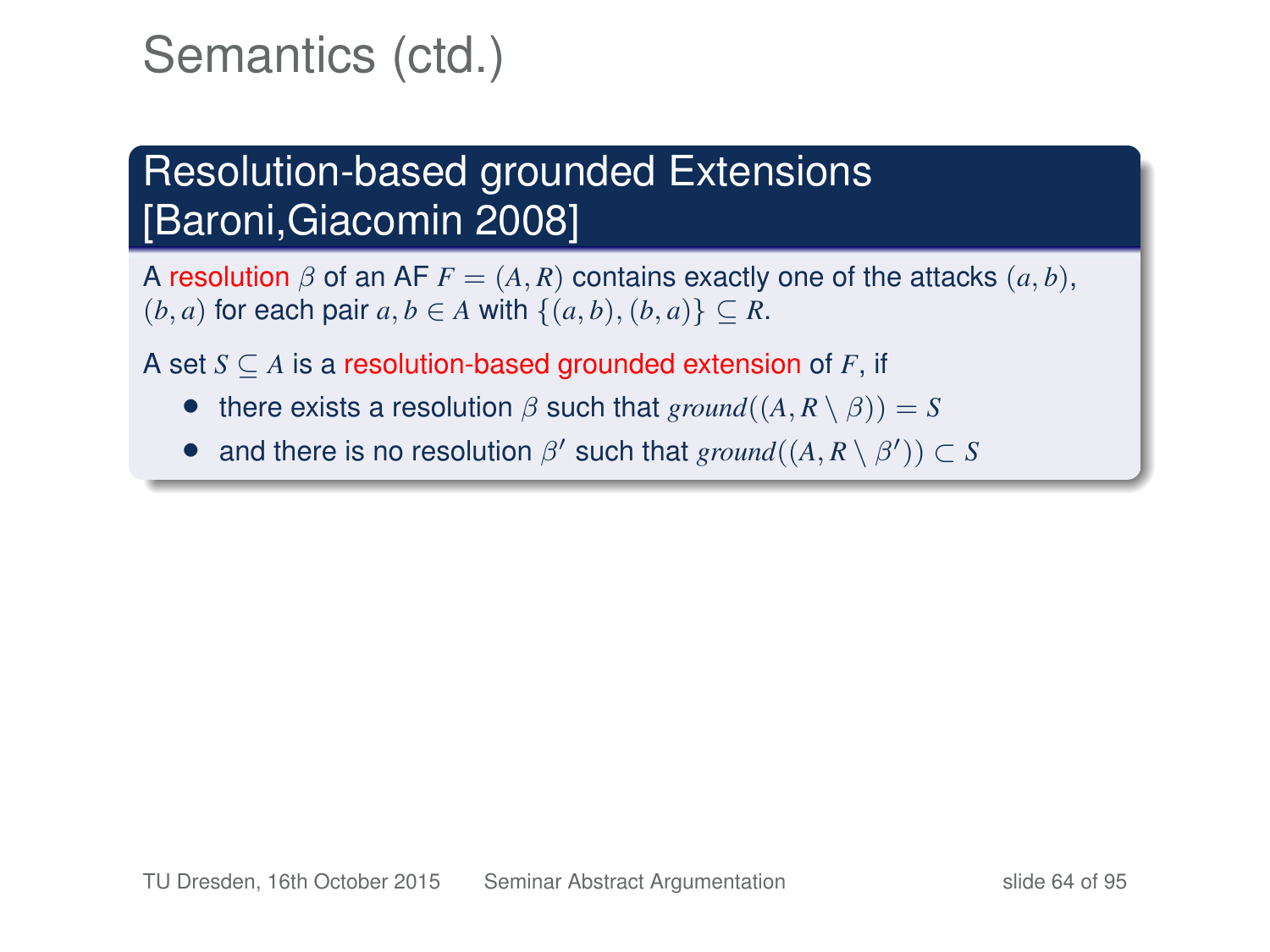# Semantics (ctd.)

## Resolution-based grounded Extensions [Baroni,Giacomin 2008]

A resolution $\beta$ of an AF $F = (A, R)$ contains exactly one of the attacks $(a, b)$, $(b, a)$ for each pair $a, b \in A$ with $\{(a, b), (b, a)\} \subseteq R$.

A set $S \subseteq A$ is a resolution-based grounded extension of $F$, if

- there exists a resolution $\beta$ such that $ground((A, R \setminus \beta)) = S$
- and there is no resolution $\beta'$ such that $ground((A, R \setminus \beta')) \subset S$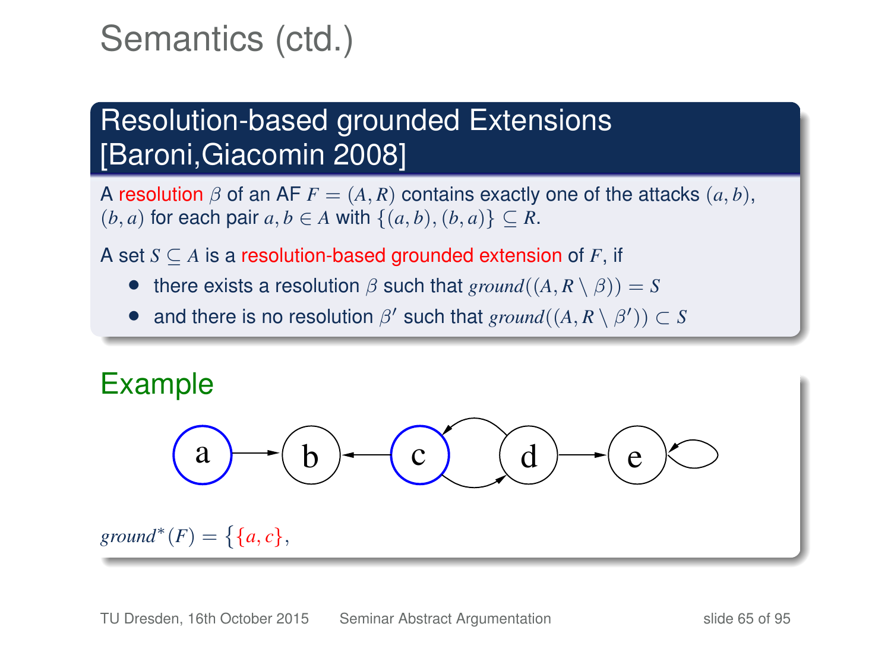# Semantics (ctd.)

## Resolution-based grounded Extensions [Baroni,Giacomin 2008]

A resolution $\beta$ of an AF $F = (A, R)$ contains exactly one of the attacks $(a, b)$, $(b, a)$ for each pair $a, b \in A$ with $\{(a, b), (b, a)\} \subseteq R$.

A set $S \subseteq A$ is a resolution-based grounded extension of $F$, if

- there exists a resolution $\beta$ such that $ground((A, R \setminus \beta)) = S$
- and there is no resolution $\beta'$ such that $ground((A, R \setminus \beta')) \subset S$

## Example

$ground^*(F) = \big\{\{a, c\},$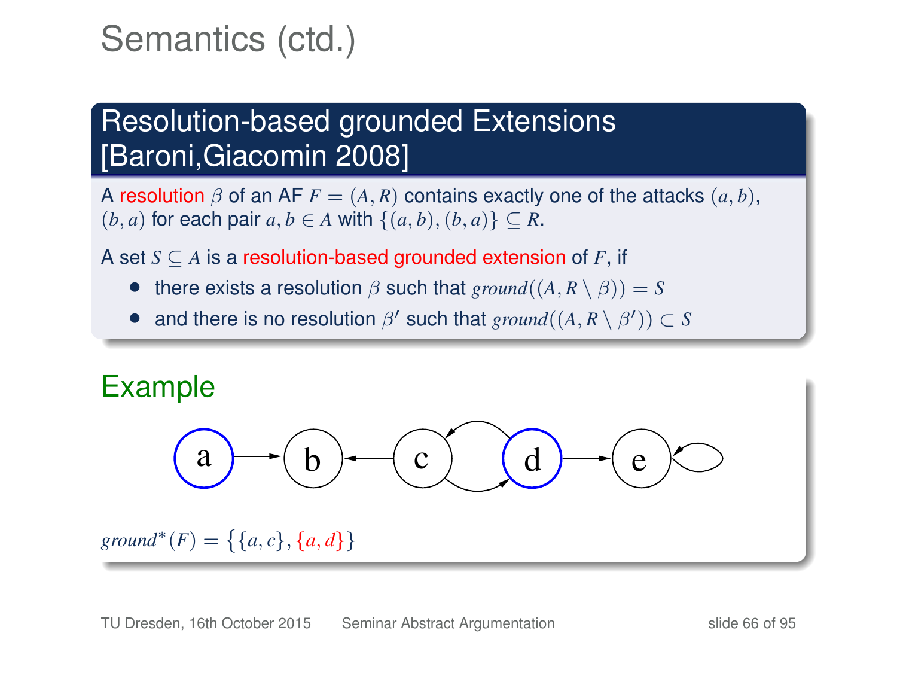# Semantics (ctd.)

## Resolution-based grounded Extensions [Baroni,Giacomin 2008]

A resolution $\beta$ of an AF $F = (A, R)$ contains exactly one of the attacks $(a, b)$, $(b, a)$ for each pair $a, b \in A$ with $\{(a, b), (b, a)\} \subseteq R$.

A set $S \subseteq A$ is a resolution-based grounded extension of $F$, if

- there exists a resolution $\beta$ such that $ground((A, R \setminus \beta)) = S$
- and there is no resolution $\beta'$ such that $ground((A, R \setminus \beta')) \subset S$

## Example

$ground^*(F) = \{\{a, c\}, \{a, d\}\}$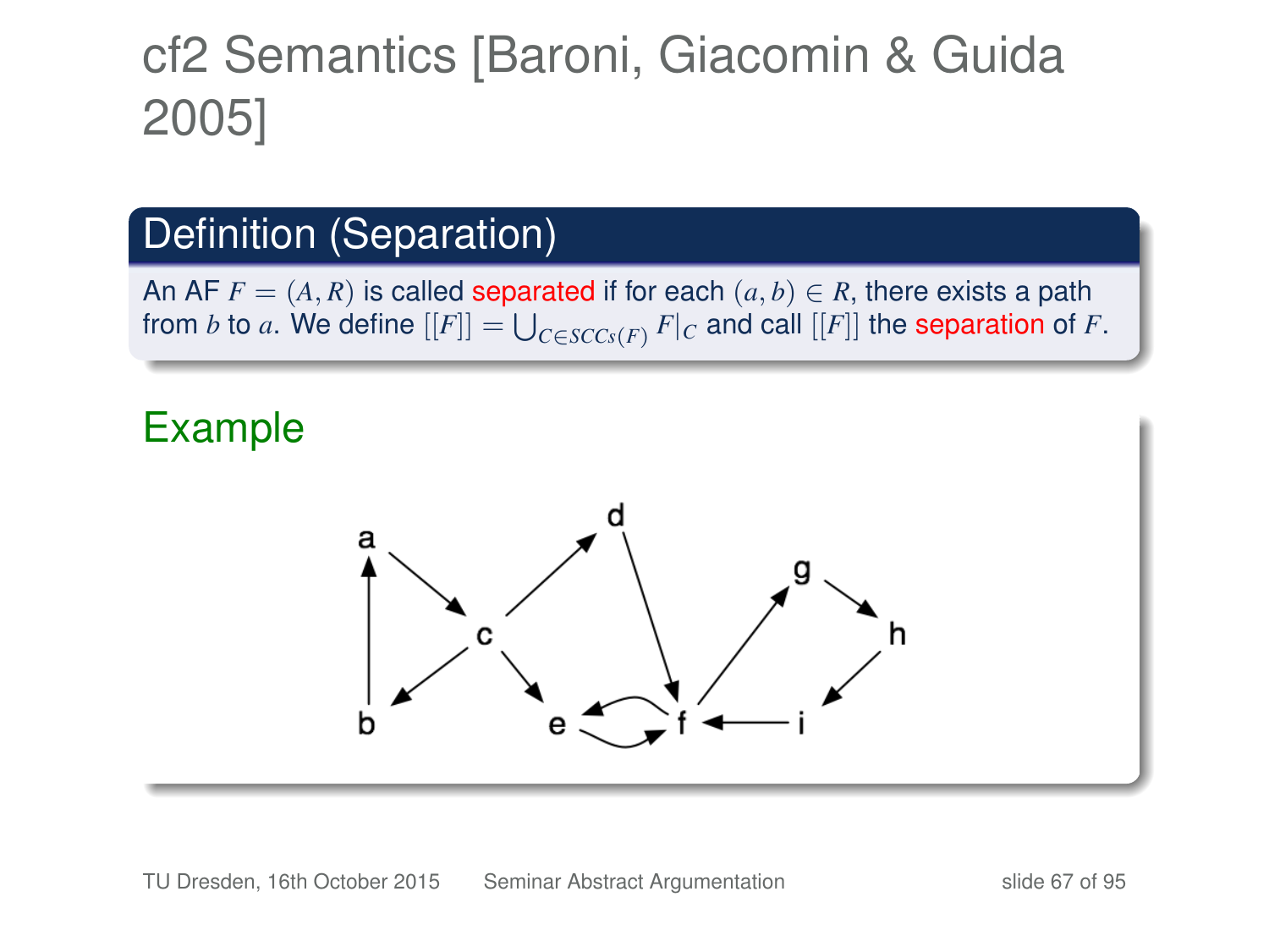# cf2 Semantics [Baroni, Giacomin & Guida 2005]

## Definition (Separation)

An AF $F = (A, R)$ is called separated if for each $(a, b) \in R$, there exists a path from $b$ to $a$. We define $[[F]] = \bigcup_{C \in SCCs(F)} F|_C$ and call $[[F]]$ the separation of $F$.

## Example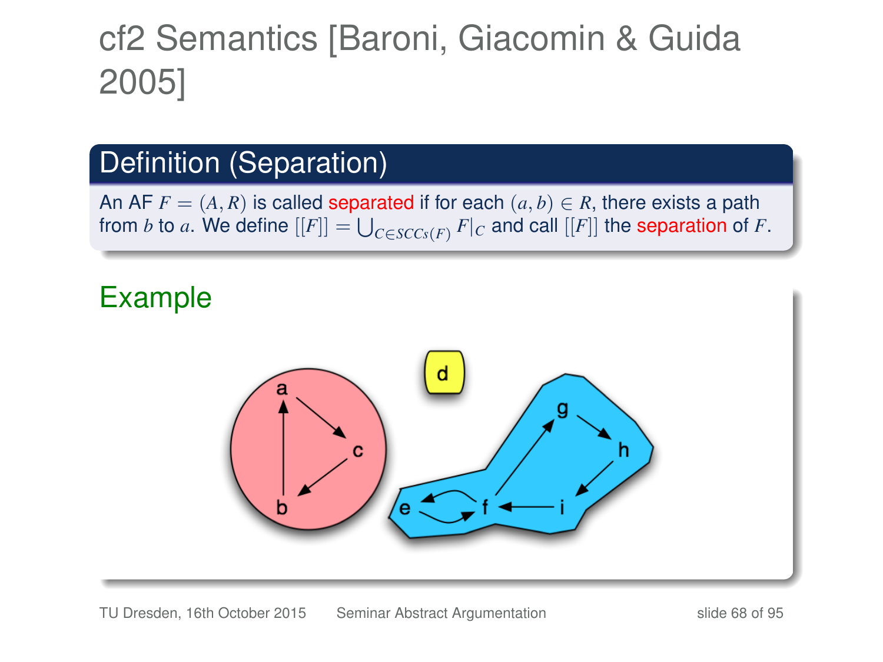# cf2 Semantics [Baroni, Giacomin & Guida 2005]

## Definition (Separation)

An AF $F = (A, R)$ is called separated if for each $(a, b) \in R$, there exists a path from $b$ to $a$. We define $[[F]] = \bigcup_{C \in SCCs(F)} F|_C$ and call $[[F]]$ the separation of $F$.

## Example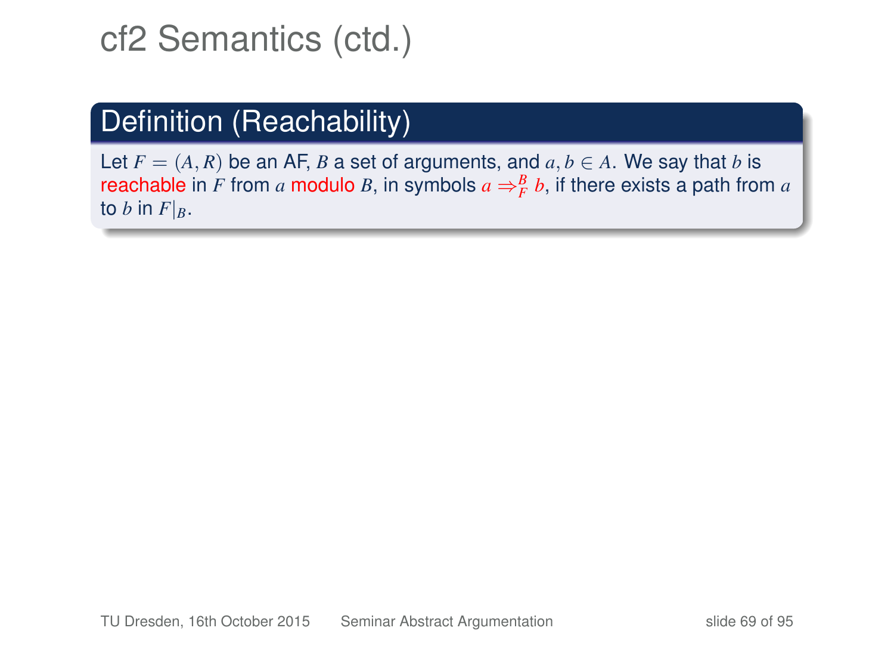# cf2 Semantics (ctd.)

## Definition (Reachability)

Let $F = (A, R)$ be an AF, $B$ a set of arguments, and $a, b \in A$. We say that $b$ is reachable in $F$ from $a$ modulo $B$, in symbols $a \Rightarrow_F^B b$, if there exists a path from $a$ to $b$ in $F|_B$.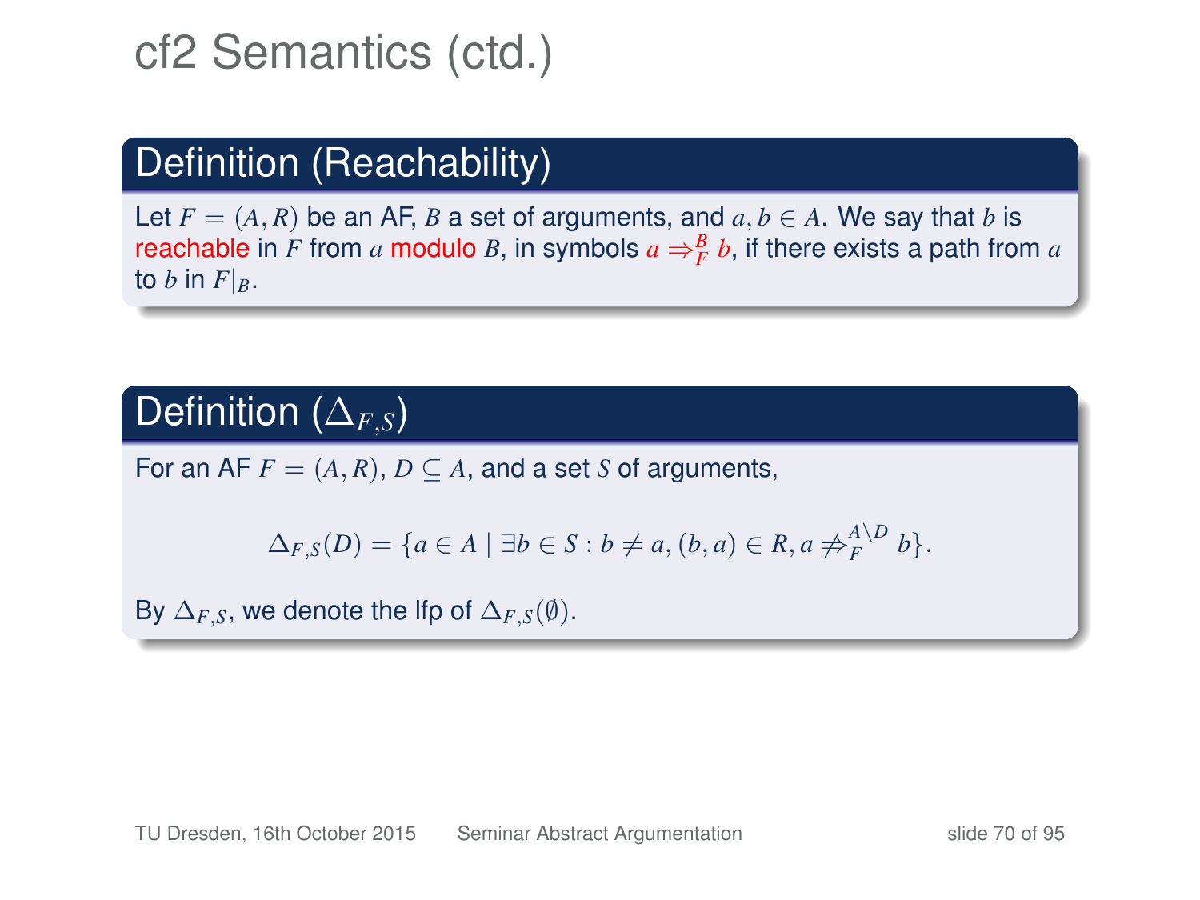# cf2 Semantics (ctd.)

## Definition (Reachability)

Let $F = (A, R)$ be an AF, $B$ a set of arguments, and $a, b \in A$. We say that $b$ is reachable in $F$ from $a$ modulo $B$, in symbols $a \Rightarrow_F^B b$, if there exists a path from $a$ to $b$ in $F|_B$.

## Definition ($\Delta_{F,S}$)

For an AF $F = (A, R)$, $D \subseteq A$, and a set $S$ of arguments,

$$\Delta_{F,S}(D) = \{a \in A \mid \exists b \in S : b \neq a, (b, a) \in R, a \not\Rightarrow_F^{A \setminus D} b\}.$$

By $\Delta_{F,S}$, we denote the lfp of $\Delta_{F,S}(\emptyset)$.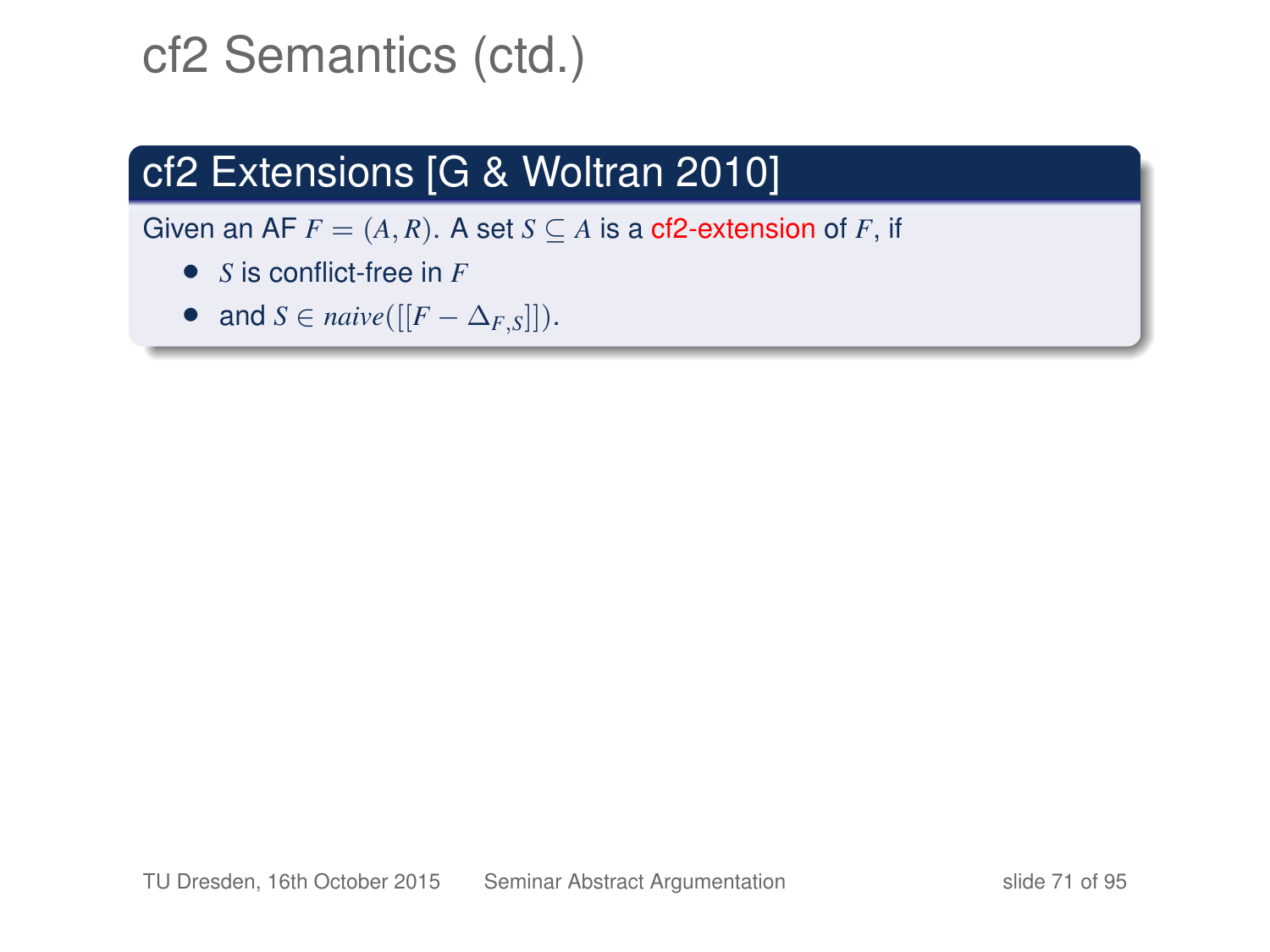# cf2 Semantics (ctd.)

## cf2 Extensions [G & Woltran 2010]

Given an AF $F = (A, R)$. A set $S \subseteq A$ is a cf2-extension of $F$, if

- $S$ is conflict-free in $F$
- and $S \in naive([[F - \Delta_{F,S}]])$.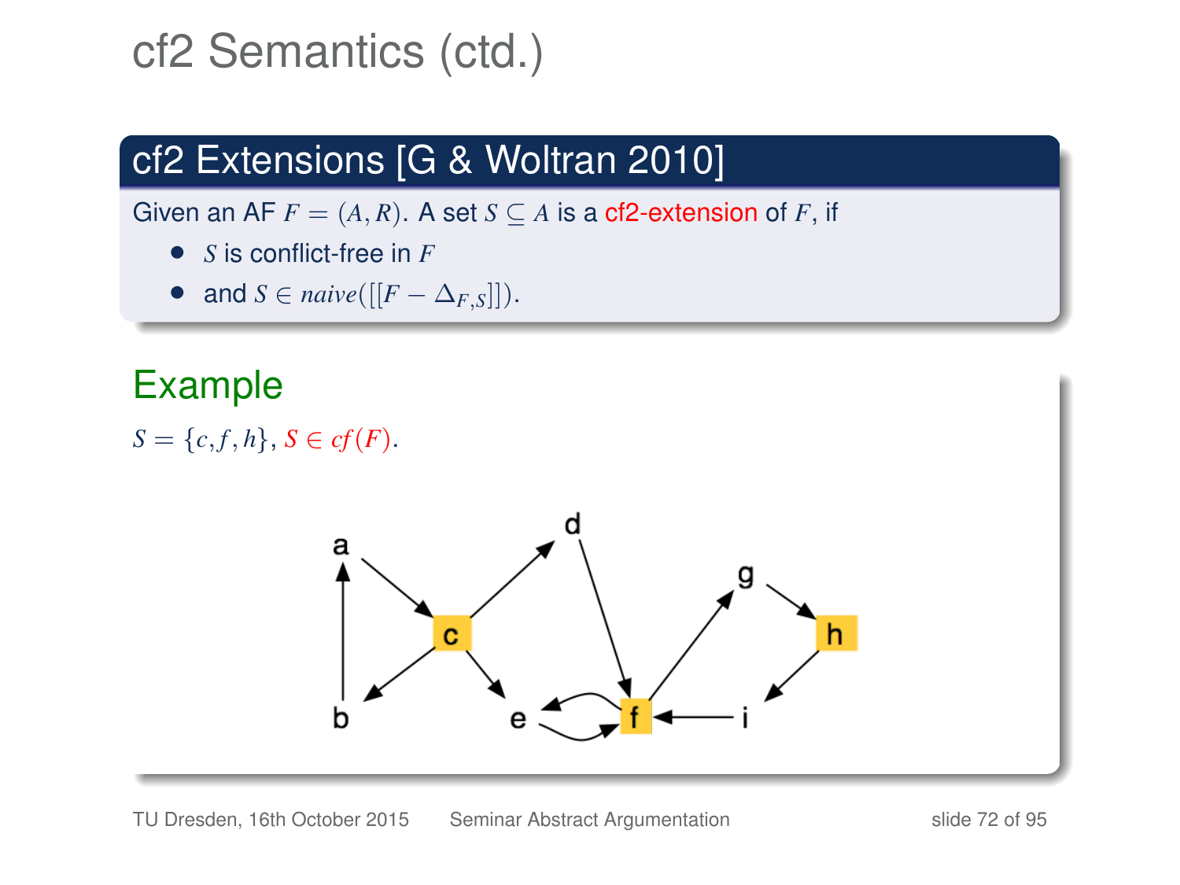# cf2 Semantics (ctd.)

## cf2 Extensions [G & Woltran 2010]

Given an AF $F = (A, R)$. A set $S \subseteq A$ is a cf2-extension of $F$, if

- $S$ is conflict-free in $F$
- and $S \in naive([[F - \Delta_{F,S}]])$.

## Example

$S = \{c, f, h\}$, $S \in cf(F)$.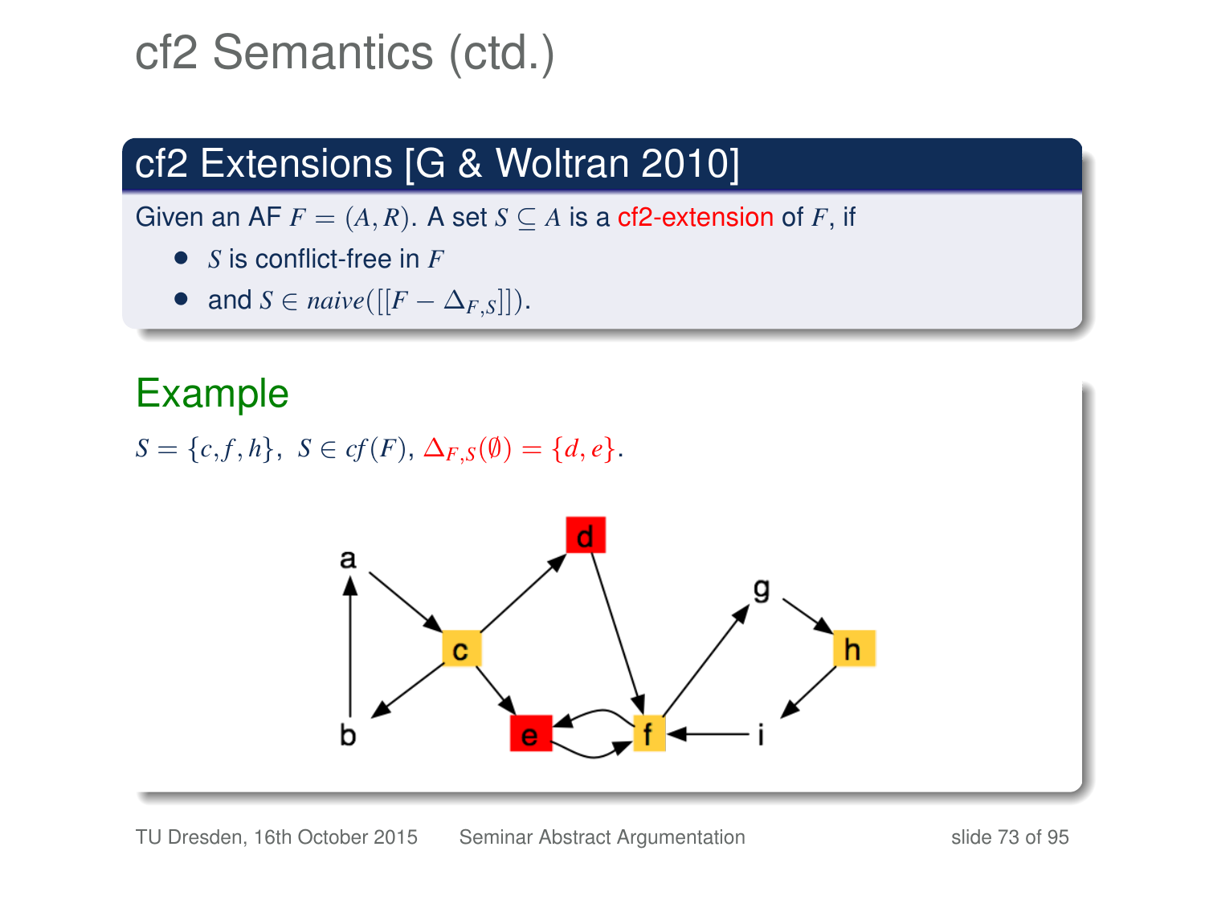# cf2 Semantics (ctd.)

## cf2 Extensions [G & Woltran 2010]

Given an AF $F = (A, R)$. A set $S \subseteq A$ is a cf2-extension of $F$, if

- $S$ is conflict-free in $F$
- and $S \in naive([[F - \Delta_{F,S}]])$.

## Example

$S = \{c, f, h\}$, $S \in cf(F)$, $\Delta_{F,S}(\emptyset) = \{d, e\}$.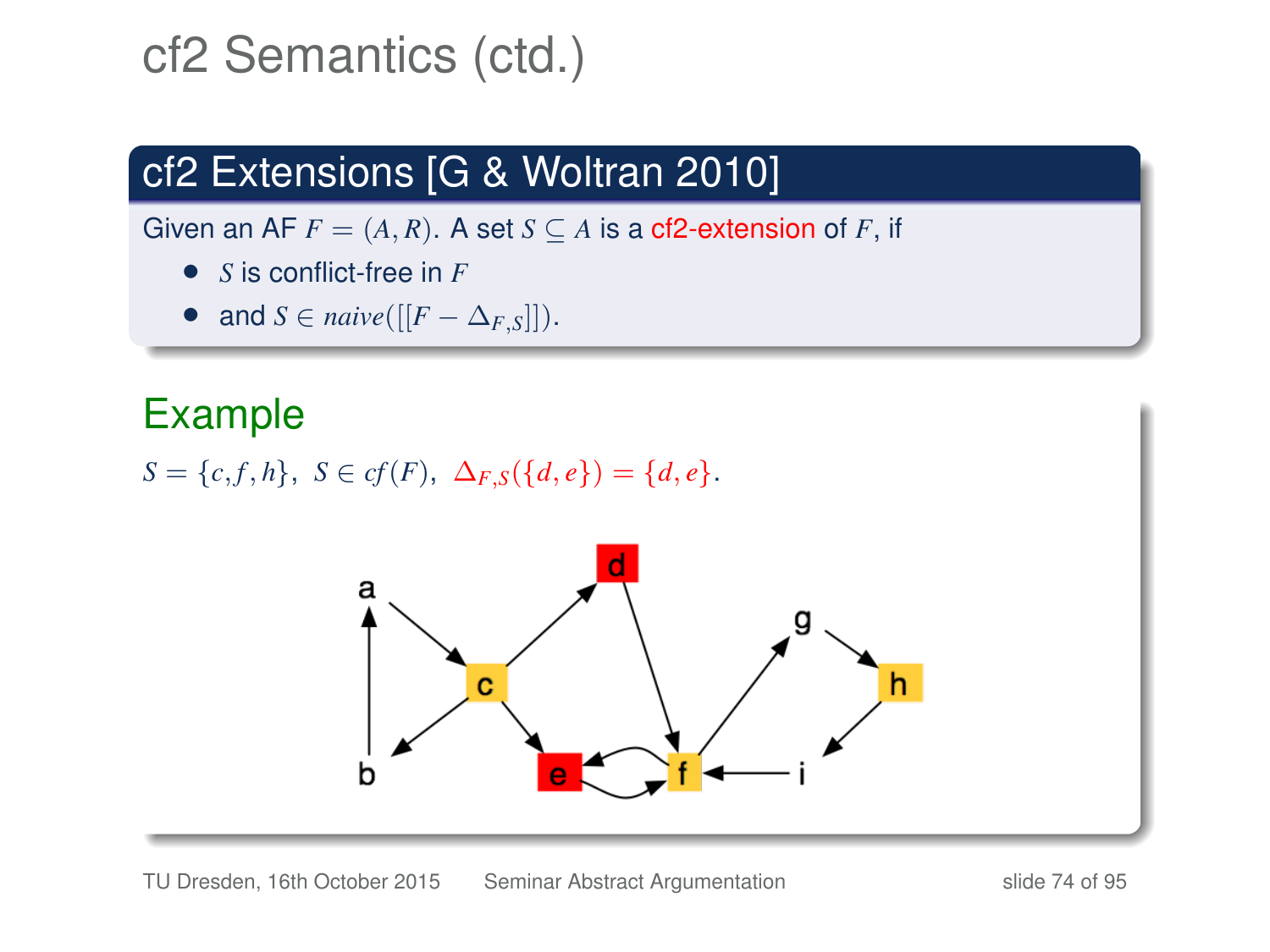# cf2 Semantics (ctd.)

## cf2 Extensions [G & Woltran 2010]

Given an AF $F = (A, R)$. A set $S \subseteq A$ is a cf2-extension of $F$, if

- $S$ is conflict-free in $F$
- and $S \in naive([[F - \Delta_{F,S}]])$.

## Example

$S = \{c, f, h\},\ S \in cf(F),\ \Delta_{F,S}(\{d, e\}) = \{d, e\}$.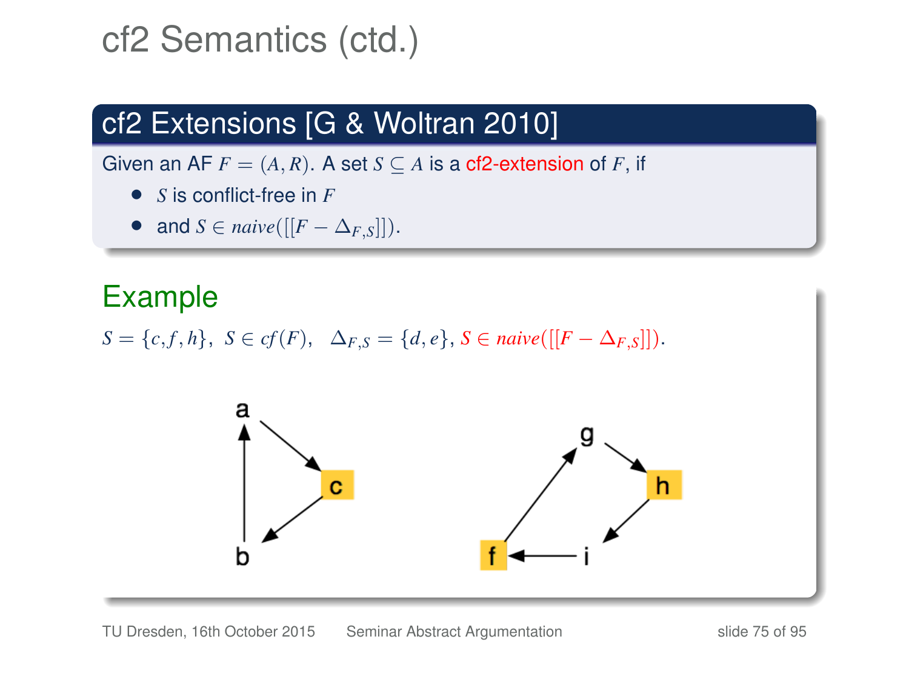# cf2 Semantics (ctd.)

## cf2 Extensions [G & Woltran 2010]

Given an AF $F = (A, R)$. A set $S \subseteq A$ is a cf2-extension of $F$, if

- $S$ is conflict-free in $F$
- and $S \in naive([[F - \Delta_{F,S}]])$.

## Example

$S = \{c, f, h\}$, $S \in cf(F)$, $\Delta_{F,S} = \{d, e\}$, $S \in naive([[F - \Delta_{F,S}]])$.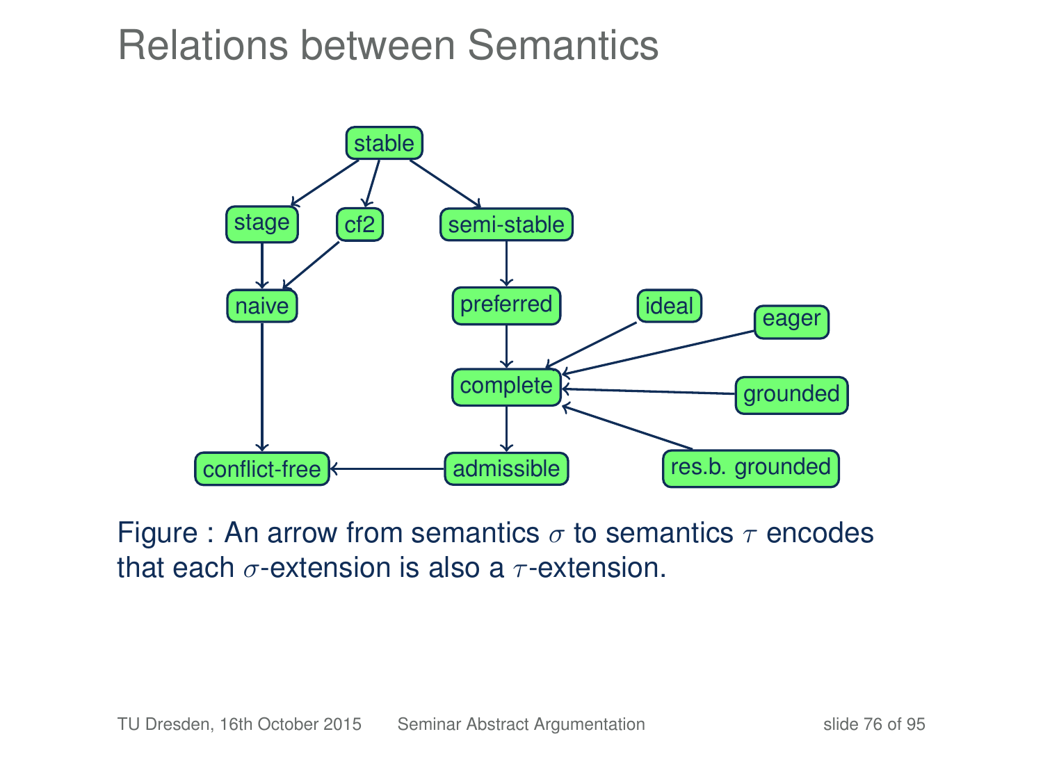# Relations between Semantics

stable

stage

cf2

semi-stable

naive

preferred

ideal

eager

complete

grounded

conflict-free

admissible

res.b. grounded

Figure : An arrow from semantics $\sigma$ to semantics $\tau$ encodes that each $\sigma$-extension is also a $\tau$-extension.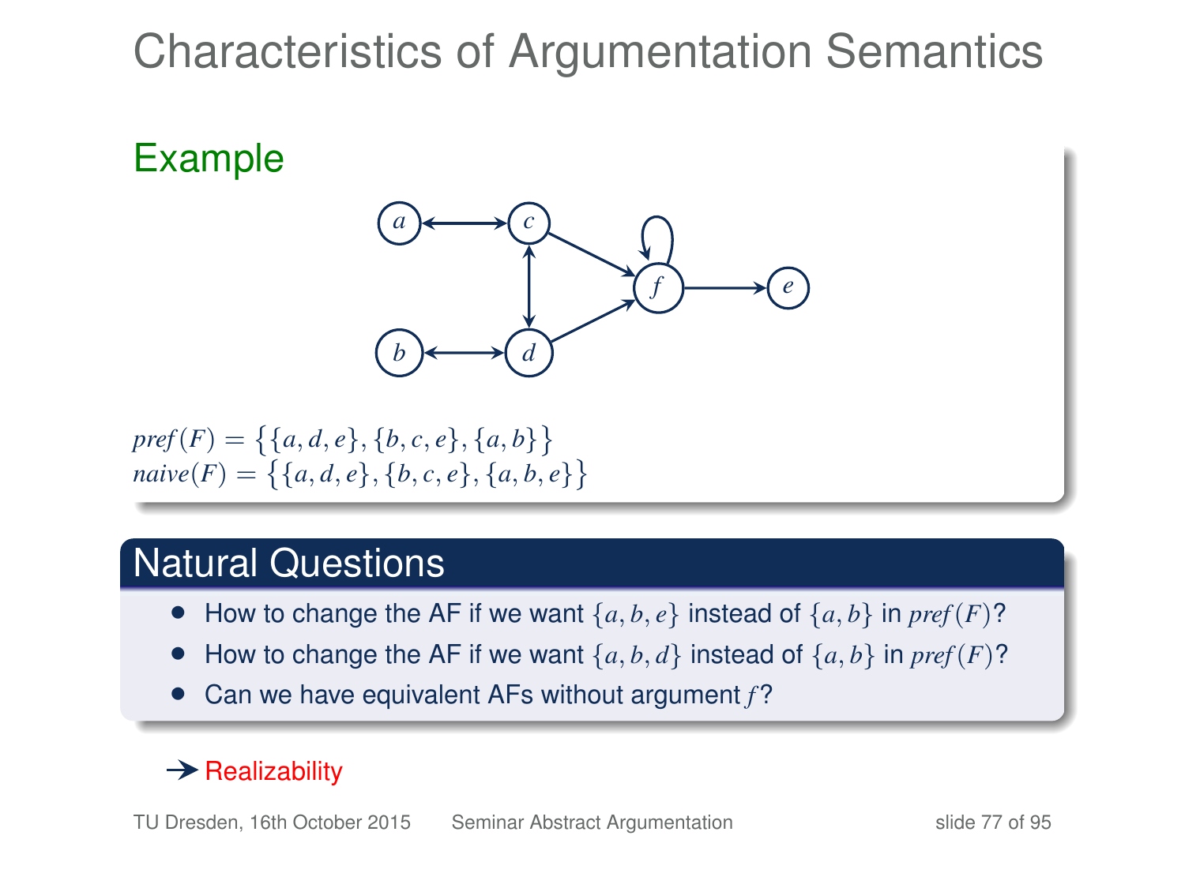# Characteristics of Argumentation Semantics

## Example

$pref(F) = \{\{a, d, e\}, \{b, c, e\}, \{a, b\}\}$
$naive(F) = \{\{a, d, e\}, \{b, c, e\}, \{a, b, e\}\}$

## Natural Questions

- How to change the AF if we want $\{a, b, e\}$ instead of $\{a, b\}$ in $pref(F)$?
- How to change the AF if we want $\{a, b, d\}$ instead of $\{a, b\}$ in $pref(F)$?
- Can we have equivalent AFs without argument $f$?

→ Realizability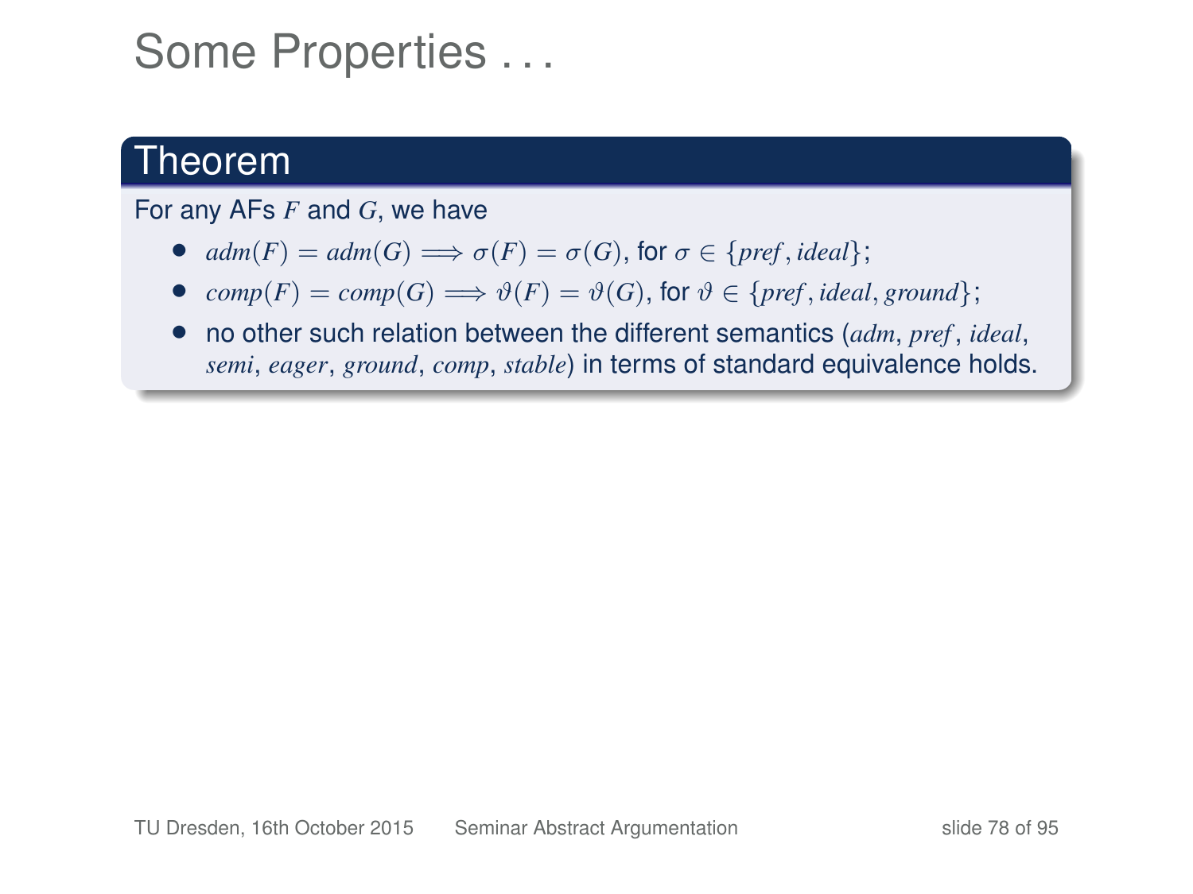# Some Properties . . .

**Theorem**

For any AFs $F$ and $G$, we have

- $adm(F) = adm(G) \Longrightarrow \sigma(F) = \sigma(G)$, for $\sigma \in \{pref, ideal\}$;
- $comp(F) = comp(G) \Longrightarrow \vartheta(F) = \vartheta(G)$, for $\vartheta \in \{pref, ideal, ground\}$;
- no other such relation between the different semantics ($adm$, $pref$, $ideal$, $semi$, $eager$, $ground$, $comp$, $stable$) in terms of standard equivalence holds.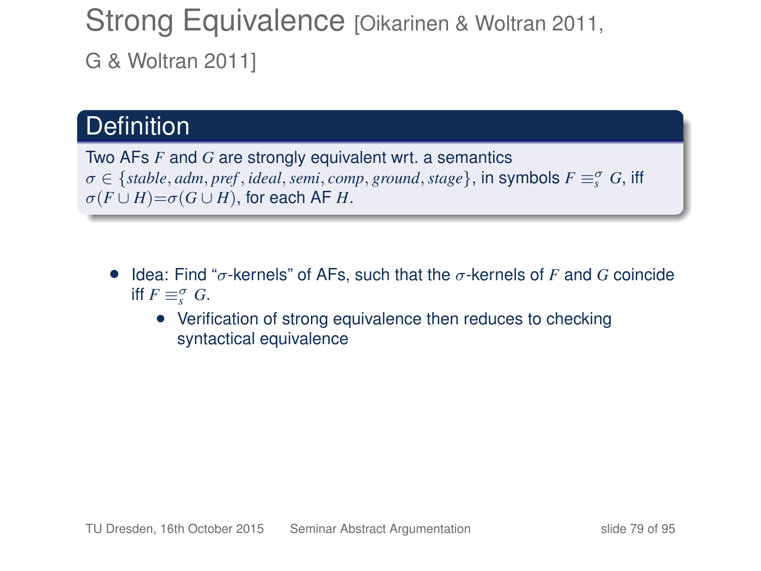# Strong Equivalence [Oikarinen & Woltran 2011, G & Woltran 2011]

## Definition

Two AFs $F$ and $G$ are strongly equivalent wrt. a semantics $\sigma \in \{stable, adm, pref, ideal, semi, comp, ground, stage\}$, in symbols $F \equiv_s^\sigma G$, iff $\sigma(F \cup H) = \sigma(G \cup H)$, for each AF $H$.

- Idea: Find "$\sigma$-kernels" of AFs, such that the $\sigma$-kernels of $F$ and $G$ coincide iff $F \equiv_s^\sigma G$.
  - Verification of strong equivalence then reduces to checking syntactical equivalence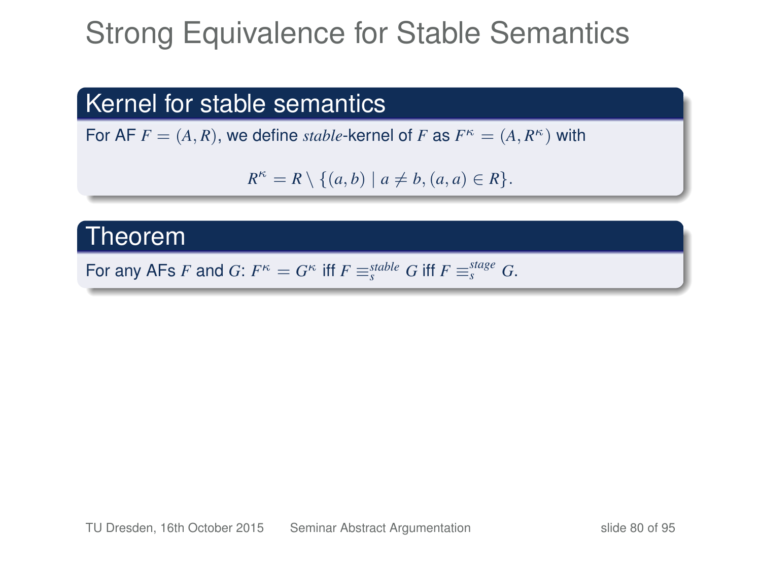# Strong Equivalence for Stable Semantics

## Kernel for stable semantics

For AF $F = (A, R)$, we define *stable*-kernel of $F$ as $F^\kappa = (A, R^\kappa)$ with

$$R^\kappa = R \setminus \{(a, b) \mid a \neq b, (a, a) \in R\}.$$

## Theorem

For any AFs $F$ and $G$: $F^\kappa = G^\kappa$ iff $F \equiv_s^{stable} G$ iff $F \equiv_s^{stage} G$.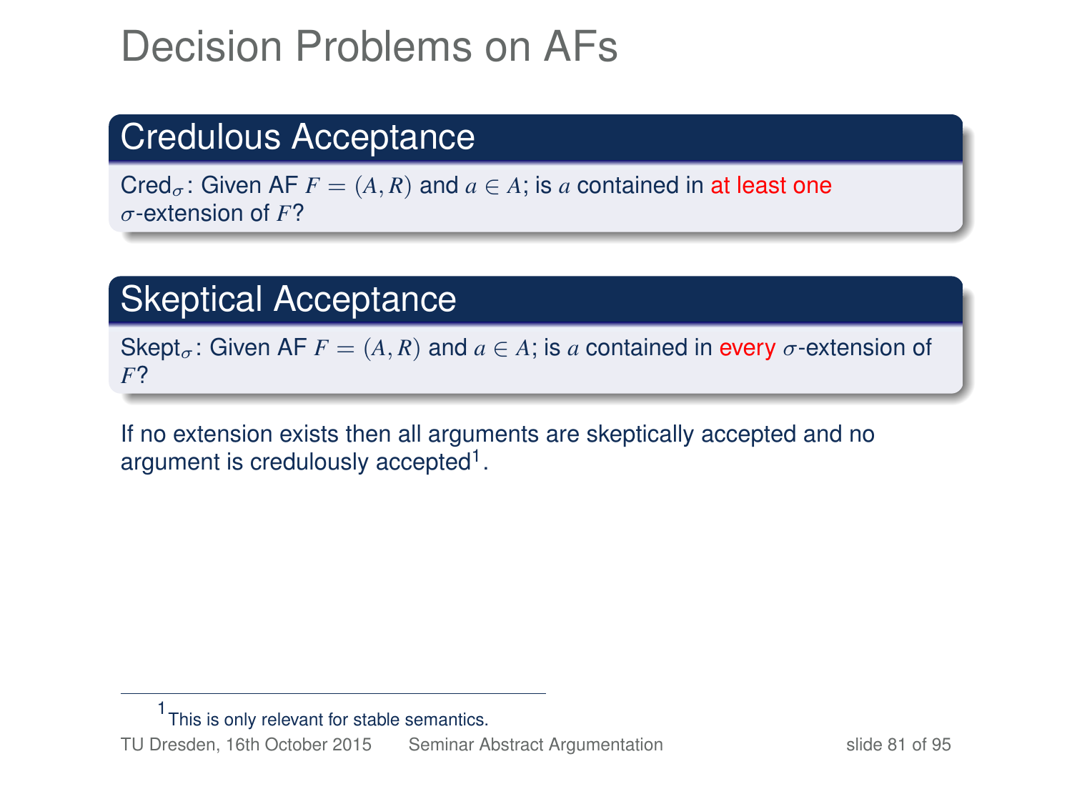# Decision Problems on AFs

## Credulous Acceptance

Cred$_\sigma$: Given AF $F = (A, R)$ and $a \in A$; is $a$ contained in at least one $\sigma$-extension of $F$?

## Skeptical Acceptance

Skept$_\sigma$: Given AF $F = (A, R)$ and $a \in A$; is $a$ contained in every $\sigma$-extension of $F$?

If no extension exists then all arguments are skeptically accepted and no argument is credulously accepted[1].

[1] This is only relevant for stable semantics.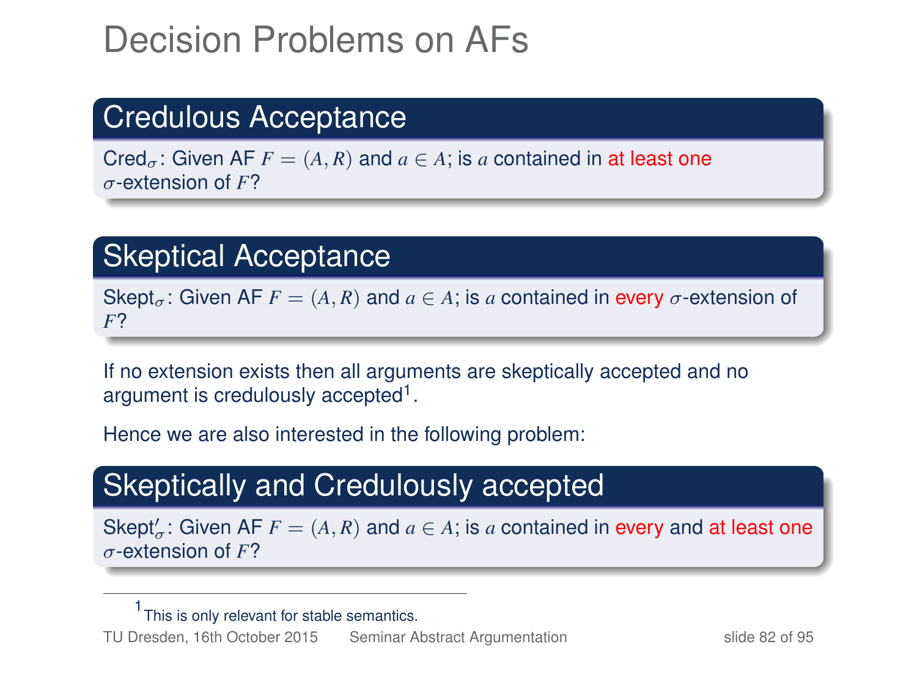# Decision Problems on AFs

## Credulous Acceptance

$\text{Cred}_\sigma$: Given AF $F = (A, R)$ and $a \in A$; is $a$ contained in at least one $\sigma$-extension of $F$?

## Skeptical Acceptance

$\text{Skept}_\sigma$: Given AF $F = (A, R)$ and $a \in A$; is $a$ contained in every $\sigma$-extension of $F$?

If no extension exists then all arguments are skeptically accepted and no argument is credulously accepted[1].

Hence we are also interested in the following problem:

## Skeptically and Credulously accepted

$\text{Skept}'_\sigma$: Given AF $F = (A, R)$ and $a \in A$; is $a$ contained in every and at least one $\sigma$-extension of $F$?

[1] This is only relevant for stable semantics.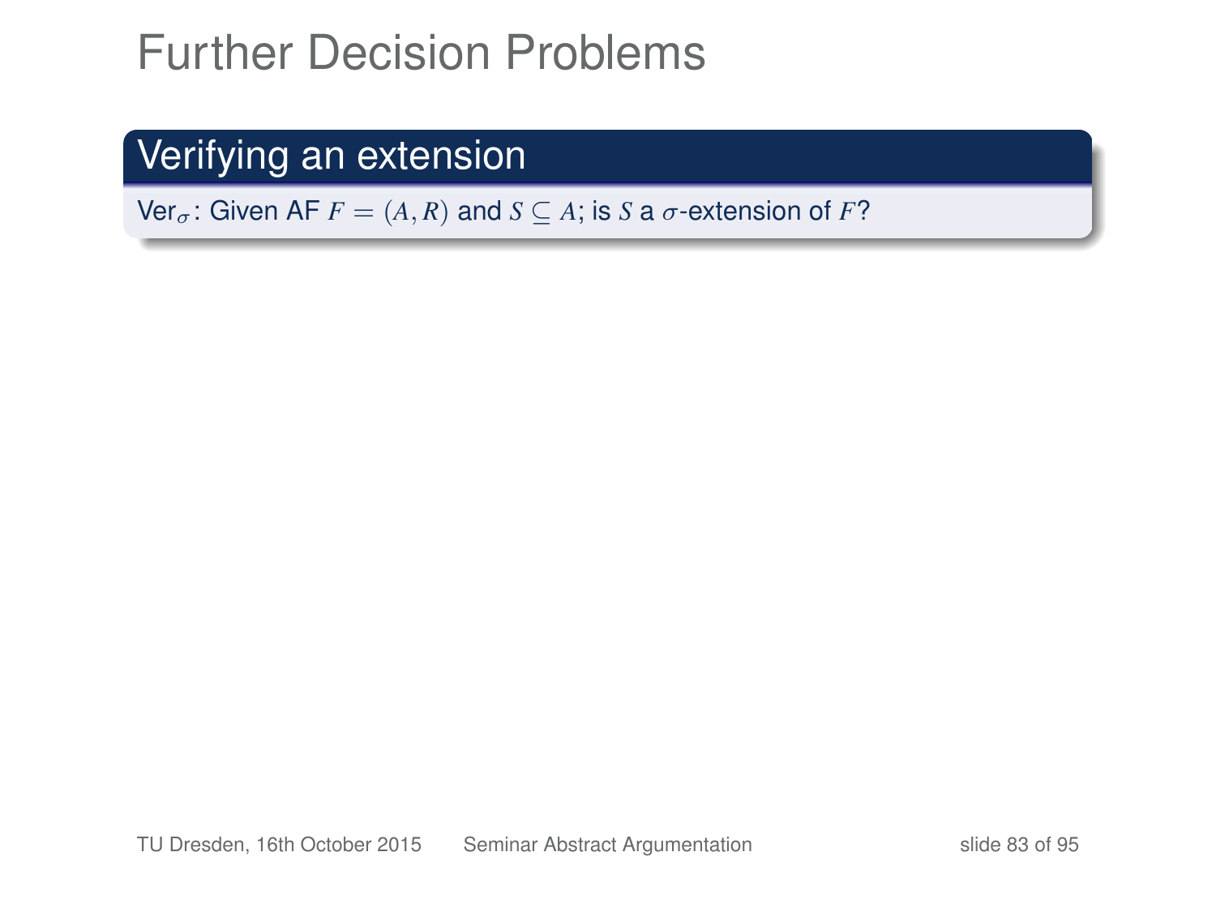# Further Decision Problems

## Verifying an extension

Ver$_\sigma$: Given AF $F = (A, R)$ and $S \subseteq A$; is $S$ a $\sigma$-extension of $F$?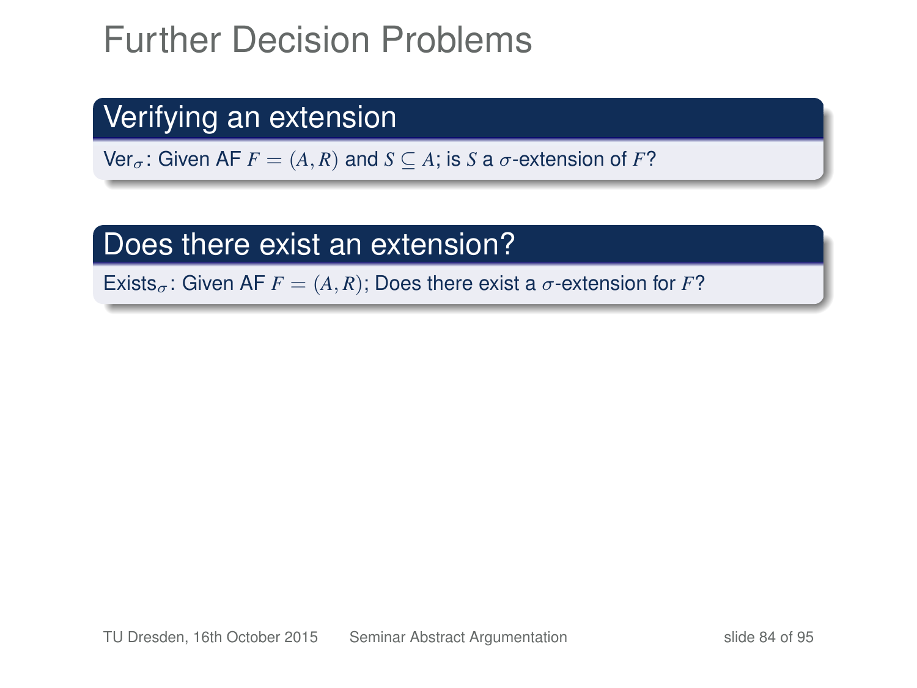# Further Decision Problems

## Verifying an extension

Ver$_\sigma$: Given AF $F = (A, R)$ and $S \subseteq A$; is $S$ a $\sigma$-extension of $F$?

## Does there exist an extension?

Exists$_\sigma$: Given AF $F = (A, R)$; Does there exist a $\sigma$-extension for $F$?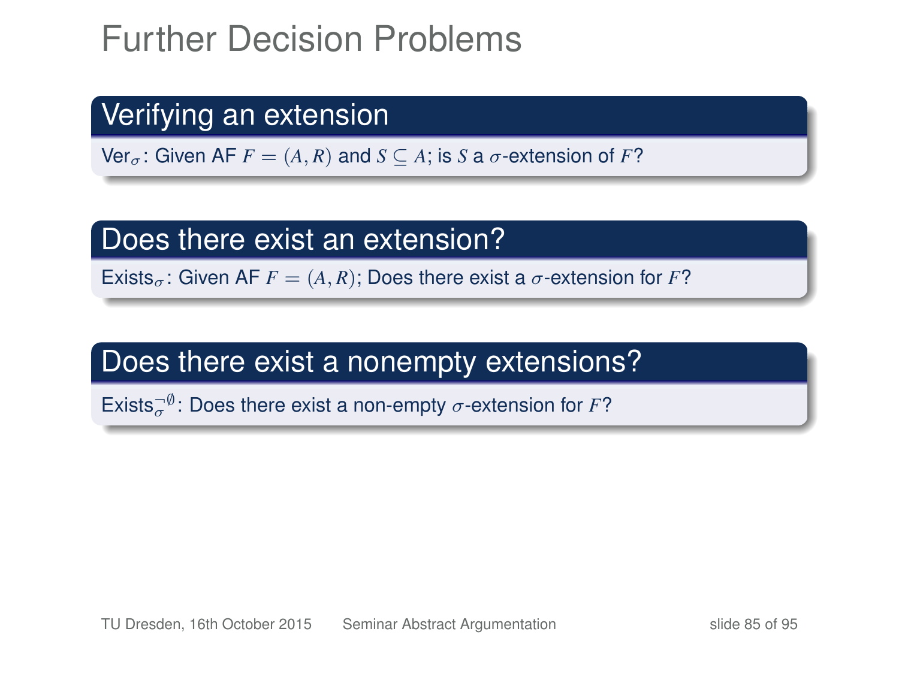# Further Decision Problems

## Verifying an extension

$\text{Ver}_\sigma$: Given AF $F = (A, R)$ and $S \subseteq A$; is $S$ a $\sigma$-extension of $F$?

## Does there exist an extension?

$\text{Exists}_\sigma$: Given AF $F = (A, R)$; Does there exist a $\sigma$-extension for $F$?

## Does there exist a nonempty extensions?

$\text{Exists}_\sigma^{\neg\emptyset}$: Does there exist a non-empty $\sigma$-extension for $F$?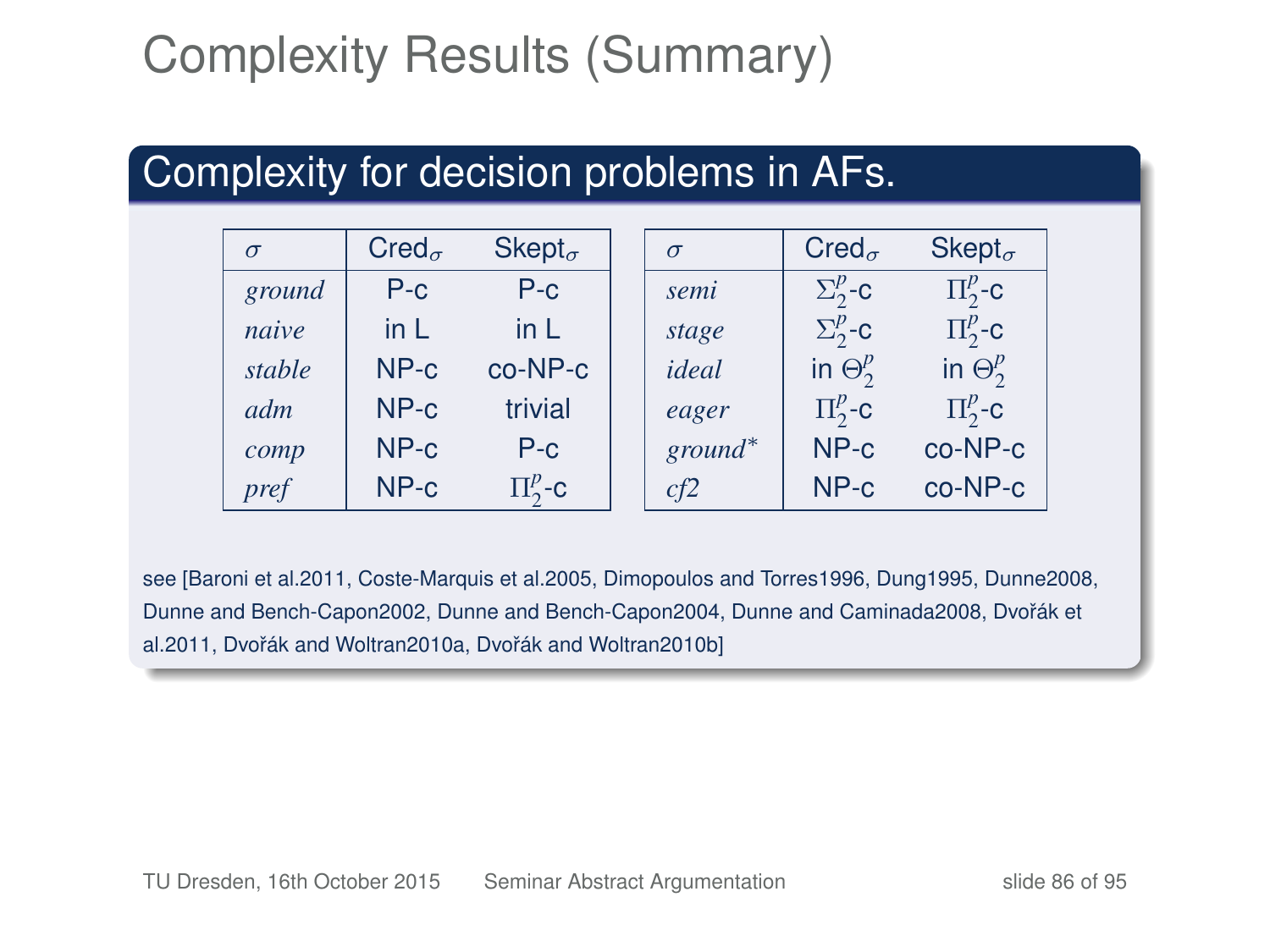# Complexity Results (Summary)

## Complexity for decision problems in AFs.

| $\sigma$ | $\text{Cred}_\sigma$ | $\text{Skept}_\sigma$ |
|---|---|---|
| *ground* | P-c | P-c |
| *naive* | in L | in L |
| *stable* | NP-c | co-NP-c |
| *adm* | NP-c | trivial |
| *comp* | NP-c | P-c |
| *pref* | NP-c | $\Pi_2^p$-c |

| $\sigma$ | $\text{Cred}_\sigma$ | $\text{Skept}_\sigma$ |
|---|---|---|
| *semi* | $\Sigma_2^p$-c | $\Pi_2^p$-c |
| *stage* | $\Sigma_2^p$-c | $\Pi_2^p$-c |
| *ideal* | in $\Theta_2^p$ | in $\Theta_2^p$ |
| *eager* | $\Pi_2^p$-c | $\Pi_2^p$-c |
| *ground\** | NP-c | co-NP-c |
| *cf2* | NP-c | co-NP-c |

see [Baroni et al.2011, Coste-Marquis et al.2005, Dimopoulos and Torres1996, Dung1995, Dunne2008, Dunne and Bench-Capon2002, Dunne and Bench-Capon2004, Dunne and Caminada2008, Dvořák et al.2011, Dvořák and Woltran2010a, Dvořák and Woltran2010b]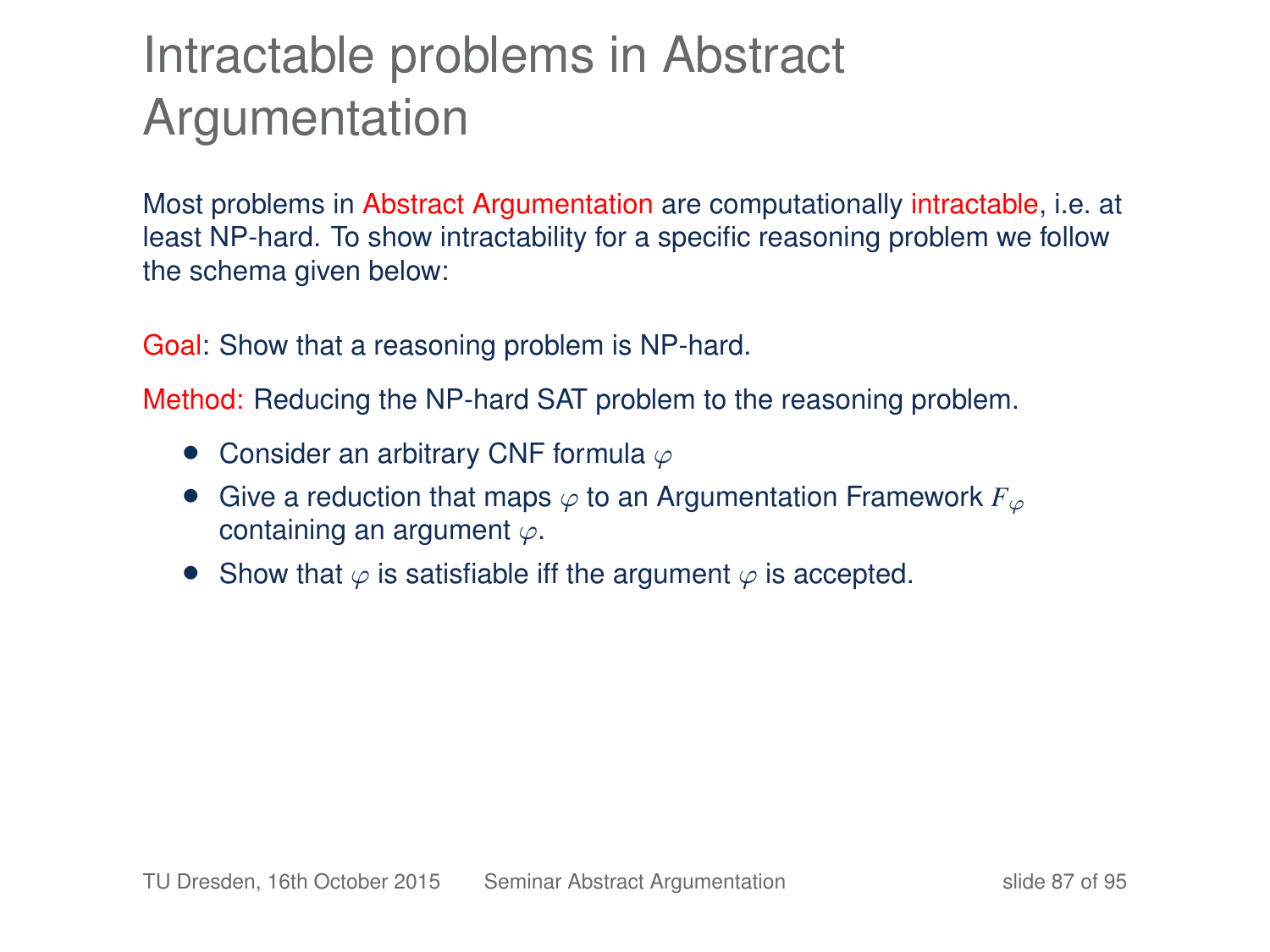# Intractable problems in Abstract Argumentation

Most problems in Abstract Argumentation are computationally intractable, i.e. at least NP-hard. To show intractability for a specific reasoning problem we follow the schema given below:

Goal: Show that a reasoning problem is NP-hard.

Method: Reducing the NP-hard SAT problem to the reasoning problem.

- Consider an arbitrary CNF formula $\varphi$
- Give a reduction that maps $\varphi$ to an Argumentation Framework $F_\varphi$ containing an argument $\varphi$.
- Show that $\varphi$ is satisfiable iff the argument $\varphi$ is accepted.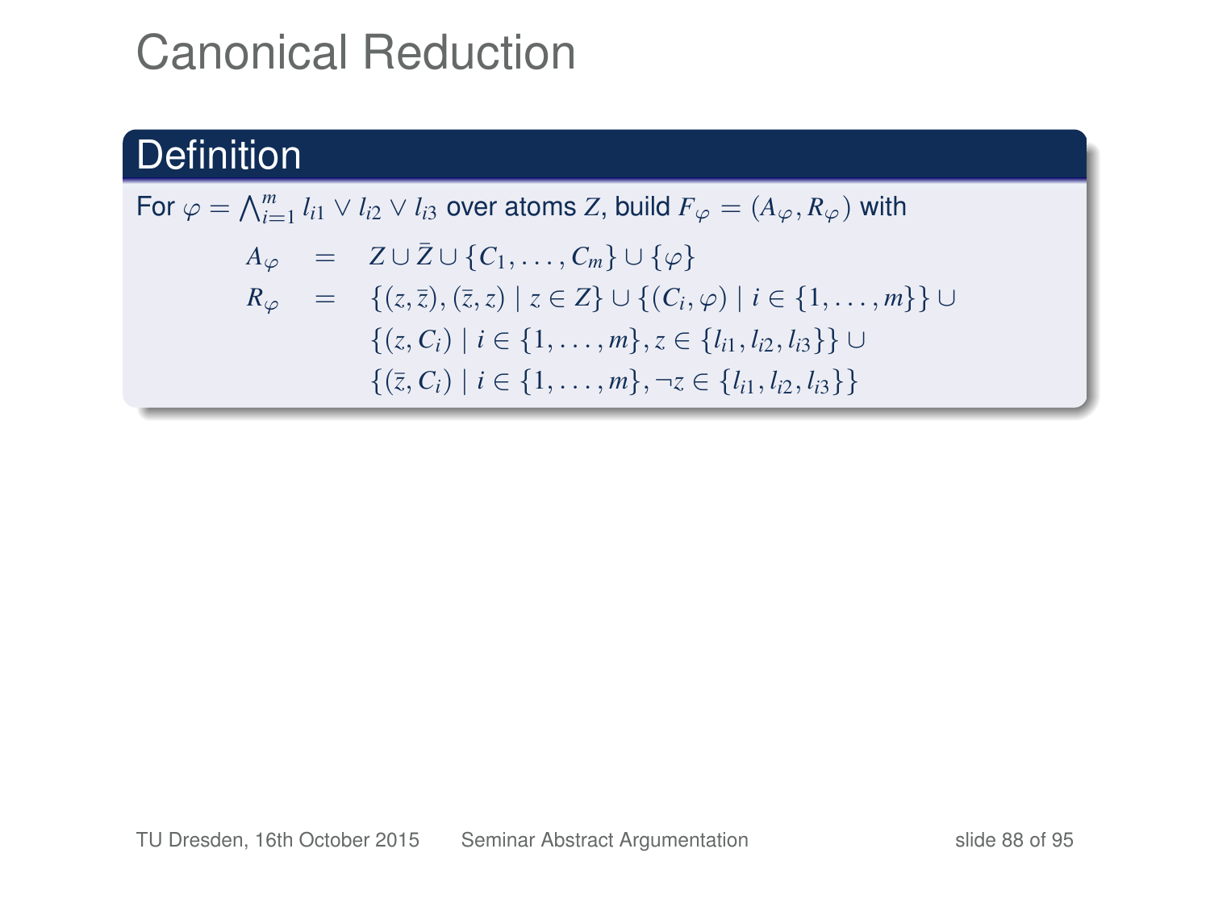# Canonical Reduction

## Definition

For $\varphi = \bigwedge_{i=1}^{m} l_{i1} \vee l_{i2} \vee l_{i3}$ over atoms $Z$, build $F_\varphi = (A_\varphi, R_\varphi)$ with

$$
\begin{aligned}
A_\varphi &= Z \cup \bar{Z} \cup \{C_1, \ldots, C_m\} \cup \{\varphi\} \\
R_\varphi &= \{(z, \bar{z}), (\bar{z}, z) \mid z \in Z\} \cup \{(C_i, \varphi) \mid i \in \{1, \ldots, m\}\} \cup \\
&\quad\ \{(z, C_i) \mid i \in \{1, \ldots, m\}, z \in \{l_{i1}, l_{i2}, l_{i3}\}\} \cup \\
&\quad\ \{(\bar{z}, C_i) \mid i \in \{1, \ldots, m\}, \neg z \in \{l_{i1}, l_{i2}, l_{i3}\}\}
\end{aligned}
$$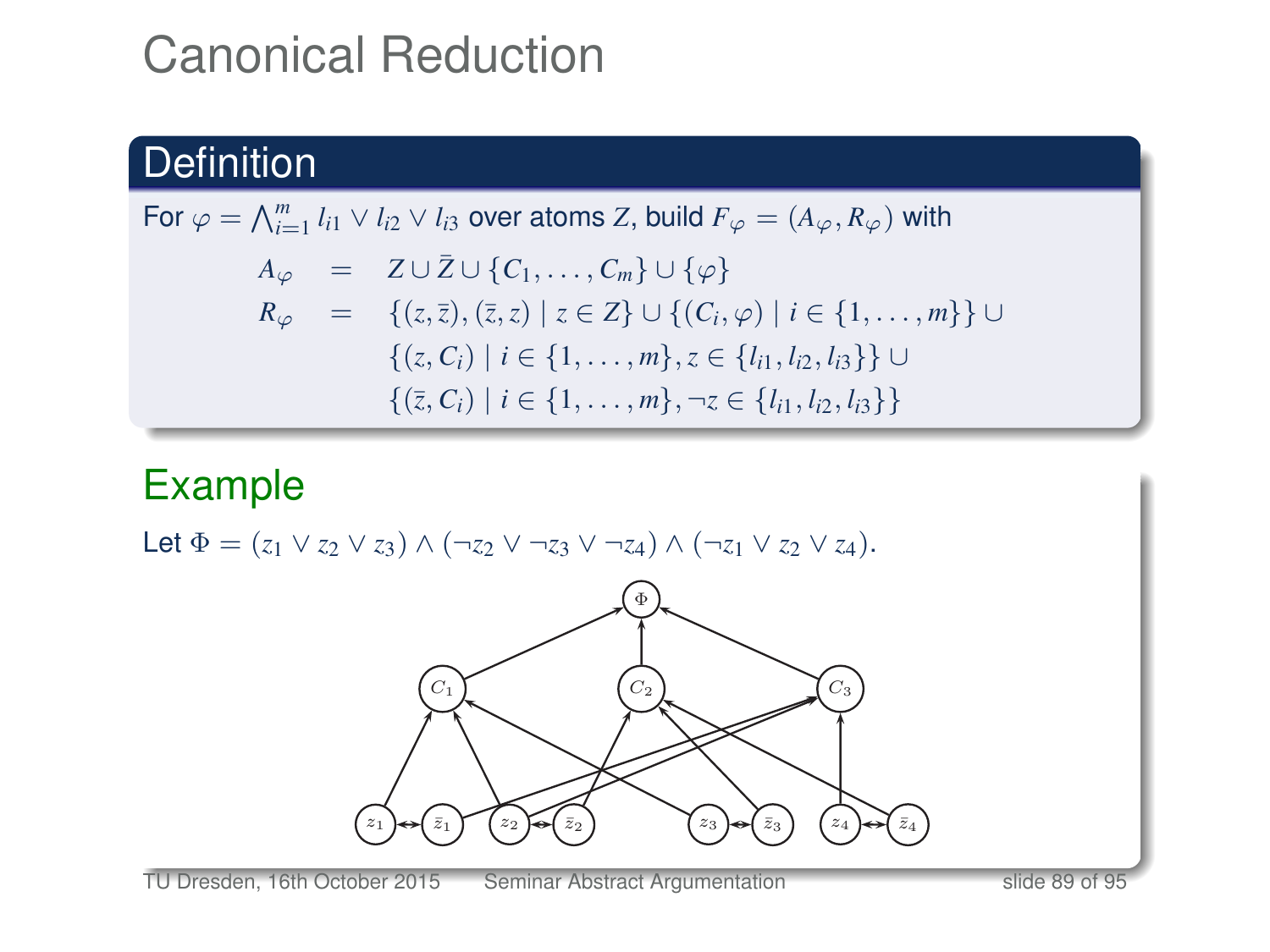# Canonical Reduction

## Definition

For $\varphi = \bigwedge_{i=1}^{m} l_{i1} \vee l_{i2} \vee l_{i3}$ over atoms $Z$, build $F_\varphi = (A_\varphi, R_\varphi)$ with

$$
\begin{aligned}
A_\varphi &= Z \cup \bar{Z} \cup \{C_1, \ldots, C_m\} \cup \{\varphi\} \\
R_\varphi &= \{(z, \bar{z}), (\bar{z}, z) \mid z \in Z\} \cup \{(C_i, \varphi) \mid i \in \{1, \ldots, m\}\} \cup \\
&\quad \{(z, C_i) \mid i \in \{1, \ldots, m\}, z \in \{l_{i1}, l_{i2}, l_{i3}\}\} \cup \\
&\quad \{(\bar{z}, C_i) \mid i \in \{1, \ldots, m\}, \neg z \in \{l_{i1}, l_{i2}, l_{i3}\}\}
\end{aligned}
$$

## Example

Let $\Phi = (z_1 \vee z_2 \vee z_3) \wedge (\neg z_2 \vee \neg z_3 \vee \neg z_4) \wedge (\neg z_1 \vee z_2 \vee z_4)$.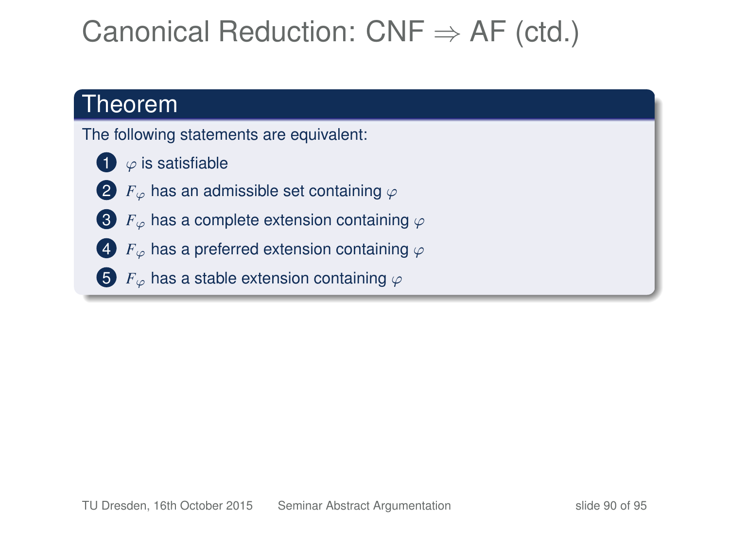# Canonical Reduction: CNF $\Rightarrow$ AF (ctd.)

## Theorem

The following statements are equivalent:

1. $\varphi$ is satisfiable
2. $F_\varphi$ has an admissible set containing $\varphi$
3. $F_\varphi$ has a complete extension containing $\varphi$
4. $F_\varphi$ has a preferred extension containing $\varphi$
5. $F_\varphi$ has a stable extension containing $\varphi$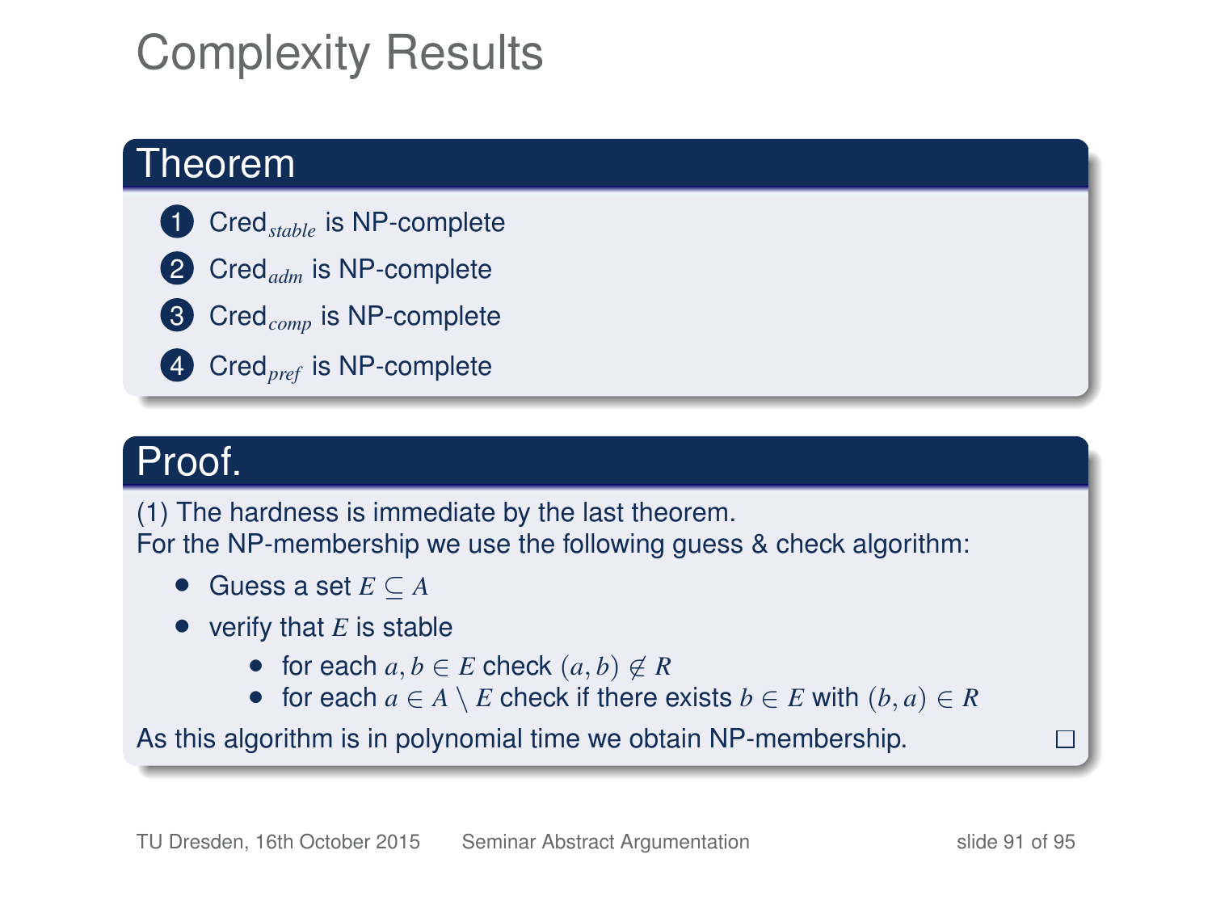# Complexity Results

**Theorem**

1. Cred$_{stable}$ is NP-complete
2. Cred$_{adm}$ is NP-complete
3. Cred$_{comp}$ is NP-complete
4. Cred$_{pref}$ is NP-complete

**Proof.**

(1) The hardness is immediate by the last theorem.
For the NP-membership we use the following guess & check algorithm:

- Guess a set $E \subseteq A$
- verify that $E$ is stable
  - for each $a, b \in E$ check $(a, b) \notin R$
  - for each $a \in A \setminus E$ check if there exists $b \in E$ with $(b, a) \in R$

As this algorithm is in polynomial time we obtain NP-membership. □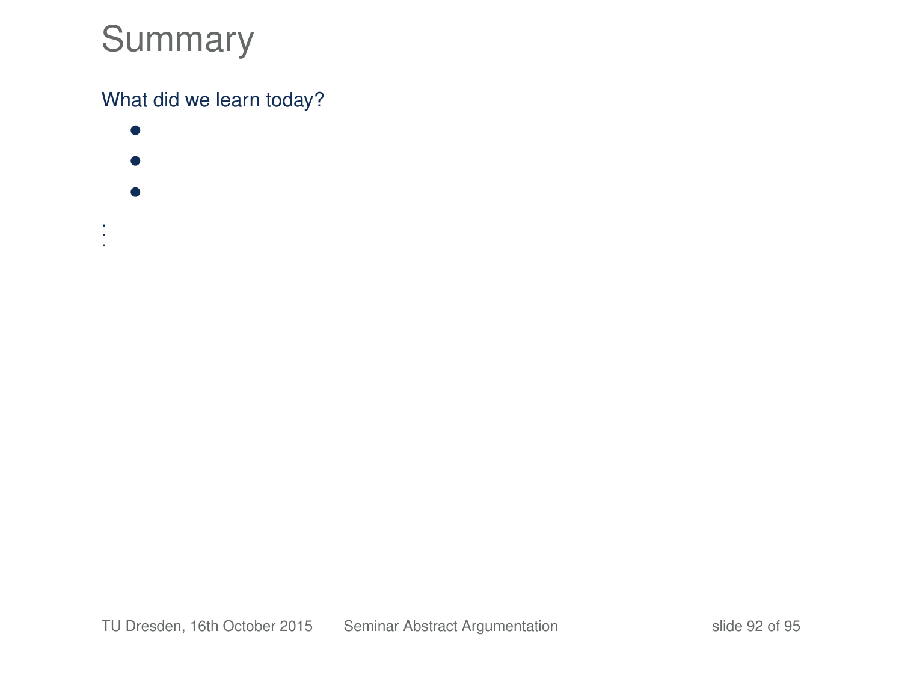# Summary

What did we learn today?

- 
- 
- 

⋮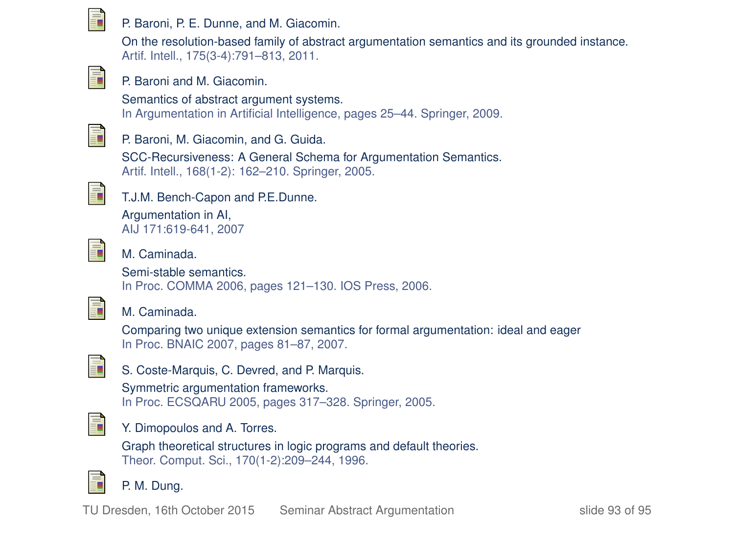P. Baroni, P. E. Dunne, and M. Giacomin.
On the resolution-based family of abstract argumentation semantics and its grounded instance.
Artif. Intell., 175(3-4):791–813, 2011.

P. Baroni and M. Giacomin.
Semantics of abstract argument systems.
In Argumentation in Artificial Intelligence, pages 25–44. Springer, 2009.

P. Baroni, M. Giacomin, and G. Guida.
SCC-Recursiveness: A General Schema for Argumentation Semantics.
Artif. Intell., 168(1-2): 162–210. Springer, 2005.

T.J.M. Bench-Capon and P.E.Dunne.
Argumentation in AI,
AIJ 171:619-641, 2007

M. Caminada.
Semi-stable semantics.
In Proc. COMMA 2006, pages 121–130. IOS Press, 2006.

M. Caminada.
Comparing two unique extension semantics for formal argumentation: ideal and eager
In Proc. BNAIC 2007, pages 81–87, 2007.

S. Coste-Marquis, C. Devred, and P. Marquis.
Symmetric argumentation frameworks.
In Proc. ECSQARU 2005, pages 317–328. Springer, 2005.

Y. Dimopoulos and A. Torres.
Graph theoretical structures in logic programs and default theories.
Theor. Comput. Sci., 170(1-2):209–244, 1996.

P. M. Dung.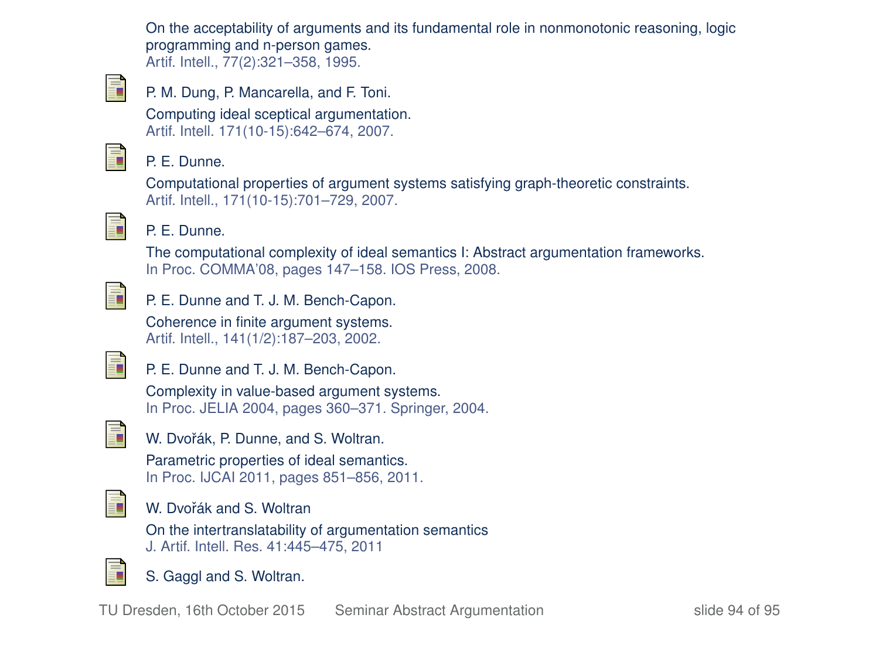On the acceptability of arguments and its fundamental role in nonmonotonic reasoning, logic programming and n-person games.
Artif. Intell., 77(2):321–358, 1995.

P. M. Dung, P. Mancarella, and F. Toni.
Computing ideal sceptical argumentation.
Artif. Intell. 171(10-15):642–674, 2007.

P. E. Dunne.
Computational properties of argument systems satisfying graph-theoretic constraints.
Artif. Intell., 171(10-15):701–729, 2007.

P. E. Dunne.
The computational complexity of ideal semantics I: Abstract argumentation frameworks.
In Proc. COMMA'08, pages 147–158. IOS Press, 2008.

P. E. Dunne and T. J. M. Bench-Capon.
Coherence in finite argument systems.
Artif. Intell., 141(1/2):187–203, 2002.

P. E. Dunne and T. J. M. Bench-Capon.
Complexity in value-based argument systems.
In Proc. JELIA 2004, pages 360–371. Springer, 2004.

W. Dvořák, P. Dunne, and S. Woltran.
Parametric properties of ideal semantics.
In Proc. IJCAI 2011, pages 851–856, 2011.

W. Dvořák and S. Woltran
On the intertranslatability of argumentation semantics
J. Artif. Intell. Res. 41:445–475, 2011

S. Gaggl and S. Woltran.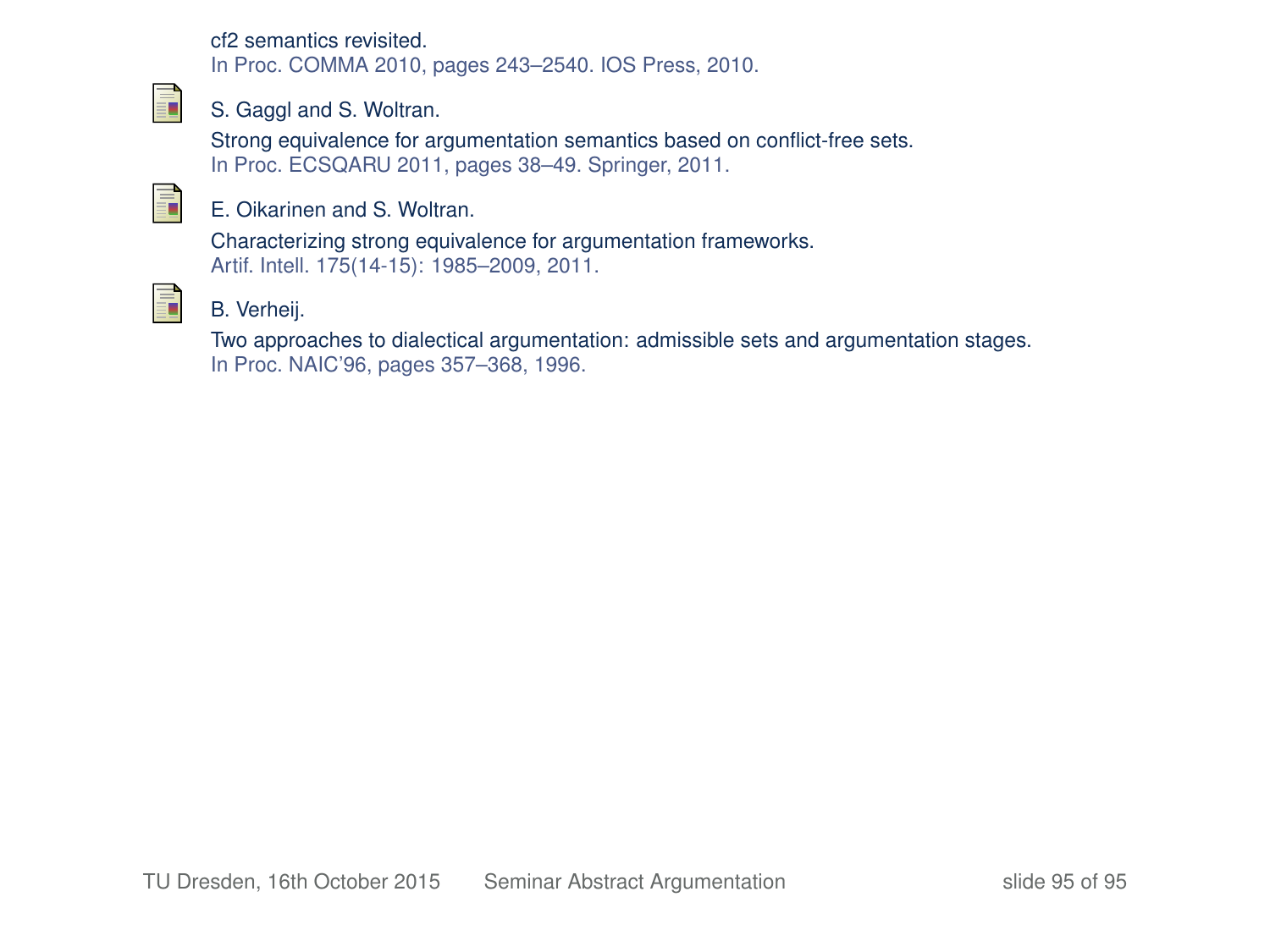cf2 semantics revisited.
In Proc. COMMA 2010, pages 243–2540. IOS Press, 2010.

S. Gaggl and S. Woltran.
Strong equivalence for argumentation semantics based on conflict-free sets.
In Proc. ECSQARU 2011, pages 38–49. Springer, 2011.

E. Oikarinen and S. Woltran.
Characterizing strong equivalence for argumentation frameworks.
Artif. Intell. 175(14-15): 1985–2009, 2011.

B. Verheij.
Two approaches to dialectical argumentation: admissible sets and argumentation stages.
In Proc. NAIC'96, pages 357–368, 1996.